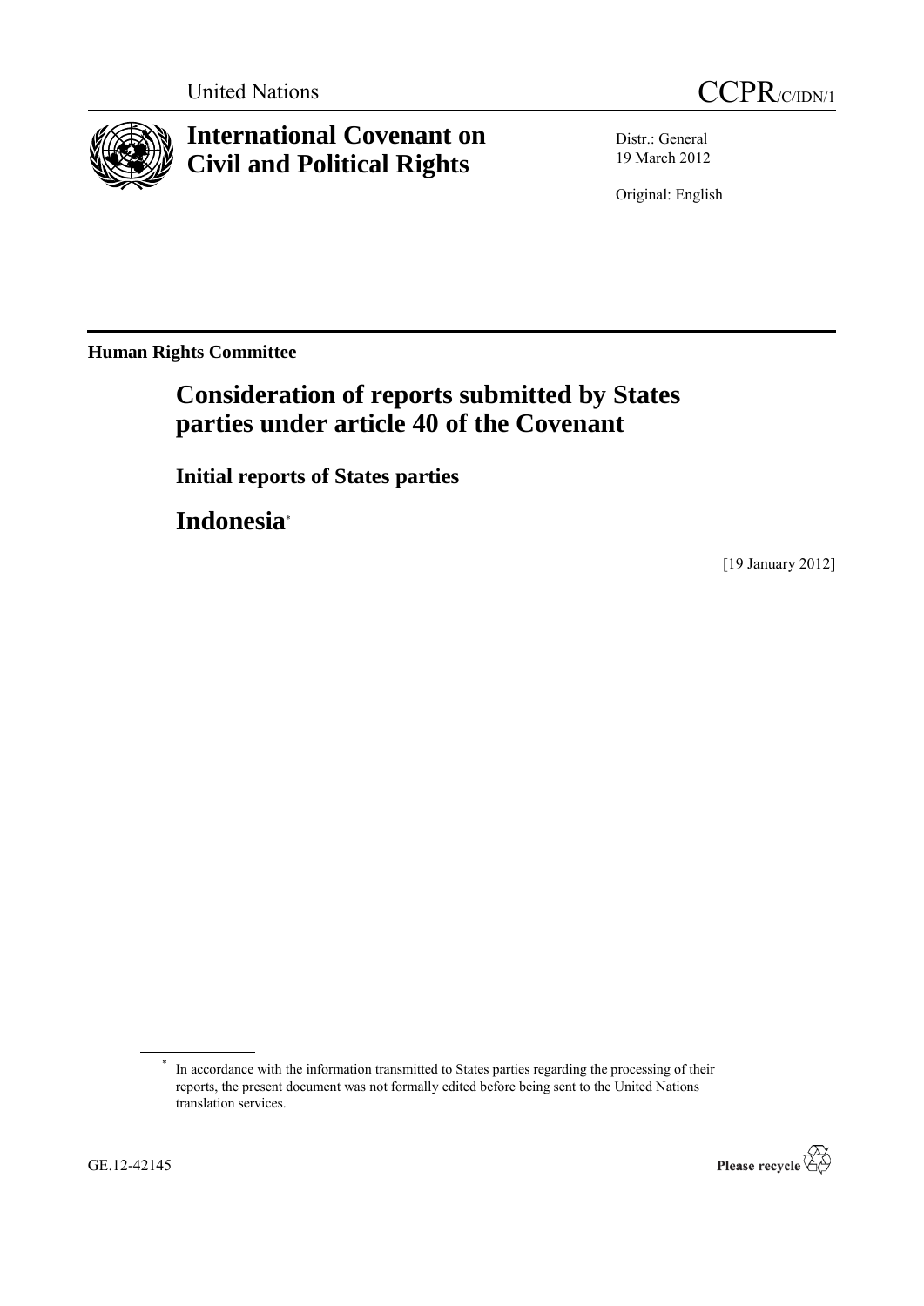United Nations

CCPR/C/IDN/1

# International Covenant on Civil and Political Rights

Distr.: General
19 March 2012

Original: English

**Human Rights Committee**

## Consideration of reports submitted by States parties under article 40 of the Covenant

### Initial reports of States parties

### Indonesia*

[19 January 2012]

* In accordance with the information transmitted to States parties regarding the processing of their reports, the present document was not formally edited before being sent to the United Nations translation services.

GE.12-42145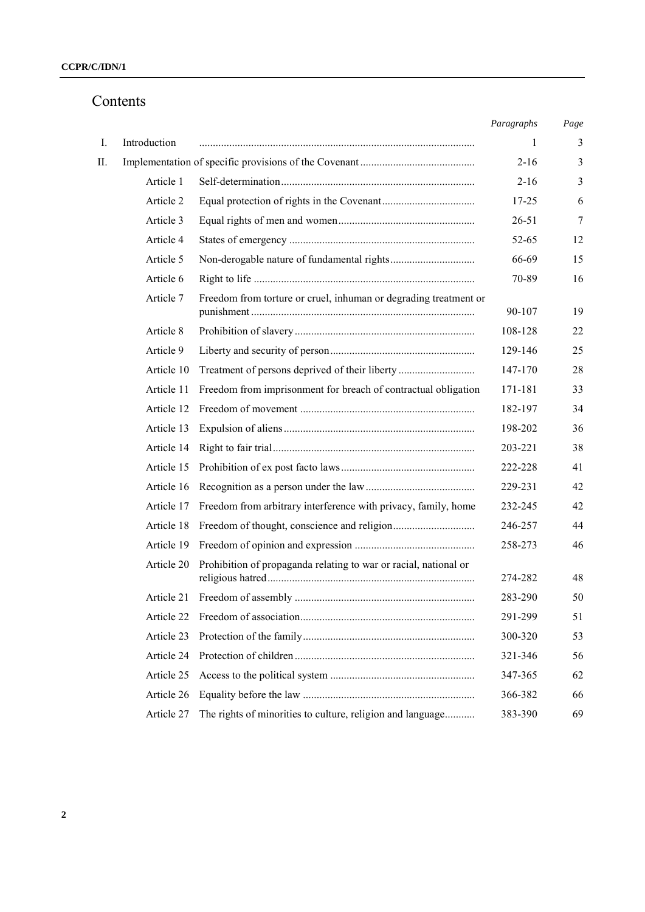## Contents

| | | | *Paragraphs* | *Page* |
|---|---|---|---|---|
| I. | Introduction | | 1 | 3 |
| II. | Implementation of specific provisions of the Covenant | | 2-16 | 3 |
| | Article 1 | Self-determination | 2-16 | 3 |
| | Article 2 | Equal protection of rights in the Covenant | 17-25 | 6 |
| | Article 3 | Equal rights of men and women | 26-51 | 7 |
| | Article 4 | States of emergency | 52-65 | 12 |
| | Article 5 | Non-derogable nature of fundamental rights | 66-69 | 15 |
| | Article 6 | Right to life | 70-89 | 16 |
| | Article 7 | Freedom from torture or cruel, inhuman or degrading treatment or punishment | 90-107 | 19 |
| | Article 8 | Prohibition of slavery | 108-128 | 22 |
| | Article 9 | Liberty and security of person | 129-146 | 25 |
| | Article 10 | Treatment of persons deprived of their liberty | 147-170 | 28 |
| | Article 11 | Freedom from imprisonment for breach of contractual obligation | 171-181 | 33 |
| | Article 12 | Freedom of movement | 182-197 | 34 |
| | Article 13 | Expulsion of aliens | 198-202 | 36 |
| | Article 14 | Right to fair trial | 203-221 | 38 |
| | Article 15 | Prohibition of ex post facto laws | 222-228 | 41 |
| | Article 16 | Recognition as a person under the law | 229-231 | 42 |
| | Article 17 | Freedom from arbitrary interference with privacy, family, home | 232-245 | 42 |
| | Article 18 | Freedom of thought, conscience and religion | 246-257 | 44 |
| | Article 19 | Freedom of opinion and expression | 258-273 | 46 |
| | Article 20 | Prohibition of propaganda relating to war or racial, national or religious hatred | 274-282 | 48 |
| | Article 21 | Freedom of assembly | 283-290 | 50 |
| | Article 22 | Freedom of association | 291-299 | 51 |
| | Article 23 | Protection of the family | 300-320 | 53 |
| | Article 24 | Protection of children | 321-346 | 56 |
| | Article 25 | Access to the political system | 347-365 | 62 |
| | Article 26 | Equality before the law | 366-382 | 66 |
| | Article 27 | The rights of minorities to culture, religion and language | 383-390 | 69 |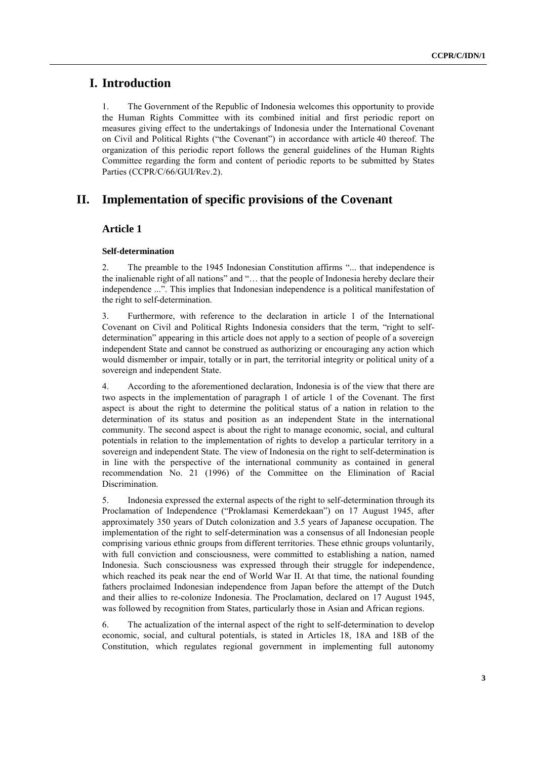# I. Introduction

1. The Government of the Republic of Indonesia welcomes this opportunity to provide the Human Rights Committee with its combined initial and first periodic report on measures giving effect to the undertakings of Indonesia under the International Covenant on Civil and Political Rights ("the Covenant") in accordance with article 40 thereof. The organization of this periodic report follows the general guidelines of the Human Rights Committee regarding the form and content of periodic reports to be submitted by States Parties (CCPR/C/66/GUI/Rev.2).

# II. Implementation of specific provisions of the Covenant

## Article 1

### Self-determination

2. The preamble to the 1945 Indonesian Constitution affirms "... that independence is the inalienable right of all nations" and "… that the people of Indonesia hereby declare their independence ...". This implies that Indonesian independence is a political manifestation of the right to self-determination.

3. Furthermore, with reference to the declaration in article 1 of the International Covenant on Civil and Political Rights Indonesia considers that the term, "right to self-determination" appearing in this article does not apply to a section of people of a sovereign independent State and cannot be construed as authorizing or encouraging any action which would dismember or impair, totally or in part, the territorial integrity or political unity of a sovereign and independent State.

4. According to the aforementioned declaration, Indonesia is of the view that there are two aspects in the implementation of paragraph 1 of article 1 of the Covenant. The first aspect is about the right to determine the political status of a nation in relation to the determination of its status and position as an independent State in the international community. The second aspect is about the right to manage economic, social, and cultural potentials in relation to the implementation of rights to develop a particular territory in a sovereign and independent State. The view of Indonesia on the right to self-determination is in line with the perspective of the international community as contained in general recommendation No. 21 (1996) of the Committee on the Elimination of Racial Discrimination.

5. Indonesia expressed the external aspects of the right to self-determination through its Proclamation of Independence ("Proklamasi Kemerdekaan") on 17 August 1945, after approximately 350 years of Dutch colonization and 3.5 years of Japanese occupation. The implementation of the right to self-determination was a consensus of all Indonesian people comprising various ethnic groups from different territories. These ethnic groups voluntarily, with full conviction and consciousness, were committed to establishing a nation, named Indonesia. Such consciousness was expressed through their struggle for independence, which reached its peak near the end of World War II. At that time, the national founding fathers proclaimed Indonesian independence from Japan before the attempt of the Dutch and their allies to re-colonize Indonesia. The Proclamation, declared on 17 August 1945, was followed by recognition from States, particularly those in Asian and African regions.

6. The actualization of the internal aspect of the right to self-determination to develop economic, social, and cultural potentials, is stated in Articles 18, 18A and 18B of the Constitution, which regulates regional government in implementing full autonomy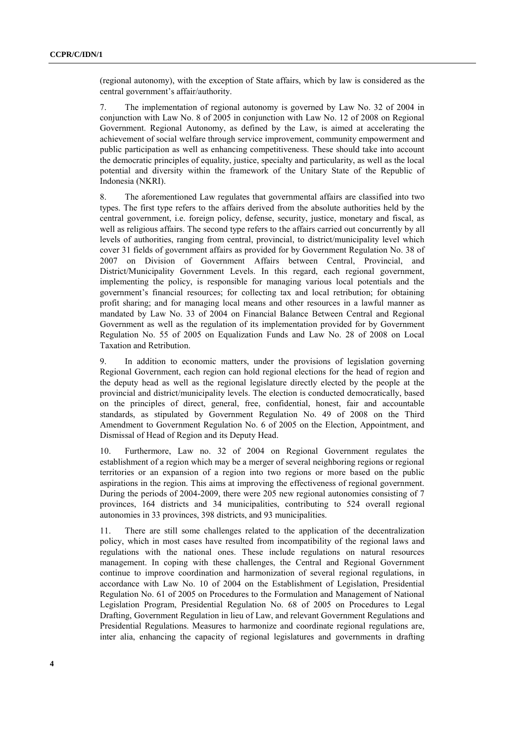(regional autonomy), with the exception of State affairs, which by law is considered as the central government's affair/authority.

7. The implementation of regional autonomy is governed by Law No. 32 of 2004 in conjunction with Law No. 8 of 2005 in conjunction with Law No. 12 of 2008 on Regional Government. Regional Autonomy, as defined by the Law, is aimed at accelerating the achievement of social welfare through service improvement, community empowerment and public participation as well as enhancing competitiveness. These should take into account the democratic principles of equality, justice, specialty and particularity, as well as the local potential and diversity within the framework of the Unitary State of the Republic of Indonesia (NKRI).

8. The aforementioned Law regulates that governmental affairs are classified into two types. The first type refers to the affairs derived from the absolute authorities held by the central government, i.e. foreign policy, defense, security, justice, monetary and fiscal, as well as religious affairs. The second type refers to the affairs carried out concurrently by all levels of authorities, ranging from central, provincial, to district/municipality level which cover 31 fields of government affairs as provided for by Government Regulation No. 38 of 2007 on Division of Government Affairs between Central, Provincial, and District/Municipality Government Levels. In this regard, each regional government, implementing the policy, is responsible for managing various local potentials and the government's financial resources; for collecting tax and local retribution; for obtaining profit sharing; and for managing local means and other resources in a lawful manner as mandated by Law No. 33 of 2004 on Financial Balance Between Central and Regional Government as well as the regulation of its implementation provided for by Government Regulation No. 55 of 2005 on Equalization Funds and Law No. 28 of 2008 on Local Taxation and Retribution.

9. In addition to economic matters, under the provisions of legislation governing Regional Government, each region can hold regional elections for the head of region and the deputy head as well as the regional legislature directly elected by the people at the provincial and district/municipality levels. The election is conducted democratically, based on the principles of direct, general, free, confidential, honest, fair and accountable standards, as stipulated by Government Regulation No. 49 of 2008 on the Third Amendment to Government Regulation No. 6 of 2005 on the Election, Appointment, and Dismissal of Head of Region and its Deputy Head.

10. Furthermore, Law no. 32 of 2004 on Regional Government regulates the establishment of a region which may be a merger of several neighboring regions or regional territories or an expansion of a region into two regions or more based on the public aspirations in the region. This aims at improving the effectiveness of regional government. During the periods of 2004-2009, there were 205 new regional autonomies consisting of 7 provinces, 164 districts and 34 municipalities, contributing to 524 overall regional autonomies in 33 provinces, 398 districts, and 93 municipalities.

11. There are still some challenges related to the application of the decentralization policy, which in most cases have resulted from incompatibility of the regional laws and regulations with the national ones. These include regulations on natural resources management. In coping with these challenges, the Central and Regional Government continue to improve coordination and harmonization of several regional regulations, in accordance with Law No. 10 of 2004 on the Establishment of Legislation, Presidential Regulation No. 61 of 2005 on Procedures to the Formulation and Management of National Legislation Program, Presidential Regulation No. 68 of 2005 on Procedures to Legal Drafting, Government Regulation in lieu of Law, and relevant Government Regulations and Presidential Regulations. Measures to harmonize and coordinate regional regulations are, inter alia, enhancing the capacity of regional legislatures and governments in drafting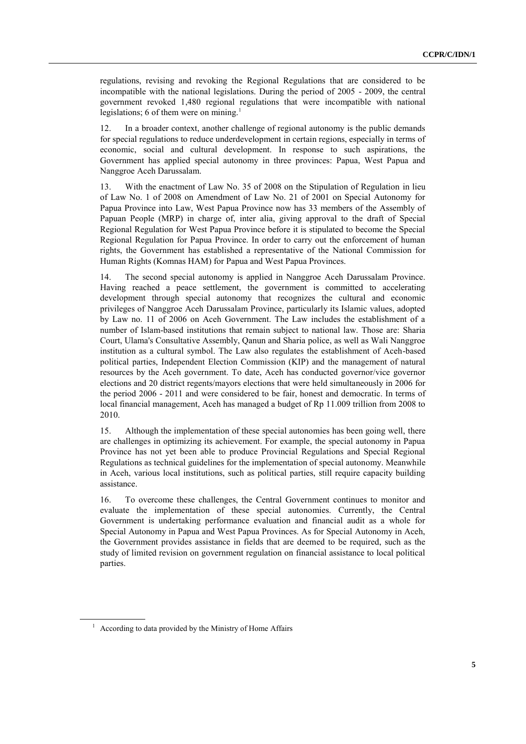regulations, revising and revoking the Regional Regulations that are considered to be incompatible with the national legislations. During the period of 2005 - 2009, the central government revoked 1,480 regional regulations that were incompatible with national legislations; 6 of them were on mining.[1]

12. In a broader context, another challenge of regional autonomy is the public demands for special regulations to reduce underdevelopment in certain regions, especially in terms of economic, social and cultural development. In response to such aspirations, the Government has applied special autonomy in three provinces: Papua, West Papua and Nanggroe Aceh Darussalam.

13. With the enactment of Law No. 35 of 2008 on the Stipulation of Regulation in lieu of Law No. 1 of 2008 on Amendment of Law No. 21 of 2001 on Special Autonomy for Papua Province into Law, West Papua Province now has 33 members of the Assembly of Papuan People (MRP) in charge of, inter alia, giving approval to the draft of Special Regional Regulation for West Papua Province before it is stipulated to become the Special Regional Regulation for Papua Province. In order to carry out the enforcement of human rights, the Government has established a representative of the National Commission for Human Rights (Komnas HAM) for Papua and West Papua Provinces.

14. The second special autonomy is applied in Nanggroe Aceh Darussalam Province. Having reached a peace settlement, the government is committed to accelerating development through special autonomy that recognizes the cultural and economic privileges of Nanggroe Aceh Darussalam Province, particularly its Islamic values, adopted by Law no. 11 of 2006 on Aceh Government. The Law includes the establishment of a number of Islam-based institutions that remain subject to national law. Those are: Sharia Court, Ulama's Consultative Assembly, Qanun and Sharia police, as well as Wali Nanggroe institution as a cultural symbol. The Law also regulates the establishment of Aceh-based political parties, Independent Election Commission (KIP) and the management of natural resources by the Aceh government. To date, Aceh has conducted governor/vice governor elections and 20 district regents/mayors elections that were held simultaneously in 2006 for the period 2006 - 2011 and were considered to be fair, honest and democratic. In terms of local financial management, Aceh has managed a budget of Rp 11.009 trillion from 2008 to 2010.

15. Although the implementation of these special autonomies has been going well, there are challenges in optimizing its achievement. For example, the special autonomy in Papua Province has not yet been able to produce Provincial Regulations and Special Regional Regulations as technical guidelines for the implementation of special autonomy. Meanwhile in Aceh, various local institutions, such as political parties, still require capacity building assistance.

16. To overcome these challenges, the Central Government continues to monitor and evaluate the implementation of these special autonomies. Currently, the Central Government is undertaking performance evaluation and financial audit as a whole for Special Autonomy in Papua and West Papua Provinces. As for Special Autonomy in Aceh, the Government provides assistance in fields that are deemed to be required, such as the study of limited revision on government regulation on financial assistance to local political parties.

[1] According to data provided by the Ministry of Home Affairs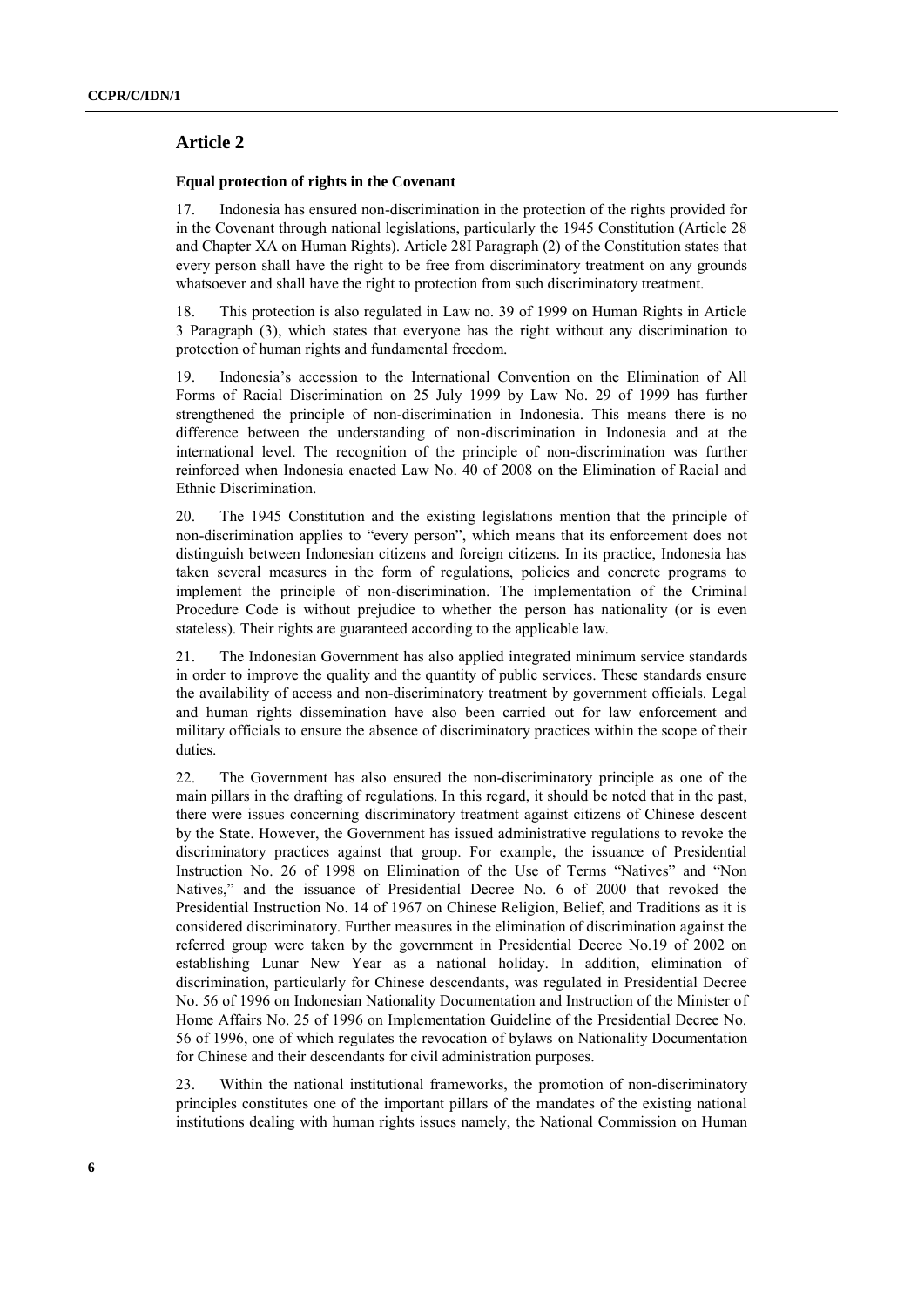## Article 2

### Equal protection of rights in the Covenant

17. Indonesia has ensured non-discrimination in the protection of the rights provided for in the Covenant through national legislations, particularly the 1945 Constitution (Article 28 and Chapter XA on Human Rights). Article 28I Paragraph (2) of the Constitution states that every person shall have the right to be free from discriminatory treatment on any grounds whatsoever and shall have the right to protection from such discriminatory treatment.

18. This protection is also regulated in Law no. 39 of 1999 on Human Rights in Article 3 Paragraph (3), which states that everyone has the right without any discrimination to protection of human rights and fundamental freedom.

19. Indonesia's accession to the International Convention on the Elimination of All Forms of Racial Discrimination on 25 July 1999 by Law No. 29 of 1999 has further strengthened the principle of non-discrimination in Indonesia. This means there is no difference between the understanding of non-discrimination in Indonesia and at the international level. The recognition of the principle of non-discrimination was further reinforced when Indonesia enacted Law No. 40 of 2008 on the Elimination of Racial and Ethnic Discrimination.

20. The 1945 Constitution and the existing legislations mention that the principle of non-discrimination applies to "every person", which means that its enforcement does not distinguish between Indonesian citizens and foreign citizens. In its practice, Indonesia has taken several measures in the form of regulations, policies and concrete programs to implement the principle of non-discrimination. The implementation of the Criminal Procedure Code is without prejudice to whether the person has nationality (or is even stateless). Their rights are guaranteed according to the applicable law.

21. The Indonesian Government has also applied integrated minimum service standards in order to improve the quality and the quantity of public services. These standards ensure the availability of access and non-discriminatory treatment by government officials. Legal and human rights dissemination have also been carried out for law enforcement and military officials to ensure the absence of discriminatory practices within the scope of their duties.

22. The Government has also ensured the non-discriminatory principle as one of the main pillars in the drafting of regulations. In this regard, it should be noted that in the past, there were issues concerning discriminatory treatment against citizens of Chinese descent by the State. However, the Government has issued administrative regulations to revoke the discriminatory practices against that group. For example, the issuance of Presidential Instruction No. 26 of 1998 on Elimination of the Use of Terms "Natives" and "Non Natives," and the issuance of Presidential Decree No. 6 of 2000 that revoked the Presidential Instruction No. 14 of 1967 on Chinese Religion, Belief, and Traditions as it is considered discriminatory. Further measures in the elimination of discrimination against the referred group were taken by the government in Presidential Decree No.19 of 2002 on establishing Lunar New Year as a national holiday. In addition, elimination of discrimination, particularly for Chinese descendants, was regulated in Presidential Decree No. 56 of 1996 on Indonesian Nationality Documentation and Instruction of the Minister of Home Affairs No. 25 of 1996 on Implementation Guideline of the Presidential Decree No. 56 of 1996, one of which regulates the revocation of bylaws on Nationality Documentation for Chinese and their descendants for civil administration purposes.

23. Within the national institutional frameworks, the promotion of non-discriminatory principles constitutes one of the important pillars of the mandates of the existing national institutions dealing with human rights issues namely, the National Commission on Human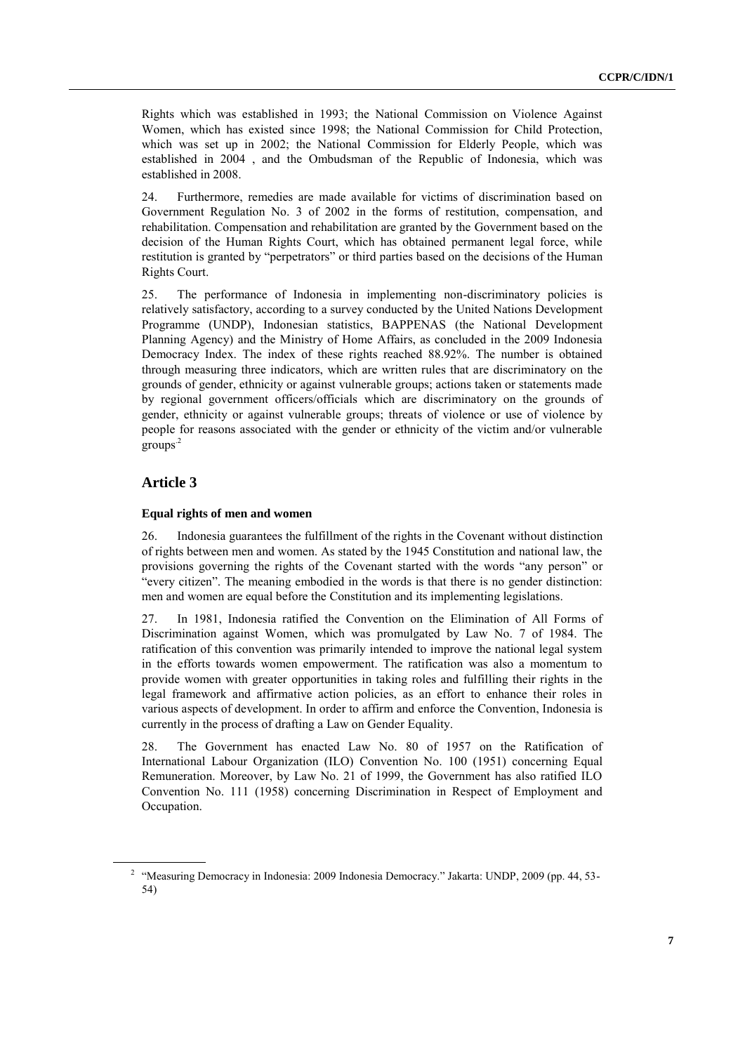Rights which was established in 1993; the National Commission on Violence Against Women, which has existed since 1998; the National Commission for Child Protection, which was set up in 2002; the National Commission for Elderly People, which was established in 2004 , and the Ombudsman of the Republic of Indonesia, which was established in 2008.

24. Furthermore, remedies are made available for victims of discrimination based on Government Regulation No. 3 of 2002 in the forms of restitution, compensation, and rehabilitation. Compensation and rehabilitation are granted by the Government based on the decision of the Human Rights Court, which has obtained permanent legal force, while restitution is granted by "perpetrators" or third parties based on the decisions of the Human Rights Court.

25. The performance of Indonesia in implementing non-discriminatory policies is relatively satisfactory, according to a survey conducted by the United Nations Development Programme (UNDP), Indonesian statistics, BAPPENAS (the National Development Planning Agency) and the Ministry of Home Affairs, as concluded in the 2009 Indonesia Democracy Index. The index of these rights reached 88.92%. The number is obtained through measuring three indicators, which are written rules that are discriminatory on the grounds of gender, ethnicity or against vulnerable groups; actions taken or statements made by regional government officers/officials which are discriminatory on the grounds of gender, ethnicity or against vulnerable groups; threats of violence or use of violence by people for reasons associated with the gender or ethnicity of the victim and/or vulnerable groups[2]

## Article 3

### Equal rights of men and women

26. Indonesia guarantees the fulfillment of the rights in the Covenant without distinction of rights between men and women. As stated by the 1945 Constitution and national law, the provisions governing the rights of the Covenant started with the words "any person" or "every citizen". The meaning embodied in the words is that there is no gender distinction: men and women are equal before the Constitution and its implementing legislations.

27. In 1981, Indonesia ratified the Convention on the Elimination of All Forms of Discrimination against Women, which was promulgated by Law No. 7 of 1984. The ratification of this convention was primarily intended to improve the national legal system in the efforts towards women empowerment. The ratification was also a momentum to provide women with greater opportunities in taking roles and fulfilling their rights in the legal framework and affirmative action policies, as an effort to enhance their roles in various aspects of development. In order to affirm and enforce the Convention, Indonesia is currently in the process of drafting a Law on Gender Equality.

28. The Government has enacted Law No. 80 of 1957 on the Ratification of International Labour Organization (ILO) Convention No. 100 (1951) concerning Equal Remuneration. Moreover, by Law No. 21 of 1999, the Government has also ratified ILO Convention No. 111 (1958) concerning Discrimination in Respect of Employment and Occupation.

[2] "Measuring Democracy in Indonesia: 2009 Indonesia Democracy." Jakarta: UNDP, 2009 (pp. 44, 53-54)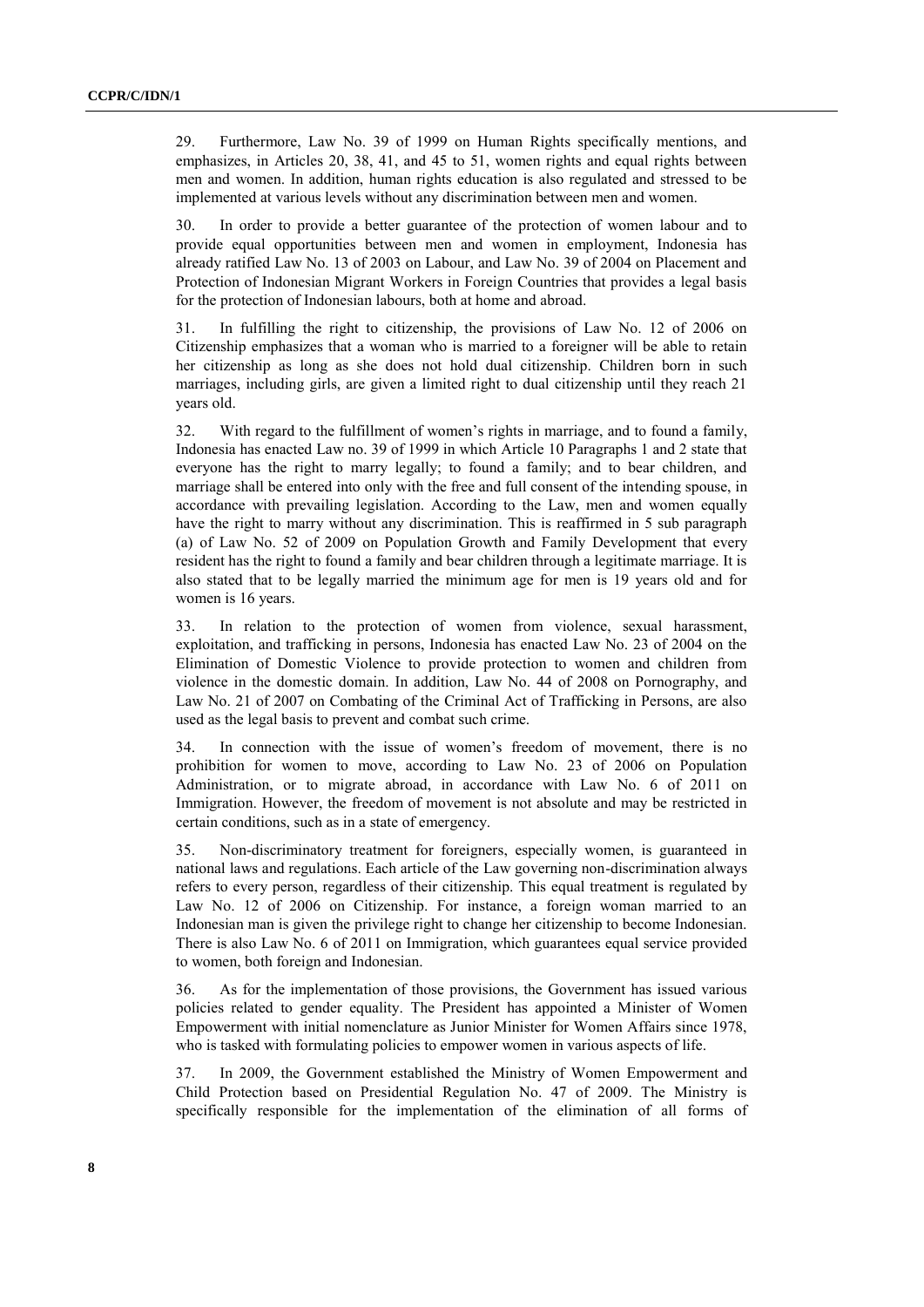29. Furthermore, Law No. 39 of 1999 on Human Rights specifically mentions, and emphasizes, in Articles 20, 38, 41, and 45 to 51, women rights and equal rights between men and women. In addition, human rights education is also regulated and stressed to be implemented at various levels without any discrimination between men and women.

30. In order to provide a better guarantee of the protection of women labour and to provide equal opportunities between men and women in employment, Indonesia has already ratified Law No. 13 of 2003 on Labour, and Law No. 39 of 2004 on Placement and Protection of Indonesian Migrant Workers in Foreign Countries that provides a legal basis for the protection of Indonesian labours, both at home and abroad.

31. In fulfilling the right to citizenship, the provisions of Law No. 12 of 2006 on Citizenship emphasizes that a woman who is married to a foreigner will be able to retain her citizenship as long as she does not hold dual citizenship. Children born in such marriages, including girls, are given a limited right to dual citizenship until they reach 21 years old.

32. With regard to the fulfillment of women's rights in marriage, and to found a family, Indonesia has enacted Law no. 39 of 1999 in which Article 10 Paragraphs 1 and 2 state that everyone has the right to marry legally; to found a family; and to bear children, and marriage shall be entered into only with the free and full consent of the intending spouse, in accordance with prevailing legislation. According to the Law, men and women equally have the right to marry without any discrimination. This is reaffirmed in 5 sub paragraph (a) of Law No. 52 of 2009 on Population Growth and Family Development that every resident has the right to found a family and bear children through a legitimate marriage. It is also stated that to be legally married the minimum age for men is 19 years old and for women is 16 years.

33. In relation to the protection of women from violence, sexual harassment, exploitation, and trafficking in persons, Indonesia has enacted Law No. 23 of 2004 on the Elimination of Domestic Violence to provide protection to women and children from violence in the domestic domain. In addition, Law No. 44 of 2008 on Pornography, and Law No. 21 of 2007 on Combating of the Criminal Act of Trafficking in Persons, are also used as the legal basis to prevent and combat such crime.

34. In connection with the issue of women's freedom of movement, there is no prohibition for women to move, according to Law No. 23 of 2006 on Population Administration, or to migrate abroad, in accordance with Law No. 6 of 2011 on Immigration. However, the freedom of movement is not absolute and may be restricted in certain conditions, such as in a state of emergency.

35. Non-discriminatory treatment for foreigners, especially women, is guaranteed in national laws and regulations. Each article of the Law governing non-discrimination always refers to every person, regardless of their citizenship. This equal treatment is regulated by Law No. 12 of 2006 on Citizenship. For instance, a foreign woman married to an Indonesian man is given the privilege right to change her citizenship to become Indonesian. There is also Law No. 6 of 2011 on Immigration, which guarantees equal service provided to women, both foreign and Indonesian.

36. As for the implementation of those provisions, the Government has issued various policies related to gender equality. The President has appointed a Minister of Women Empowerment with initial nomenclature as Junior Minister for Women Affairs since 1978, who is tasked with formulating policies to empower women in various aspects of life.

37. In 2009, the Government established the Ministry of Women Empowerment and Child Protection based on Presidential Regulation No. 47 of 2009. The Ministry is specifically responsible for the implementation of the elimination of all forms of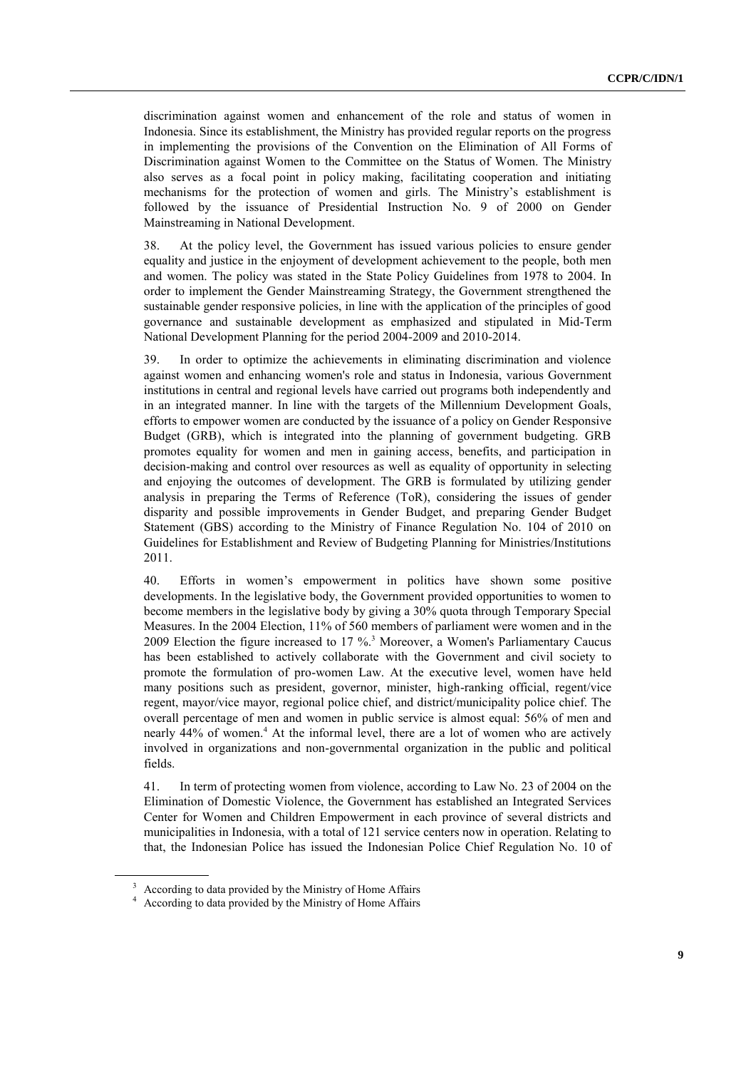discrimination against women and enhancement of the role and status of women in Indonesia. Since its establishment, the Ministry has provided regular reports on the progress in implementing the provisions of the Convention on the Elimination of All Forms of Discrimination against Women to the Committee on the Status of Women. The Ministry also serves as a focal point in policy making, facilitating cooperation and initiating mechanisms for the protection of women and girls. The Ministry's establishment is followed by the issuance of Presidential Instruction No. 9 of 2000 on Gender Mainstreaming in National Development.

38. At the policy level, the Government has issued various policies to ensure gender equality and justice in the enjoyment of development achievement to the people, both men and women. The policy was stated in the State Policy Guidelines from 1978 to 2004. In order to implement the Gender Mainstreaming Strategy, the Government strengthened the sustainable gender responsive policies, in line with the application of the principles of good governance and sustainable development as emphasized and stipulated in Mid-Term National Development Planning for the period 2004-2009 and 2010-2014.

39. In order to optimize the achievements in eliminating discrimination and violence against women and enhancing women's role and status in Indonesia, various Government institutions in central and regional levels have carried out programs both independently and in an integrated manner. In line with the targets of the Millennium Development Goals, efforts to empower women are conducted by the issuance of a policy on Gender Responsive Budget (GRB), which is integrated into the planning of government budgeting. GRB promotes equality for women and men in gaining access, benefits, and participation in decision-making and control over resources as well as equality of opportunity in selecting and enjoying the outcomes of development. The GRB is formulated by utilizing gender analysis in preparing the Terms of Reference (ToR), considering the issues of gender disparity and possible improvements in Gender Budget, and preparing Gender Budget Statement (GBS) according to the Ministry of Finance Regulation No. 104 of 2010 on Guidelines for Establishment and Review of Budgeting Planning for Ministries/Institutions 2011.

40. Efforts in women's empowerment in politics have shown some positive developments. In the legislative body, the Government provided opportunities to women to become members in the legislative body by giving a 30% quota through Temporary Special Measures. In the 2004 Election, 11% of 560 members of parliament were women and in the 2009 Election the figure increased to 17 %.[3] Moreover, a Women's Parliamentary Caucus has been established to actively collaborate with the Government and civil society to promote the formulation of pro-women Law. At the executive level, women have held many positions such as president, governor, minister, high-ranking official, regent/vice regent, mayor/vice mayor, regional police chief, and district/municipality police chief. The overall percentage of men and women in public service is almost equal: 56% of men and nearly 44% of women.[4] At the informal level, there are a lot of women who are actively involved in organizations and non-governmental organization in the public and political fields.

41. In term of protecting women from violence, according to Law No. 23 of 2004 on the Elimination of Domestic Violence, the Government has established an Integrated Services Center for Women and Children Empowerment in each province of several districts and municipalities in Indonesia, with a total of 121 service centers now in operation. Relating to that, the Indonesian Police has issued the Indonesian Police Chief Regulation No. 10 of

[3] According to data provided by the Ministry of Home Affairs

[4] According to data provided by the Ministry of Home Affairs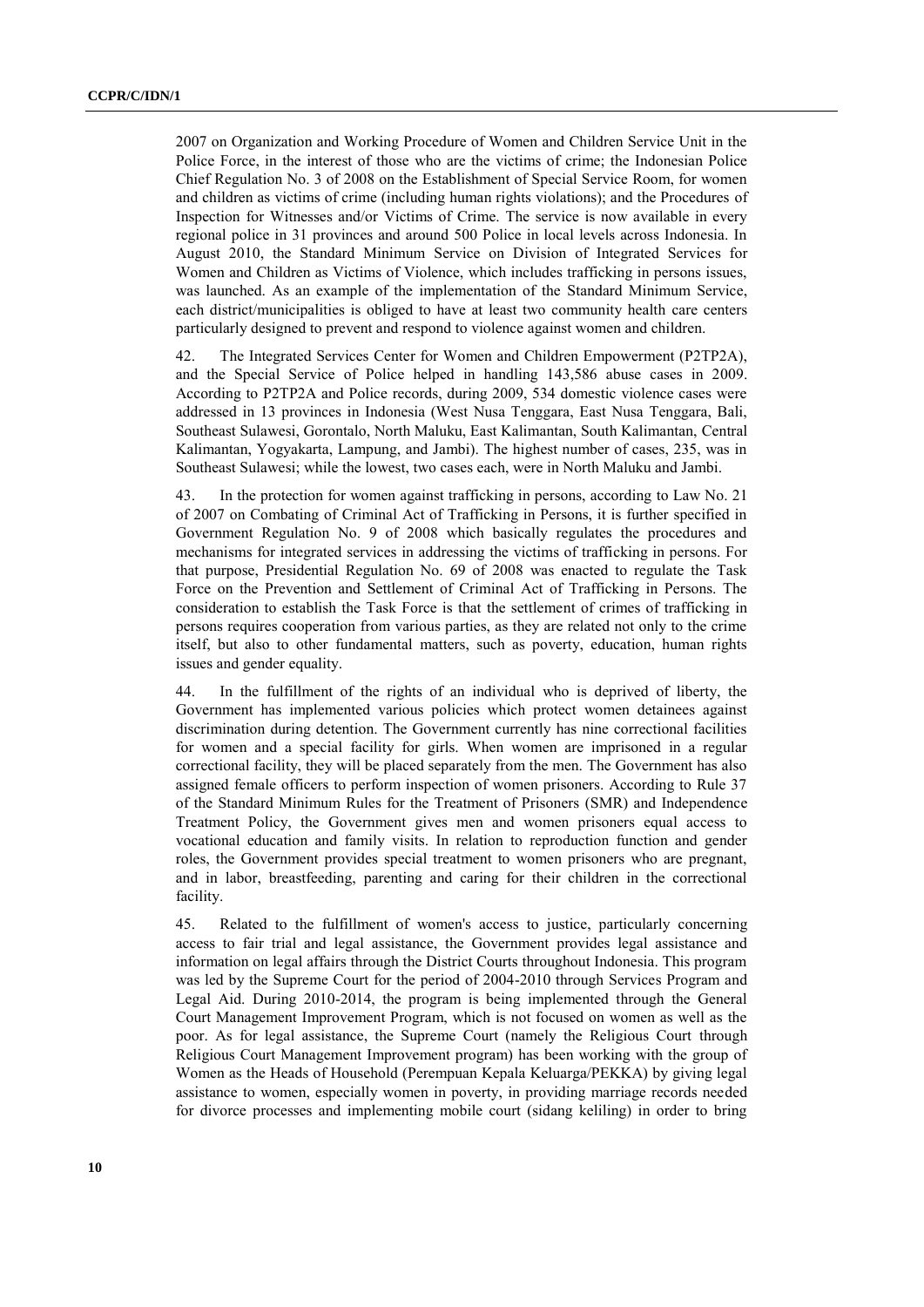2007 on Organization and Working Procedure of Women and Children Service Unit in the Police Force, in the interest of those who are the victims of crime; the Indonesian Police Chief Regulation No. 3 of 2008 on the Establishment of Special Service Room, for women and children as victims of crime (including human rights violations); and the Procedures of Inspection for Witnesses and/or Victims of Crime. The service is now available in every regional police in 31 provinces and around 500 Police in local levels across Indonesia. In August 2010, the Standard Minimum Service on Division of Integrated Services for Women and Children as Victims of Violence, which includes trafficking in persons issues, was launched. As an example of the implementation of the Standard Minimum Service, each district/municipalities is obliged to have at least two community health care centers particularly designed to prevent and respond to violence against women and children.

42. The Integrated Services Center for Women and Children Empowerment (P2TP2A), and the Special Service of Police helped in handling 143,586 abuse cases in 2009. According to P2TP2A and Police records, during 2009, 534 domestic violence cases were addressed in 13 provinces in Indonesia (West Nusa Tenggara, East Nusa Tenggara, Bali, Southeast Sulawesi, Gorontalo, North Maluku, East Kalimantan, South Kalimantan, Central Kalimantan, Yogyakarta, Lampung, and Jambi). The highest number of cases, 235, was in Southeast Sulawesi; while the lowest, two cases each, were in North Maluku and Jambi.

43. In the protection for women against trafficking in persons, according to Law No. 21 of 2007 on Combating of Criminal Act of Trafficking in Persons, it is further specified in Government Regulation No. 9 of 2008 which basically regulates the procedures and mechanisms for integrated services in addressing the victims of trafficking in persons. For that purpose, Presidential Regulation No. 69 of 2008 was enacted to regulate the Task Force on the Prevention and Settlement of Criminal Act of Trafficking in Persons. The consideration to establish the Task Force is that the settlement of crimes of trafficking in persons requires cooperation from various parties, as they are related not only to the crime itself, but also to other fundamental matters, such as poverty, education, human rights issues and gender equality.

44. In the fulfillment of the rights of an individual who is deprived of liberty, the Government has implemented various policies which protect women detainees against discrimination during detention. The Government currently has nine correctional facilities for women and a special facility for girls. When women are imprisoned in a regular correctional facility, they will be placed separately from the men. The Government has also assigned female officers to perform inspection of women prisoners. According to Rule 37 of the Standard Minimum Rules for the Treatment of Prisoners (SMR) and Independence Treatment Policy, the Government gives men and women prisoners equal access to vocational education and family visits. In relation to reproduction function and gender roles, the Government provides special treatment to women prisoners who are pregnant, and in labor, breastfeeding, parenting and caring for their children in the correctional facility.

45. Related to the fulfillment of women's access to justice, particularly concerning access to fair trial and legal assistance, the Government provides legal assistance and information on legal affairs through the District Courts throughout Indonesia. This program was led by the Supreme Court for the period of 2004-2010 through Services Program and Legal Aid. During 2010-2014, the program is being implemented through the General Court Management Improvement Program, which is not focused on women as well as the poor. As for legal assistance, the Supreme Court (namely the Religious Court through Religious Court Management Improvement program) has been working with the group of Women as the Heads of Household (Perempuan Kepala Keluarga/PEKKA) by giving legal assistance to women, especially women in poverty, in providing marriage records needed for divorce processes and implementing mobile court (sidang keliling) in order to bring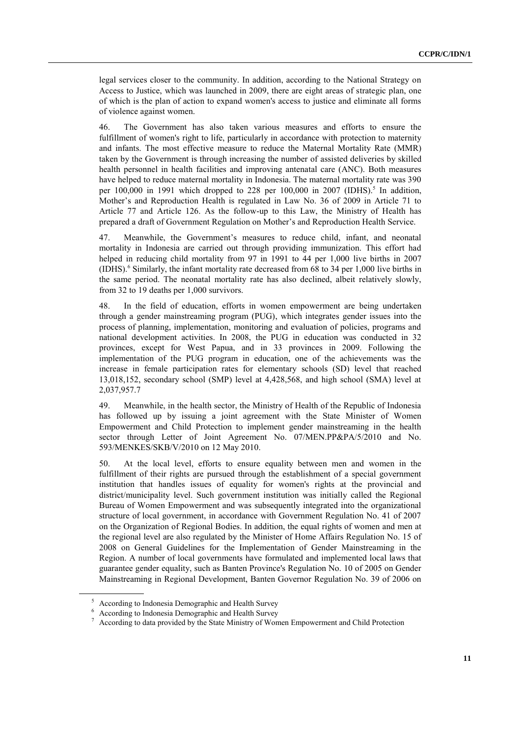legal services closer to the community. In addition, according to the National Strategy on Access to Justice, which was launched in 2009, there are eight areas of strategic plan, one of which is the plan of action to expand women's access to justice and eliminate all forms of violence against women.

46. The Government has also taken various measures and efforts to ensure the fulfillment of women's right to life, particularly in accordance with protection to maternity and infants. The most effective measure to reduce the Maternal Mortality Rate (MMR) taken by the Government is through increasing the number of assisted deliveries by skilled health personnel in health facilities and improving antenatal care (ANC). Both measures have helped to reduce maternal mortality in Indonesia. The maternal mortality rate was 390 per 100,000 in 1991 which dropped to 228 per 100,000 in 2007 (IDHS).[5] In addition, Mother's and Reproduction Health is regulated in Law No. 36 of 2009 in Article 71 to Article 77 and Article 126. As the follow-up to this Law, the Ministry of Health has prepared a draft of Government Regulation on Mother's and Reproduction Health Service.

47. Meanwhile, the Government's measures to reduce child, infant, and neonatal mortality in Indonesia are carried out through providing immunization. This effort had helped in reducing child mortality from 97 in 1991 to 44 per 1,000 live births in 2007 (IDHS).[6] Similarly, the infant mortality rate decreased from 68 to 34 per 1,000 live births in the same period. The neonatal mortality rate has also declined, albeit relatively slowly, from 32 to 19 deaths per 1,000 survivors.

48. In the field of education, efforts in women empowerment are being undertaken through a gender mainstreaming program (PUG), which integrates gender issues into the process of planning, implementation, monitoring and evaluation of policies, programs and national development activities. In 2008, the PUG in education was conducted in 32 provinces, except for West Papua, and in 33 provinces in 2009. Following the implementation of the PUG program in education, one of the achievements was the increase in female participation rates for elementary schools (SD) level that reached 13,018,152, secondary school (SMP) level at 4,428,568, and high school (SMA) level at 2,037,957.[7]

49. Meanwhile, in the health sector, the Ministry of Health of the Republic of Indonesia has followed up by issuing a joint agreement with the State Minister of Women Empowerment and Child Protection to implement gender mainstreaming in the health sector through Letter of Joint Agreement No. 07/MEN.PP&PA/5/2010 and No. 593/MENKES/SKB/V/2010 on 12 May 2010.

50. At the local level, efforts to ensure equality between men and women in the fulfillment of their rights are pursued through the establishment of a special government institution that handles issues of equality for women's rights at the provincial and district/municipality level. Such government institution was initially called the Regional Bureau of Women Empowerment and was subsequently integrated into the organizational structure of local government, in accordance with Government Regulation No. 41 of 2007 on the Organization of Regional Bodies. In addition, the equal rights of women and men at the regional level are also regulated by the Minister of Home Affairs Regulation No. 15 of 2008 on General Guidelines for the Implementation of Gender Mainstreaming in the Region. A number of local governments have formulated and implemented local laws that guarantee gender equality, such as Banten Province's Regulation No. 10 of 2005 on Gender Mainstreaming in Regional Development, Banten Governor Regulation No. 39 of 2006 on

[5] According to Indonesia Demographic and Health Survey

[6] According to Indonesia Demographic and Health Survey

[7] According to data provided by the State Ministry of Women Empowerment and Child Protection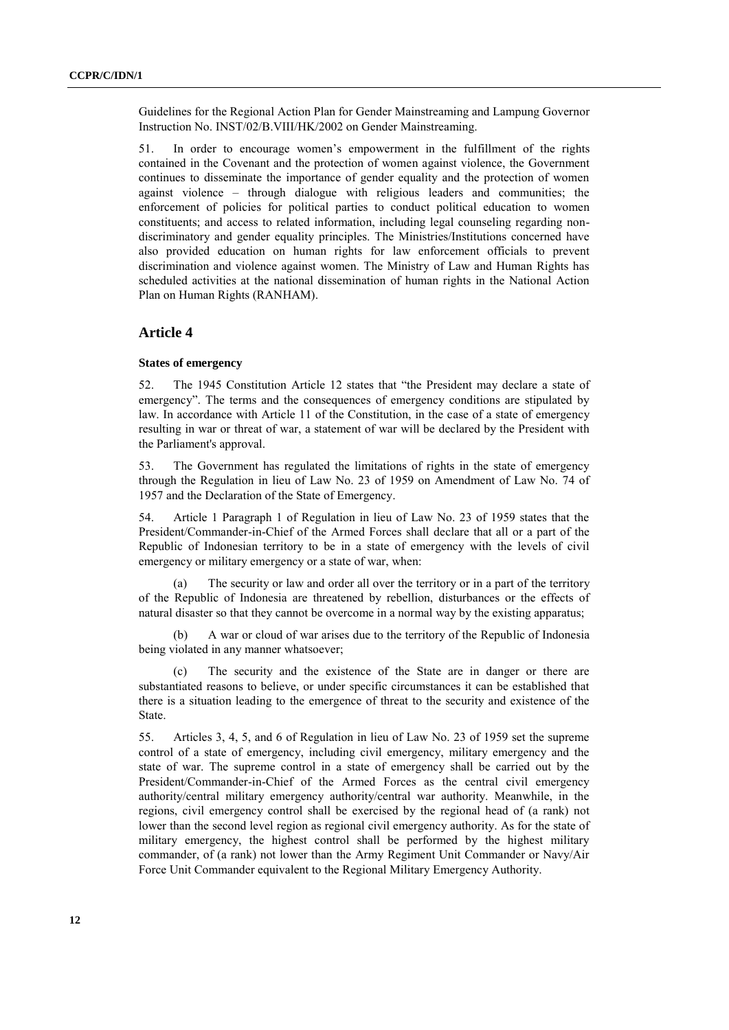Guidelines for the Regional Action Plan for Gender Mainstreaming and Lampung Governor Instruction No. INST/02/B.VIII/HK/2002 on Gender Mainstreaming.

51. In order to encourage women's empowerment in the fulfillment of the rights contained in the Covenant and the protection of women against violence, the Government continues to disseminate the importance of gender equality and the protection of women against violence – through dialogue with religious leaders and communities; the enforcement of policies for political parties to conduct political education to women constituents; and access to related information, including legal counseling regarding non-discriminatory and gender equality principles. The Ministries/Institutions concerned have also provided education on human rights for law enforcement officials to prevent discrimination and violence against women. The Ministry of Law and Human Rights has scheduled activities at the national dissemination of human rights in the National Action Plan on Human Rights (RANHAM).

## Article 4

### States of emergency

52. The 1945 Constitution Article 12 states that "the President may declare a state of emergency". The terms and the consequences of emergency conditions are stipulated by law. In accordance with Article 11 of the Constitution, in the case of a state of emergency resulting in war or threat of war, a statement of war will be declared by the President with the Parliament's approval.

53. The Government has regulated the limitations of rights in the state of emergency through the Regulation in lieu of Law No. 23 of 1959 on Amendment of Law No. 74 of 1957 and the Declaration of the State of Emergency.

54. Article 1 Paragraph 1 of Regulation in lieu of Law No. 23 of 1959 states that the President/Commander-in-Chief of the Armed Forces shall declare that all or a part of the Republic of Indonesian territory to be in a state of emergency with the levels of civil emergency or military emergency or a state of war, when:

(a) The security or law and order all over the territory or in a part of the territory of the Republic of Indonesia are threatened by rebellion, disturbances or the effects of natural disaster so that they cannot be overcome in a normal way by the existing apparatus;

(b) A war or cloud of war arises due to the territory of the Republic of Indonesia being violated in any manner whatsoever;

(c) The security and the existence of the State are in danger or there are substantiated reasons to believe, or under specific circumstances it can be established that there is a situation leading to the emergence of threat to the security and existence of the State.

55. Articles 3, 4, 5, and 6 of Regulation in lieu of Law No. 23 of 1959 set the supreme control of a state of emergency, including civil emergency, military emergency and the state of war. The supreme control in a state of emergency shall be carried out by the President/Commander-in-Chief of the Armed Forces as the central civil emergency authority/central military emergency authority/central war authority. Meanwhile, in the regions, civil emergency control shall be exercised by the regional head of (a rank) not lower than the second level region as regional civil emergency authority. As for the state of military emergency, the highest control shall be performed by the highest military commander, of (a rank) not lower than the Army Regiment Unit Commander or Navy/Air Force Unit Commander equivalent to the Regional Military Emergency Authority.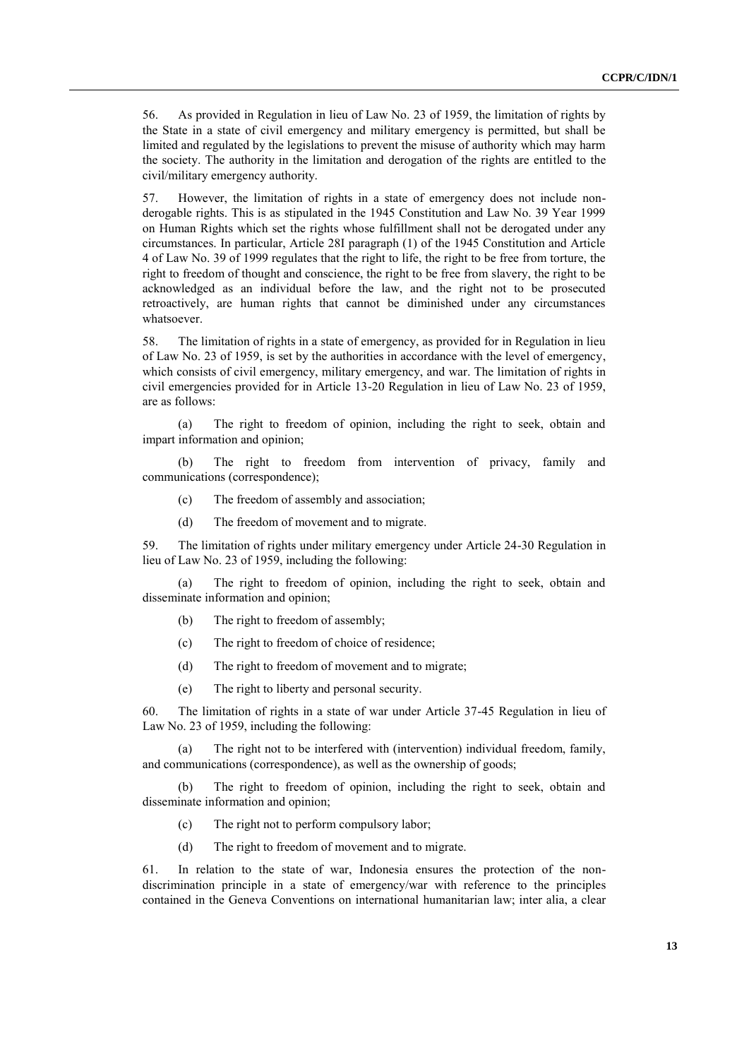56. As provided in Regulation in lieu of Law No. 23 of 1959, the limitation of rights by the State in a state of civil emergency and military emergency is permitted, but shall be limited and regulated by the legislations to prevent the misuse of authority which may harm the society. The authority in the limitation and derogation of the rights are entitled to the civil/military emergency authority.

57. However, the limitation of rights in a state of emergency does not include non-derogable rights. This is as stipulated in the 1945 Constitution and Law No. 39 Year 1999 on Human Rights which set the rights whose fulfillment shall not be derogated under any circumstances. In particular, Article 28I paragraph (1) of the 1945 Constitution and Article 4 of Law No. 39 of 1999 regulates that the right to life, the right to be free from torture, the right to freedom of thought and conscience, the right to be free from slavery, the right to be acknowledged as an individual before the law, and the right not to be prosecuted retroactively, are human rights that cannot be diminished under any circumstances whatsoever.

58. The limitation of rights in a state of emergency, as provided for in Regulation in lieu of Law No. 23 of 1959, is set by the authorities in accordance with the level of emergency, which consists of civil emergency, military emergency, and war. The limitation of rights in civil emergencies provided for in Article 13-20 Regulation in lieu of Law No. 23 of 1959, are as follows:

(a) The right to freedom of opinion, including the right to seek, obtain and impart information and opinion;

(b) The right to freedom from intervention of privacy, family and communications (correspondence);

(c) The freedom of assembly and association;

(d) The freedom of movement and to migrate.

59. The limitation of rights under military emergency under Article 24-30 Regulation in lieu of Law No. 23 of 1959, including the following:

(a) The right to freedom of opinion, including the right to seek, obtain and disseminate information and opinion;

(b) The right to freedom of assembly;

(c) The right to freedom of choice of residence;

(d) The right to freedom of movement and to migrate;

(e) The right to liberty and personal security.

60. The limitation of rights in a state of war under Article 37-45 Regulation in lieu of Law No. 23 of 1959, including the following:

(a) The right not to be interfered with (intervention) individual freedom, family, and communications (correspondence), as well as the ownership of goods;

(b) The right to freedom of opinion, including the right to seek, obtain and disseminate information and opinion;

(c) The right not to perform compulsory labor;

(d) The right to freedom of movement and to migrate.

61. In relation to the state of war, Indonesia ensures the protection of the non-discrimination principle in a state of emergency/war with reference to the principles contained in the Geneva Conventions on international humanitarian law; inter alia, a clear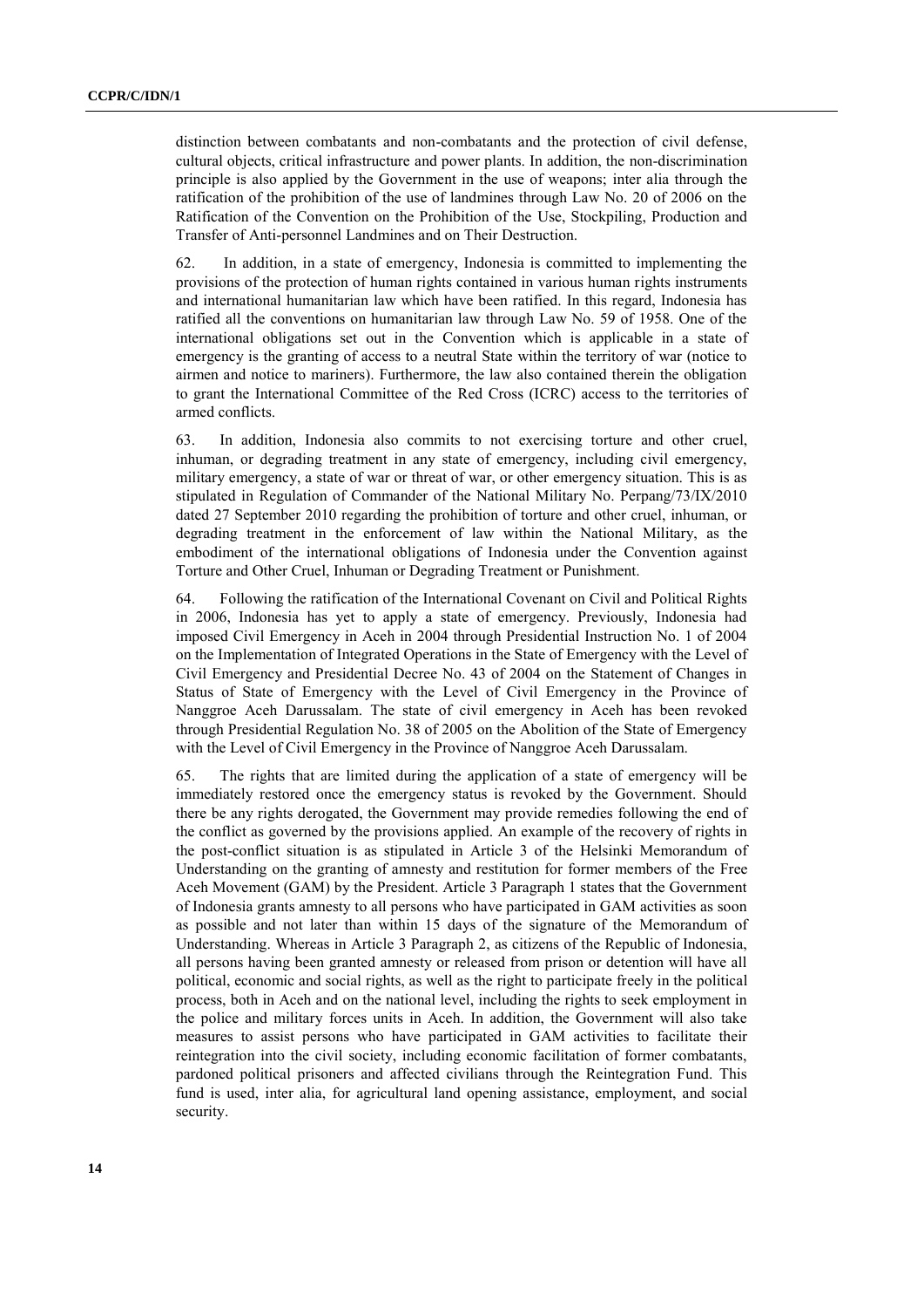distinction between combatants and non-combatants and the protection of civil defense, cultural objects, critical infrastructure and power plants. In addition, the non-discrimination principle is also applied by the Government in the use of weapons; inter alia through the ratification of the prohibition of the use of landmines through Law No. 20 of 2006 on the Ratification of the Convention on the Prohibition of the Use, Stockpiling, Production and Transfer of Anti-personnel Landmines and on Their Destruction.

62. In addition, in a state of emergency, Indonesia is committed to implementing the provisions of the protection of human rights contained in various human rights instruments and international humanitarian law which have been ratified. In this regard, Indonesia has ratified all the conventions on humanitarian law through Law No. 59 of 1958. One of the international obligations set out in the Convention which is applicable in a state of emergency is the granting of access to a neutral State within the territory of war (notice to airmen and notice to mariners). Furthermore, the law also contained therein the obligation to grant the International Committee of the Red Cross (ICRC) access to the territories of armed conflicts.

63. In addition, Indonesia also commits to not exercising torture and other cruel, inhuman, or degrading treatment in any state of emergency, including civil emergency, military emergency, a state of war or threat of war, or other emergency situation. This is as stipulated in Regulation of Commander of the National Military No. Perpang/73/IX/2010 dated 27 September 2010 regarding the prohibition of torture and other cruel, inhuman, or degrading treatment in the enforcement of law within the National Military, as the embodiment of the international obligations of Indonesia under the Convention against Torture and Other Cruel, Inhuman or Degrading Treatment or Punishment.

64. Following the ratification of the International Covenant on Civil and Political Rights in 2006, Indonesia has yet to apply a state of emergency. Previously, Indonesia had imposed Civil Emergency in Aceh in 2004 through Presidential Instruction No. 1 of 2004 on the Implementation of Integrated Operations in the State of Emergency with the Level of Civil Emergency and Presidential Decree No. 43 of 2004 on the Statement of Changes in Status of State of Emergency with the Level of Civil Emergency in the Province of Nanggroe Aceh Darussalam. The state of civil emergency in Aceh has been revoked through Presidential Regulation No. 38 of 2005 on the Abolition of the State of Emergency with the Level of Civil Emergency in the Province of Nanggroe Aceh Darussalam.

65. The rights that are limited during the application of a state of emergency will be immediately restored once the emergency status is revoked by the Government. Should there be any rights derogated, the Government may provide remedies following the end of the conflict as governed by the provisions applied. An example of the recovery of rights in the post-conflict situation is as stipulated in Article 3 of the Helsinki Memorandum of Understanding on the granting of amnesty and restitution for former members of the Free Aceh Movement (GAM) by the President. Article 3 Paragraph 1 states that the Government of Indonesia grants amnesty to all persons who have participated in GAM activities as soon as possible and not later than within 15 days of the signature of the Memorandum of Understanding. Whereas in Article 3 Paragraph 2, as citizens of the Republic of Indonesia, all persons having been granted amnesty or released from prison or detention will have all political, economic and social rights, as well as the right to participate freely in the political process, both in Aceh and on the national level, including the rights to seek employment in the police and military forces units in Aceh. In addition, the Government will also take measures to assist persons who have participated in GAM activities to facilitate their reintegration into the civil society, including economic facilitation of former combatants, pardoned political prisoners and affected civilians through the Reintegration Fund. This fund is used, inter alia, for agricultural land opening assistance, employment, and social security.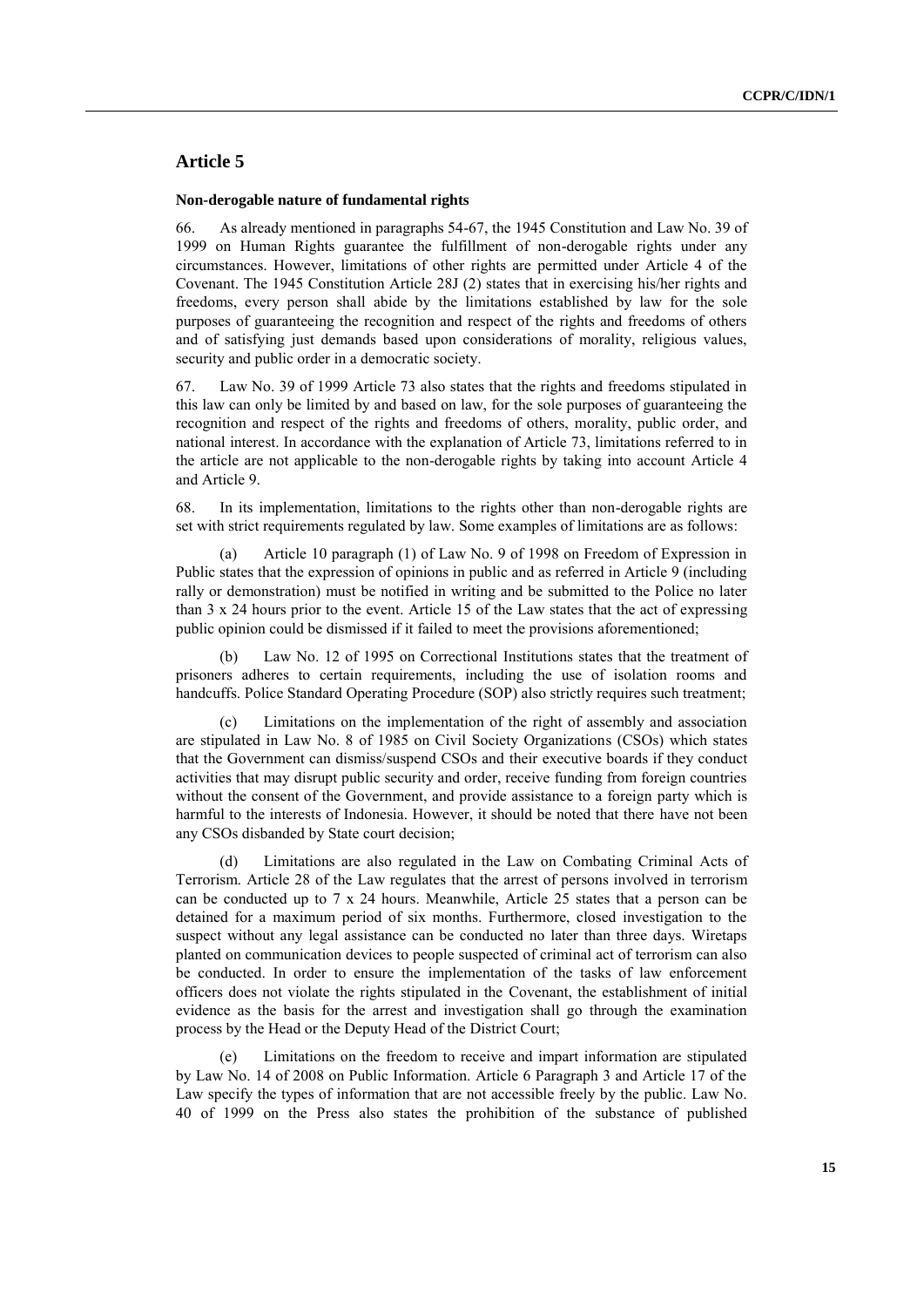## Article 5

### Non-derogable nature of fundamental rights

66. As already mentioned in paragraphs 54-67, the 1945 Constitution and Law No. 39 of 1999 on Human Rights guarantee the fulfillment of non-derogable rights under any circumstances. However, limitations of other rights are permitted under Article 4 of the Covenant. The 1945 Constitution Article 28J (2) states that in exercising his/her rights and freedoms, every person shall abide by the limitations established by law for the sole purposes of guaranteeing the recognition and respect of the rights and freedoms of others and of satisfying just demands based upon considerations of morality, religious values, security and public order in a democratic society.

67. Law No. 39 of 1999 Article 73 also states that the rights and freedoms stipulated in this law can only be limited by and based on law, for the sole purposes of guaranteeing the recognition and respect of the rights and freedoms of others, morality, public order, and national interest. In accordance with the explanation of Article 73, limitations referred to in the article are not applicable to the non-derogable rights by taking into account Article 4 and Article 9.

68. In its implementation, limitations to the rights other than non-derogable rights are set with strict requirements regulated by law. Some examples of limitations are as follows:

(a) Article 10 paragraph (1) of Law No. 9 of 1998 on Freedom of Expression in Public states that the expression of opinions in public and as referred in Article 9 (including rally or demonstration) must be notified in writing and be submitted to the Police no later than 3 x 24 hours prior to the event. Article 15 of the Law states that the act of expressing public opinion could be dismissed if it failed to meet the provisions aforementioned;

(b) Law No. 12 of 1995 on Correctional Institutions states that the treatment of prisoners adheres to certain requirements, including the use of isolation rooms and handcuffs. Police Standard Operating Procedure (SOP) also strictly requires such treatment;

(c) Limitations on the implementation of the right of assembly and association are stipulated in Law No. 8 of 1985 on Civil Society Organizations (CSOs) which states that the Government can dismiss/suspend CSOs and their executive boards if they conduct activities that may disrupt public security and order, receive funding from foreign countries without the consent of the Government, and provide assistance to a foreign party which is harmful to the interests of Indonesia. However, it should be noted that there have not been any CSOs disbanded by State court decision;

(d) Limitations are also regulated in the Law on Combating Criminal Acts of Terrorism. Article 28 of the Law regulates that the arrest of persons involved in terrorism can be conducted up to 7 x 24 hours. Meanwhile, Article 25 states that a person can be detained for a maximum period of six months. Furthermore, closed investigation to the suspect without any legal assistance can be conducted no later than three days. Wiretaps planted on communication devices to people suspected of criminal act of terrorism can also be conducted. In order to ensure the implementation of the tasks of law enforcement officers does not violate the rights stipulated in the Covenant, the establishment of initial evidence as the basis for the arrest and investigation shall go through the examination process by the Head or the Deputy Head of the District Court;

(e) Limitations on the freedom to receive and impart information are stipulated by Law No. 14 of 2008 on Public Information. Article 6 Paragraph 3 and Article 17 of the Law specify the types of information that are not accessible freely by the public. Law No. 40 of 1999 on the Press also states the prohibition of the substance of published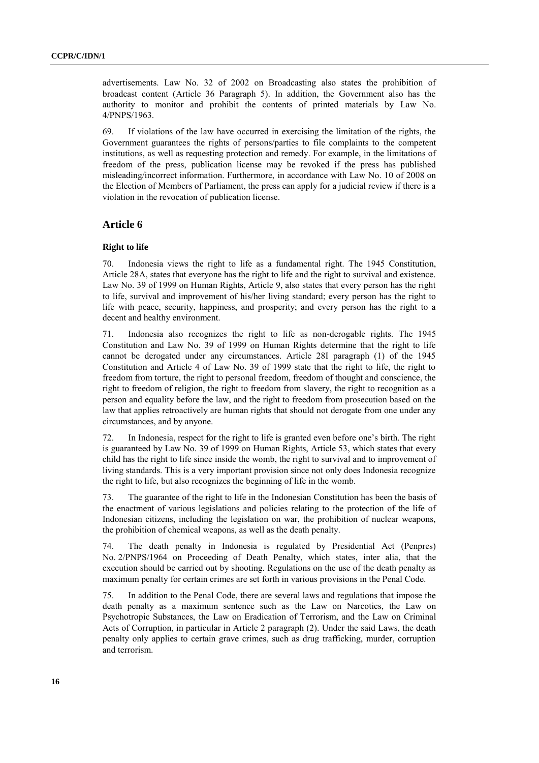advertisements. Law No. 32 of 2002 on Broadcasting also states the prohibition of broadcast content (Article 36 Paragraph 5). In addition, the Government also has the authority to monitor and prohibit the contents of printed materials by Law No. 4/PNPS/1963.

69. If violations of the law have occurred in exercising the limitation of the rights, the Government guarantees the rights of persons/parties to file complaints to the competent institutions, as well as requesting protection and remedy. For example, in the limitations of freedom of the press, publication license may be revoked if the press has published misleading/incorrect information. Furthermore, in accordance with Law No. 10 of 2008 on the Election of Members of Parliament, the press can apply for a judicial review if there is a violation in the revocation of publication license.

## Article 6

### Right to life

70. Indonesia views the right to life as a fundamental right. The 1945 Constitution, Article 28A, states that everyone has the right to life and the right to survival and existence. Law No. 39 of 1999 on Human Rights, Article 9, also states that every person has the right to life, survival and improvement of his/her living standard; every person has the right to life with peace, security, happiness, and prosperity; and every person has the right to a decent and healthy environment.

71. Indonesia also recognizes the right to life as non-derogable rights. The 1945 Constitution and Law No. 39 of 1999 on Human Rights determine that the right to life cannot be derogated under any circumstances. Article 28I paragraph (1) of the 1945 Constitution and Article 4 of Law No. 39 of 1999 state that the right to life, the right to freedom from torture, the right to personal freedom, freedom of thought and conscience, the right to freedom of religion, the right to freedom from slavery, the right to recognition as a person and equality before the law, and the right to freedom from prosecution based on the law that applies retroactively are human rights that should not derogate from one under any circumstances, and by anyone.

72. In Indonesia, respect for the right to life is granted even before one's birth. The right is guaranteed by Law No. 39 of 1999 on Human Rights, Article 53, which states that every child has the right to life since inside the womb, the right to survival and to improvement of living standards. This is a very important provision since not only does Indonesia recognize the right to life, but also recognizes the beginning of life in the womb.

73. The guarantee of the right to life in the Indonesian Constitution has been the basis of the enactment of various legislations and policies relating to the protection of the life of Indonesian citizens, including the legislation on war, the prohibition of nuclear weapons, the prohibition of chemical weapons, as well as the death penalty.

74. The death penalty in Indonesia is regulated by Presidential Act (Penpres) No. 2/PNPS/1964 on Proceeding of Death Penalty, which states, inter alia, that the execution should be carried out by shooting. Regulations on the use of the death penalty as maximum penalty for certain crimes are set forth in various provisions in the Penal Code.

75. In addition to the Penal Code, there are several laws and regulations that impose the death penalty as a maximum sentence such as the Law on Narcotics, the Law on Psychotropic Substances, the Law on Eradication of Terrorism, and the Law on Criminal Acts of Corruption, in particular in Article 2 paragraph (2). Under the said Laws, the death penalty only applies to certain grave crimes, such as drug trafficking, murder, corruption and terrorism.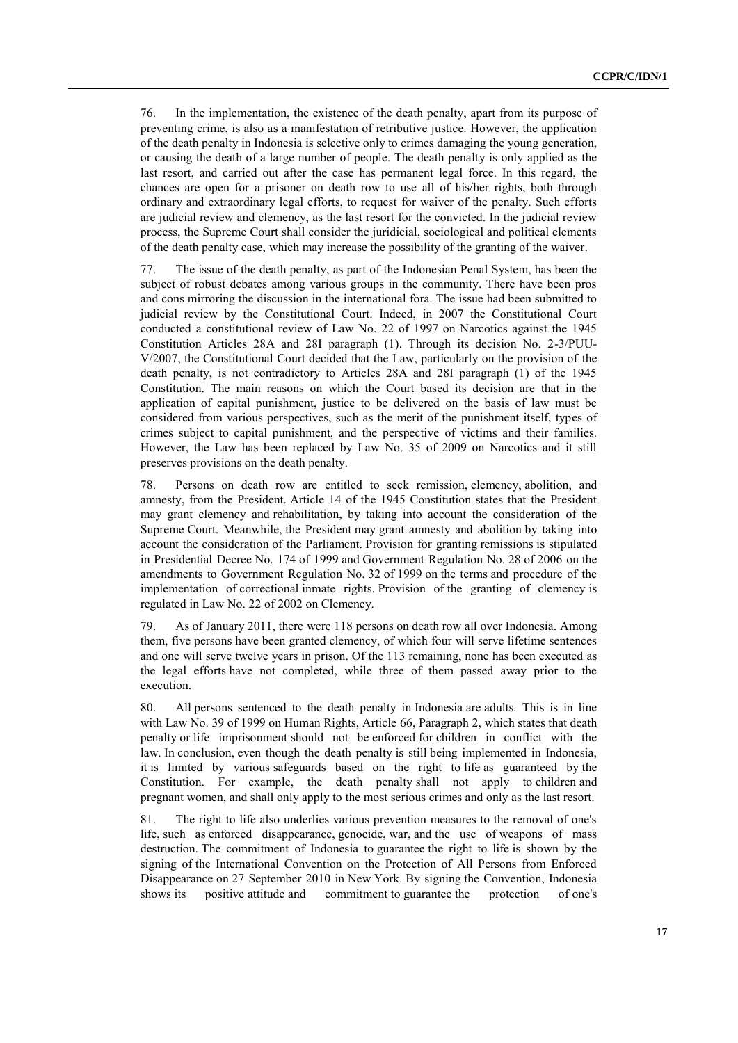76. In the implementation, the existence of the death penalty, apart from its purpose of preventing crime, is also as a manifestation of retributive justice. However, the application of the death penalty in Indonesia is selective only to crimes damaging the young generation, or causing the death of a large number of people. The death penalty is only applied as the last resort, and carried out after the case has permanent legal force. In this regard, the chances are open for a prisoner on death row to use all of his/her rights, both through ordinary and extraordinary legal efforts, to request for waiver of the penalty. Such efforts are judicial review and clemency, as the last resort for the convicted. In the judicial review process, the Supreme Court shall consider the juridicial, sociological and political elements of the death penalty case, which may increase the possibility of the granting of the waiver.

77. The issue of the death penalty, as part of the Indonesian Penal System, has been the subject of robust debates among various groups in the community. There have been pros and cons mirroring the discussion in the international fora. The issue had been submitted to judicial review by the Constitutional Court. Indeed, in 2007 the Constitutional Court conducted a constitutional review of Law No. 22 of 1997 on Narcotics against the 1945 Constitution Articles 28A and 28I paragraph (1). Through its decision No. 2-3/PUU-V/2007, the Constitutional Court decided that the Law, particularly on the provision of the death penalty, is not contradictory to Articles 28A and 28I paragraph (1) of the 1945 Constitution. The main reasons on which the Court based its decision are that in the application of capital punishment, justice to be delivered on the basis of law must be considered from various perspectives, such as the merit of the punishment itself, types of crimes subject to capital punishment, and the perspective of victims and their families. However, the Law has been replaced by Law No. 35 of 2009 on Narcotics and it still preserves provisions on the death penalty.

78. Persons on death row are entitled to seek remission, clemency, abolition, and amnesty, from the President. Article 14 of the 1945 Constitution states that the President may grant clemency and rehabilitation, by taking into account the consideration of the Supreme Court. Meanwhile, the President may grant amnesty and abolition by taking into account the consideration of the Parliament. Provision for granting remissions is stipulated in Presidential Decree No. 174 of 1999 and Government Regulation No. 28 of 2006 on the amendments to Government Regulation No. 32 of 1999 on the terms and procedure of the implementation of correctional inmate rights. Provision of the granting of clemency is regulated in Law No. 22 of 2002 on Clemency.

79. As of January 2011, there were 118 persons on death row all over Indonesia. Among them, five persons have been granted clemency, of which four will serve lifetime sentences and one will serve twelve years in prison. Of the 113 remaining, none has been executed as the legal efforts have not completed, while three of them passed away prior to the execution.

80. All persons sentenced to the death penalty in Indonesia are adults. This is in line with Law No. 39 of 1999 on Human Rights, Article 66, Paragraph 2, which states that death penalty or life imprisonment should not be enforced for children in conflict with the law. In conclusion, even though the death penalty is still being implemented in Indonesia, it is limited by various safeguards based on the right to life as guaranteed by the Constitution. For example, the death penalty shall not apply to children and pregnant women, and shall only apply to the most serious crimes and only as the last resort.

81. The right to life also underlies various prevention measures to the removal of one's life, such as enforced disappearance, genocide, war, and the use of weapons of mass destruction. The commitment of Indonesia to guarantee the right to life is shown by the signing of the International Convention on the Protection of All Persons from Enforced Disappearance on 27 September 2010 in New York. By signing the Convention, Indonesia shows its positive attitude and commitment to guarantee the protection of one's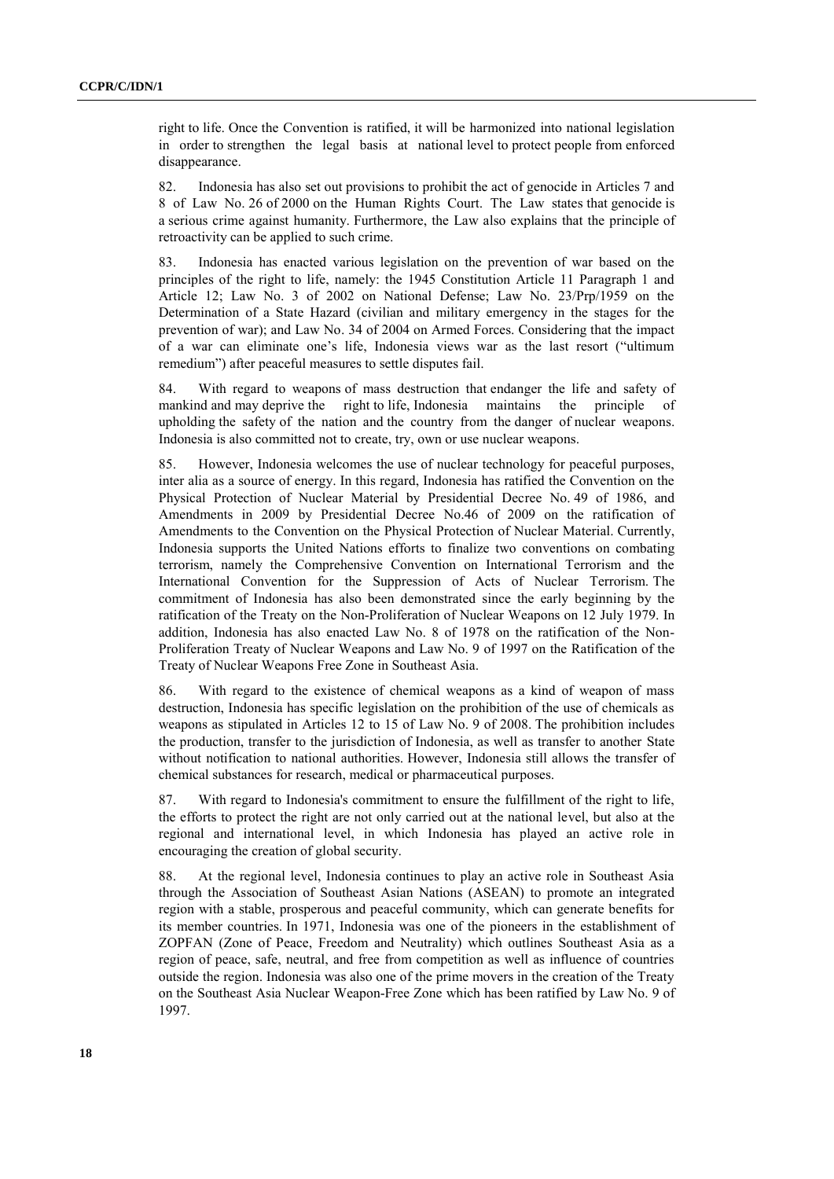right to life. Once the Convention is ratified, it will be harmonized into national legislation in order to strengthen the legal basis at national level to protect people from enforced disappearance.

82. Indonesia has also set out provisions to prohibit the act of genocide in Articles 7 and 8 of Law No. 26 of 2000 on the Human Rights Court. The Law states that genocide is a serious crime against humanity. Furthermore, the Law also explains that the principle of retroactivity can be applied to such crime.

83. Indonesia has enacted various legislation on the prevention of war based on the principles of the right to life, namely: the 1945 Constitution Article 11 Paragraph 1 and Article 12; Law No. 3 of 2002 on National Defense; Law No. 23/Prp/1959 on the Determination of a State Hazard (civilian and military emergency in the stages for the prevention of war); and Law No. 34 of 2004 on Armed Forces. Considering that the impact of a war can eliminate one's life, Indonesia views war as the last resort ("ultimum remedium") after peaceful measures to settle disputes fail.

84. With regard to weapons of mass destruction that endanger the life and safety of mankind and may deprive the right to life, Indonesia maintains the principle of upholding the safety of the nation and the country from the danger of nuclear weapons. Indonesia is also committed not to create, try, own or use nuclear weapons.

85. However, Indonesia welcomes the use of nuclear technology for peaceful purposes, inter alia as a source of energy. In this regard, Indonesia has ratified the Convention on the Physical Protection of Nuclear Material by Presidential Decree No. 49 of 1986, and Amendments in 2009 by Presidential Decree No.46 of 2009 on the ratification of Amendments to the Convention on the Physical Protection of Nuclear Material. Currently, Indonesia supports the United Nations efforts to finalize two conventions on combating terrorism, namely the Comprehensive Convention on International Terrorism and the International Convention for the Suppression of Acts of Nuclear Terrorism. The commitment of Indonesia has also been demonstrated since the early beginning by the ratification of the Treaty on the Non-Proliferation of Nuclear Weapons on 12 July 1979. In addition, Indonesia has also enacted Law No. 8 of 1978 on the ratification of the Non-Proliferation Treaty of Nuclear Weapons and Law No. 9 of 1997 on the Ratification of the Treaty of Nuclear Weapons Free Zone in Southeast Asia.

86. With regard to the existence of chemical weapons as a kind of weapon of mass destruction, Indonesia has specific legislation on the prohibition of the use of chemicals as weapons as stipulated in Articles 12 to 15 of Law No. 9 of 2008. The prohibition includes the production, transfer to the jurisdiction of Indonesia, as well as transfer to another State without notification to national authorities. However, Indonesia still allows the transfer of chemical substances for research, medical or pharmaceutical purposes.

87. With regard to Indonesia's commitment to ensure the fulfillment of the right to life, the efforts to protect the right are not only carried out at the national level, but also at the regional and international level, in which Indonesia has played an active role in encouraging the creation of global security.

88. At the regional level, Indonesia continues to play an active role in Southeast Asia through the Association of Southeast Asian Nations (ASEAN) to promote an integrated region with a stable, prosperous and peaceful community, which can generate benefits for its member countries. In 1971, Indonesia was one of the pioneers in the establishment of ZOPFAN (Zone of Peace, Freedom and Neutrality) which outlines Southeast Asia as a region of peace, safe, neutral, and free from competition as well as influence of countries outside the region. Indonesia was also one of the prime movers in the creation of the Treaty on the Southeast Asia Nuclear Weapon-Free Zone which has been ratified by Law No. 9 of 1997.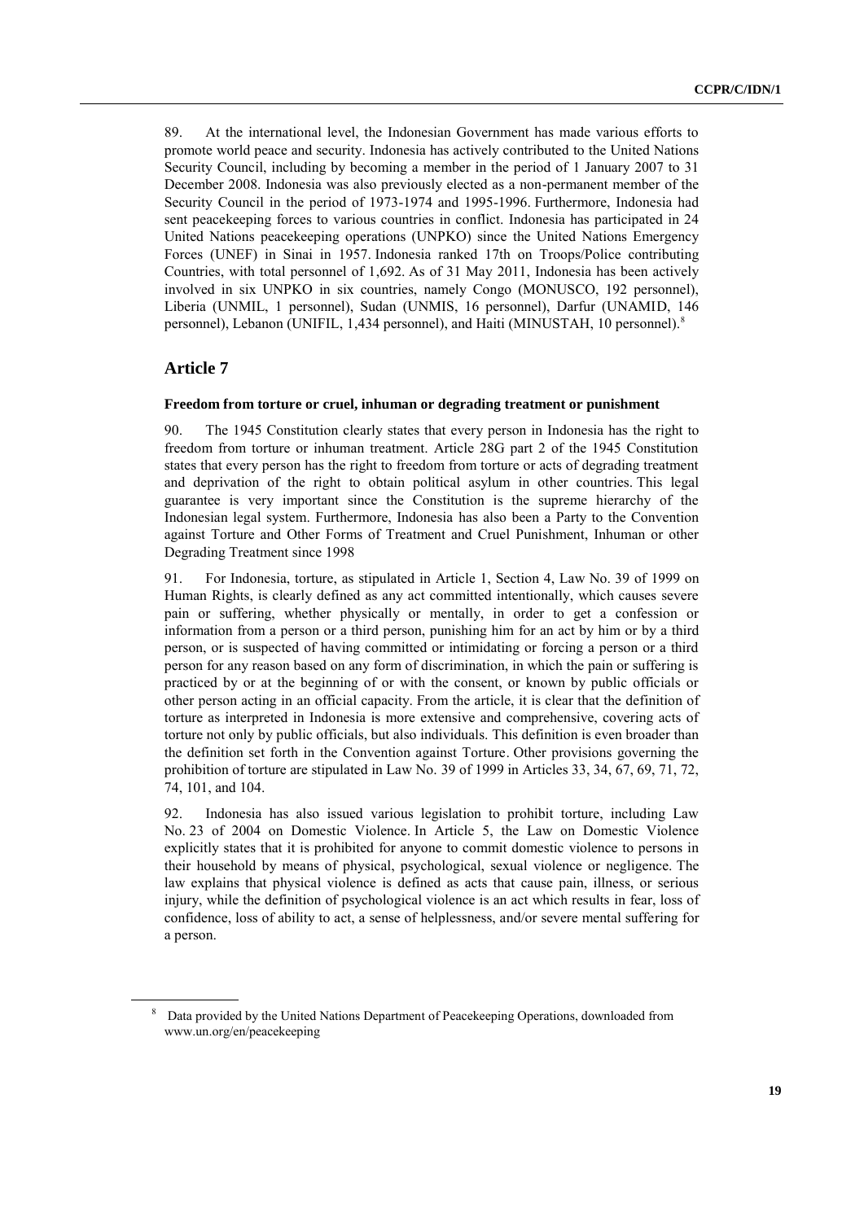89. At the international level, the Indonesian Government has made various efforts to promote world peace and security. Indonesia has actively contributed to the United Nations Security Council, including by becoming a member in the period of 1 January 2007 to 31 December 2008. Indonesia was also previously elected as a non-permanent member of the Security Council in the period of 1973-1974 and 1995-1996. Furthermore, Indonesia had sent peacekeeping forces to various countries in conflict. Indonesia has participated in 24 United Nations peacekeeping operations (UNPKO) since the United Nations Emergency Forces (UNEF) in Sinai in 1957. Indonesia ranked 17th on Troops/Police contributing Countries, with total personnel of 1,692. As of 31 May 2011, Indonesia has been actively involved in six UNPKO in six countries, namely Congo (MONUSCO, 192 personnel), Liberia (UNMIL, 1 personnel), Sudan (UNMIS, 16 personnel), Darfur (UNAMID, 146 personnel), Lebanon (UNIFIL, 1,434 personnel), and Haiti (MINUSTAH, 10 personnel).[8]

## Article 7

### Freedom from torture or cruel, inhuman or degrading treatment or punishment

90. The 1945 Constitution clearly states that every person in Indonesia has the right to freedom from torture or inhuman treatment. Article 28G part 2 of the 1945 Constitution states that every person has the right to freedom from torture or acts of degrading treatment and deprivation of the right to obtain political asylum in other countries. This legal guarantee is very important since the Constitution is the supreme hierarchy of the Indonesian legal system. Furthermore, Indonesia has also been a Party to the Convention against Torture and Other Forms of Treatment and Cruel Punishment, Inhuman or other Degrading Treatment since 1998

91. For Indonesia, torture, as stipulated in Article 1, Section 4, Law No. 39 of 1999 on Human Rights, is clearly defined as any act committed intentionally, which causes severe pain or suffering, whether physically or mentally, in order to get a confession or information from a person or a third person, punishing him for an act by him or by a third person, or is suspected of having committed or intimidating or forcing a person or a third person for any reason based on any form of discrimination, in which the pain or suffering is practiced by or at the beginning of or with the consent, or known by public officials or other person acting in an official capacity. From the article, it is clear that the definition of torture as interpreted in Indonesia is more extensive and comprehensive, covering acts of torture not only by public officials, but also individuals. This definition is even broader than the definition set forth in the Convention against Torture. Other provisions governing the prohibition of torture are stipulated in Law No. 39 of 1999 in Articles 33, 34, 67, 69, 71, 72, 74, 101, and 104.

92. Indonesia has also issued various legislation to prohibit torture, including Law No. 23 of 2004 on Domestic Violence. In Article 5, the Law on Domestic Violence explicitly states that it is prohibited for anyone to commit domestic violence to persons in their household by means of physical, psychological, sexual violence or negligence. The law explains that physical violence is defined as acts that cause pain, illness, or serious injury, while the definition of psychological violence is an act which results in fear, loss of confidence, loss of ability to act, a sense of helplessness, and/or severe mental suffering for a person.

[8] Data provided by the United Nations Department of Peacekeeping Operations, downloaded from www.un.org/en/peacekeeping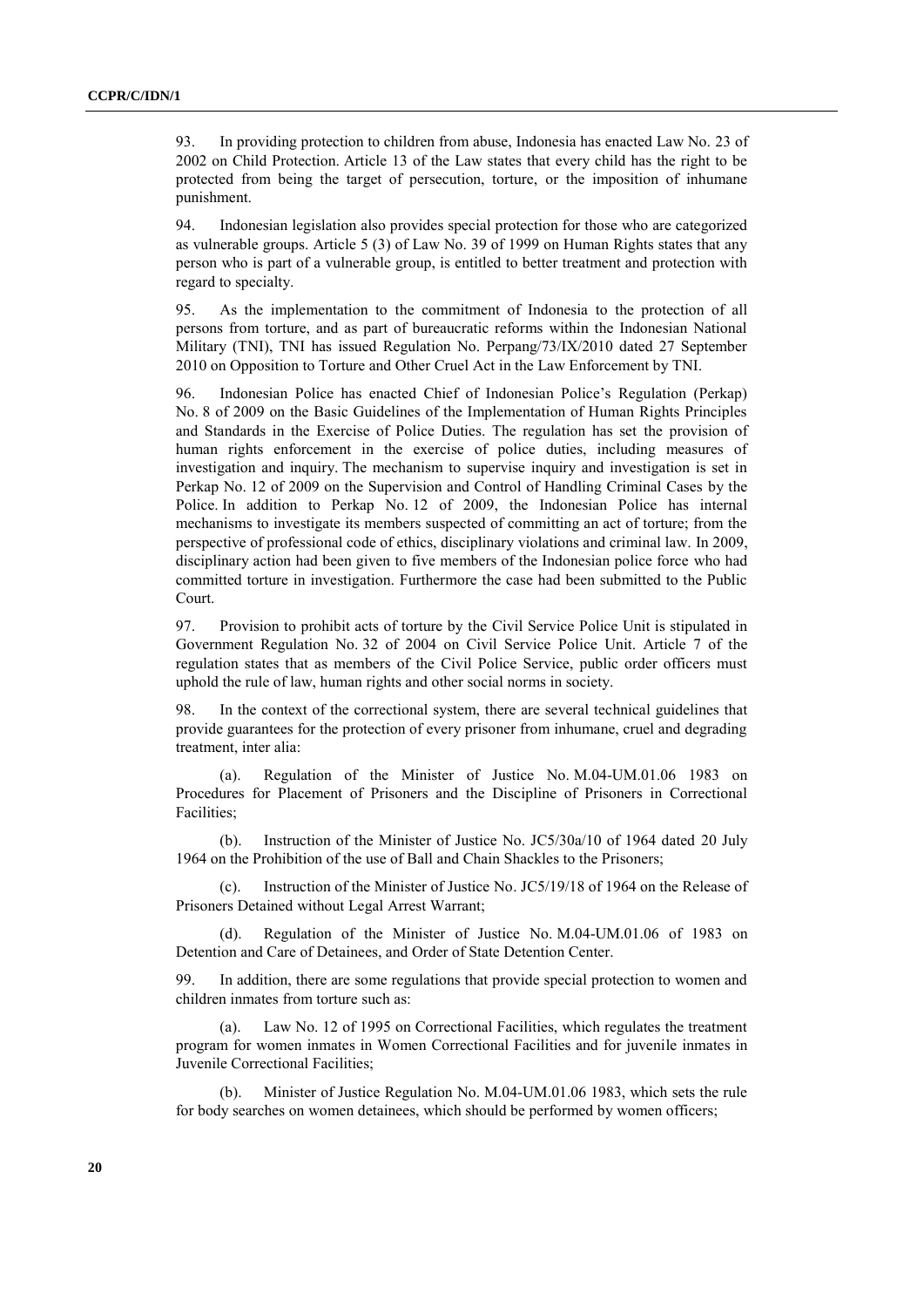93. In providing protection to children from abuse, Indonesia has enacted Law No. 23 of 2002 on Child Protection. Article 13 of the Law states that every child has the right to be protected from being the target of persecution, torture, or the imposition of inhumane punishment.

94. Indonesian legislation also provides special protection for those who are categorized as vulnerable groups. Article 5 (3) of Law No. 39 of 1999 on Human Rights states that any person who is part of a vulnerable group, is entitled to better treatment and protection with regard to specialty.

95. As the implementation to the commitment of Indonesia to the protection of all persons from torture, and as part of bureaucratic reforms within the Indonesian National Military (TNI), TNI has issued Regulation No. Perpang/73/IX/2010 dated 27 September 2010 on Opposition to Torture and Other Cruel Act in the Law Enforcement by TNI.

96. Indonesian Police has enacted Chief of Indonesian Police's Regulation (Perkap) No. 8 of 2009 on the Basic Guidelines of the Implementation of Human Rights Principles and Standards in the Exercise of Police Duties. The regulation has set the provision of human rights enforcement in the exercise of police duties, including measures of investigation and inquiry. The mechanism to supervise inquiry and investigation is set in Perkap No. 12 of 2009 on the Supervision and Control of Handling Criminal Cases by the Police. In addition to Perkap No. 12 of 2009, the Indonesian Police has internal mechanisms to investigate its members suspected of committing an act of torture; from the perspective of professional code of ethics, disciplinary violations and criminal law. In 2009, disciplinary action had been given to five members of the Indonesian police force who had committed torture in investigation. Furthermore the case had been submitted to the Public Court.

97. Provision to prohibit acts of torture by the Civil Service Police Unit is stipulated in Government Regulation No. 32 of 2004 on Civil Service Police Unit. Article 7 of the regulation states that as members of the Civil Police Service, public order officers must uphold the rule of law, human rights and other social norms in society.

98. In the context of the correctional system, there are several technical guidelines that provide guarantees for the protection of every prisoner from inhumane, cruel and degrading treatment, inter alia:

(a). Regulation of the Minister of Justice No. M.04-UM.01.06 1983 on Procedures for Placement of Prisoners and the Discipline of Prisoners in Correctional Facilities;

(b). Instruction of the Minister of Justice No. JC5/30a/10 of 1964 dated 20 July 1964 on the Prohibition of the use of Ball and Chain Shackles to the Prisoners;

(c). Instruction of the Minister of Justice No. JC5/19/18 of 1964 on the Release of Prisoners Detained without Legal Arrest Warrant;

(d). Regulation of the Minister of Justice No. M.04-UM.01.06 of 1983 on Detention and Care of Detainees, and Order of State Detention Center.

99. In addition, there are some regulations that provide special protection to women and children inmates from torture such as:

(a). Law No. 12 of 1995 on Correctional Facilities, which regulates the treatment program for women inmates in Women Correctional Facilities and for juvenile inmates in Juvenile Correctional Facilities;

(b). Minister of Justice Regulation No. M.04-UM.01.06 1983, which sets the rule for body searches on women detainees, which should be performed by women officers;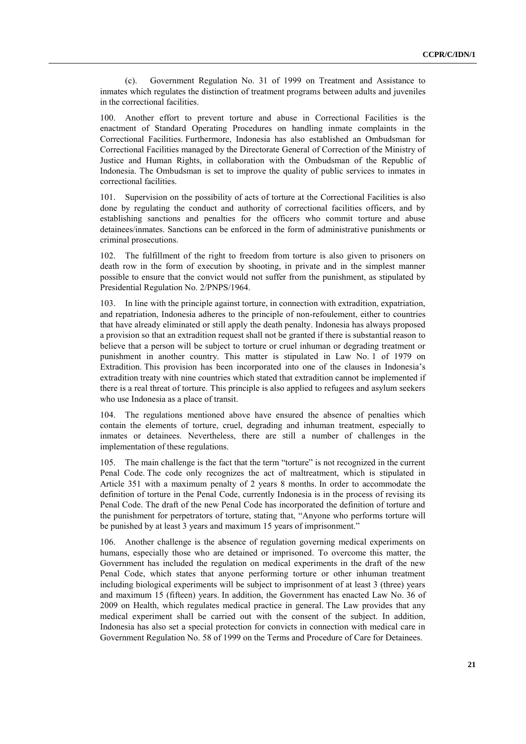(c). Government Regulation No. 31 of 1999 on Treatment and Assistance to inmates which regulates the distinction of treatment programs between adults and juveniles in the correctional facilities.

100. Another effort to prevent torture and abuse in Correctional Facilities is the enactment of Standard Operating Procedures on handling inmate complaints in the Correctional Facilities. Furthermore, Indonesia has also established an Ombudsman for Correctional Facilities managed by the Directorate General of Correction of the Ministry of Justice and Human Rights, in collaboration with the Ombudsman of the Republic of Indonesia. The Ombudsman is set to improve the quality of public services to inmates in correctional facilities.

101. Supervision on the possibility of acts of torture at the Correctional Facilities is also done by regulating the conduct and authority of correctional facilities officers, and by establishing sanctions and penalties for the officers who commit torture and abuse detainees/inmates. Sanctions can be enforced in the form of administrative punishments or criminal prosecutions.

102. The fulfillment of the right to freedom from torture is also given to prisoners on death row in the form of execution by shooting, in private and in the simplest manner possible to ensure that the convict would not suffer from the punishment, as stipulated by Presidential Regulation No. 2/PNPS/1964.

103. In line with the principle against torture, in connection with extradition, expatriation, and repatriation, Indonesia adheres to the principle of non-refoulement, either to countries that have already eliminated or still apply the death penalty. Indonesia has always proposed a provision so that an extradition request shall not be granted if there is substantial reason to believe that a person will be subject to torture or cruel inhuman or degrading treatment or punishment in another country. This matter is stipulated in Law No. 1 of 1979 on Extradition. This provision has been incorporated into one of the clauses in Indonesia's extradition treaty with nine countries which stated that extradition cannot be implemented if there is a real threat of torture. This principle is also applied to refugees and asylum seekers who use Indonesia as a place of transit.

104. The regulations mentioned above have ensured the absence of penalties which contain the elements of torture, cruel, degrading and inhuman treatment, especially to inmates or detainees. Nevertheless, there are still a number of challenges in the implementation of these regulations.

105. The main challenge is the fact that the term "torture" is not recognized in the current Penal Code. The code only recognizes the act of maltreatment, which is stipulated in Article 351 with a maximum penalty of 2 years 8 months. In order to accommodate the definition of torture in the Penal Code, currently Indonesia is in the process of revising its Penal Code. The draft of the new Penal Code has incorporated the definition of torture and the punishment for perpetrators of torture, stating that, "Anyone who performs torture will be punished by at least 3 years and maximum 15 years of imprisonment."

106. Another challenge is the absence of regulation governing medical experiments on humans, especially those who are detained or imprisoned. To overcome this matter, the Government has included the regulation on medical experiments in the draft of the new Penal Code, which states that anyone performing torture or other inhuman treatment including biological experiments will be subject to imprisonment of at least 3 (three) years and maximum 15 (fifteen) years. In addition, the Government has enacted Law No. 36 of 2009 on Health, which regulates medical practice in general. The Law provides that any medical experiment shall be carried out with the consent of the subject. In addition, Indonesia has also set a special protection for convicts in connection with medical care in Government Regulation No. 58 of 1999 on the Terms and Procedure of Care for Detainees.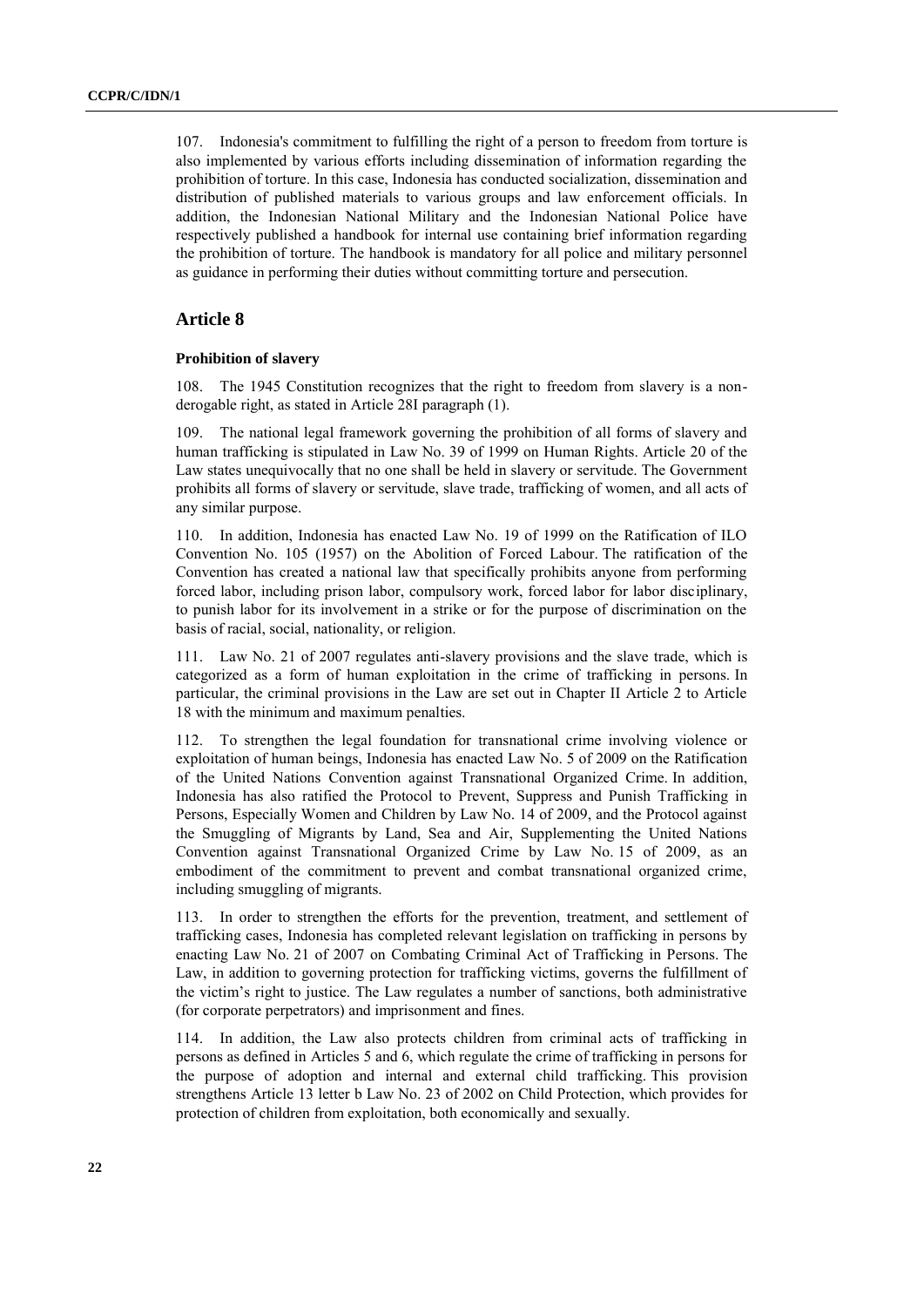107. Indonesia's commitment to fulfilling the right of a person to freedom from torture is also implemented by various efforts including dissemination of information regarding the prohibition of torture. In this case, Indonesia has conducted socialization, dissemination and distribution of published materials to various groups and law enforcement officials. In addition, the Indonesian National Military and the Indonesian National Police have respectively published a handbook for internal use containing brief information regarding the prohibition of torture. The handbook is mandatory for all police and military personnel as guidance in performing their duties without committing torture and persecution.

## Article 8

### Prohibition of slavery

108. The 1945 Constitution recognizes that the right to freedom from slavery is a non-derogable right, as stated in Article 28I paragraph (1).

109. The national legal framework governing the prohibition of all forms of slavery and human trafficking is stipulated in Law No. 39 of 1999 on Human Rights. Article 20 of the Law states unequivocally that no one shall be held in slavery or servitude. The Government prohibits all forms of slavery or servitude, slave trade, trafficking of women, and all acts of any similar purpose.

110. In addition, Indonesia has enacted Law No. 19 of 1999 on the Ratification of ILO Convention No. 105 (1957) on the Abolition of Forced Labour. The ratification of the Convention has created a national law that specifically prohibits anyone from performing forced labor, including prison labor, compulsory work, forced labor for labor disciplinary, to punish labor for its involvement in a strike or for the purpose of discrimination on the basis of racial, social, nationality, or religion.

111. Law No. 21 of 2007 regulates anti-slavery provisions and the slave trade, which is categorized as a form of human exploitation in the crime of trafficking in persons. In particular, the criminal provisions in the Law are set out in Chapter II Article 2 to Article 18 with the minimum and maximum penalties.

112. To strengthen the legal foundation for transnational crime involving violence or exploitation of human beings, Indonesia has enacted Law No. 5 of 2009 on the Ratification of the United Nations Convention against Transnational Organized Crime. In addition, Indonesia has also ratified the Protocol to Prevent, Suppress and Punish Trafficking in Persons, Especially Women and Children by Law No. 14 of 2009, and the Protocol against the Smuggling of Migrants by Land, Sea and Air, Supplementing the United Nations Convention against Transnational Organized Crime by Law No. 15 of 2009, as an embodiment of the commitment to prevent and combat transnational organized crime, including smuggling of migrants.

113. In order to strengthen the efforts for the prevention, treatment, and settlement of trafficking cases, Indonesia has completed relevant legislation on trafficking in persons by enacting Law No. 21 of 2007 on Combating Criminal Act of Trafficking in Persons. The Law, in addition to governing protection for trafficking victims, governs the fulfillment of the victim's right to justice. The Law regulates a number of sanctions, both administrative (for corporate perpetrators) and imprisonment and fines.

114. In addition, the Law also protects children from criminal acts of trafficking in persons as defined in Articles 5 and 6, which regulate the crime of trafficking in persons for the purpose of adoption and internal and external child trafficking. This provision strengthens Article 13 letter b Law No. 23 of 2002 on Child Protection, which provides for protection of children from exploitation, both economically and sexually.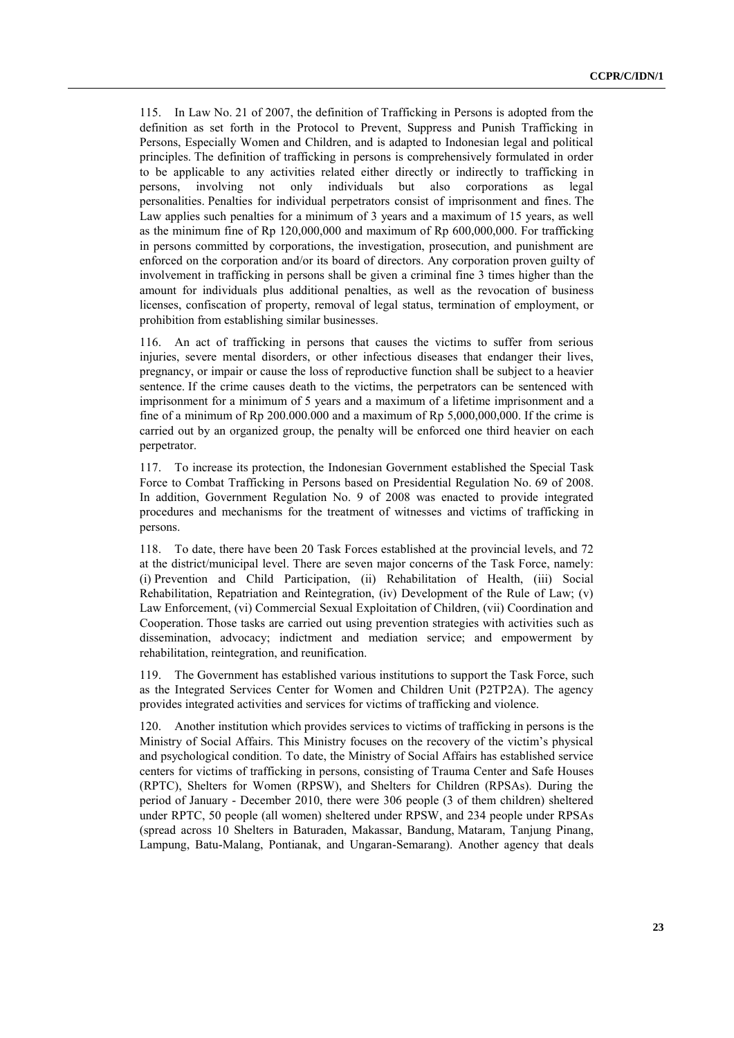115. In Law No. 21 of 2007, the definition of Trafficking in Persons is adopted from the definition as set forth in the Protocol to Prevent, Suppress and Punish Trafficking in Persons, Especially Women and Children, and is adapted to Indonesian legal and political principles. The definition of trafficking in persons is comprehensively formulated in order to be applicable to any activities related either directly or indirectly to trafficking in persons, involving not only individuals but also corporations as legal personalities. Penalties for individual perpetrators consist of imprisonment and fines. The Law applies such penalties for a minimum of 3 years and a maximum of 15 years, as well as the minimum fine of Rp 120,000,000 and maximum of Rp 600,000,000. For trafficking in persons committed by corporations, the investigation, prosecution, and punishment are enforced on the corporation and/or its board of directors. Any corporation proven guilty of involvement in trafficking in persons shall be given a criminal fine 3 times higher than the amount for individuals plus additional penalties, as well as the revocation of business licenses, confiscation of property, removal of legal status, termination of employment, or prohibition from establishing similar businesses.

116. An act of trafficking in persons that causes the victims to suffer from serious injuries, severe mental disorders, or other infectious diseases that endanger their lives, pregnancy, or impair or cause the loss of reproductive function shall be subject to a heavier sentence. If the crime causes death to the victims, the perpetrators can be sentenced with imprisonment for a minimum of 5 years and a maximum of a lifetime imprisonment and a fine of a minimum of Rp 200.000.000 and a maximum of Rp 5,000,000,000. If the crime is carried out by an organized group, the penalty will be enforced one third heavier on each perpetrator.

117. To increase its protection, the Indonesian Government established the Special Task Force to Combat Trafficking in Persons based on Presidential Regulation No. 69 of 2008. In addition, Government Regulation No. 9 of 2008 was enacted to provide integrated procedures and mechanisms for the treatment of witnesses and victims of trafficking in persons.

118. To date, there have been 20 Task Forces established at the provincial levels, and 72 at the district/municipal level. There are seven major concerns of the Task Force, namely: (i) Prevention and Child Participation, (ii) Rehabilitation of Health, (iii) Social Rehabilitation, Repatriation and Reintegration, (iv) Development of the Rule of Law; (v) Law Enforcement, (vi) Commercial Sexual Exploitation of Children, (vii) Coordination and Cooperation. Those tasks are carried out using prevention strategies with activities such as dissemination, advocacy; indictment and mediation service; and empowerment by rehabilitation, reintegration, and reunification.

119. The Government has established various institutions to support the Task Force, such as the Integrated Services Center for Women and Children Unit (P2TP2A). The agency provides integrated activities and services for victims of trafficking and violence.

120. Another institution which provides services to victims of trafficking in persons is the Ministry of Social Affairs. This Ministry focuses on the recovery of the victim's physical and psychological condition. To date, the Ministry of Social Affairs has established service centers for victims of trafficking in persons, consisting of Trauma Center and Safe Houses (RPTC), Shelters for Women (RPSW), and Shelters for Children (RPSAs). During the period of January - December 2010, there were 306 people (3 of them children) sheltered under RPTC, 50 people (all women) sheltered under RPSW, and 234 people under RPSAs (spread across 10 Shelters in Baturaden, Makassar, Bandung, Mataram, Tanjung Pinang, Lampung, Batu-Malang, Pontianak, and Ungaran-Semarang). Another agency that deals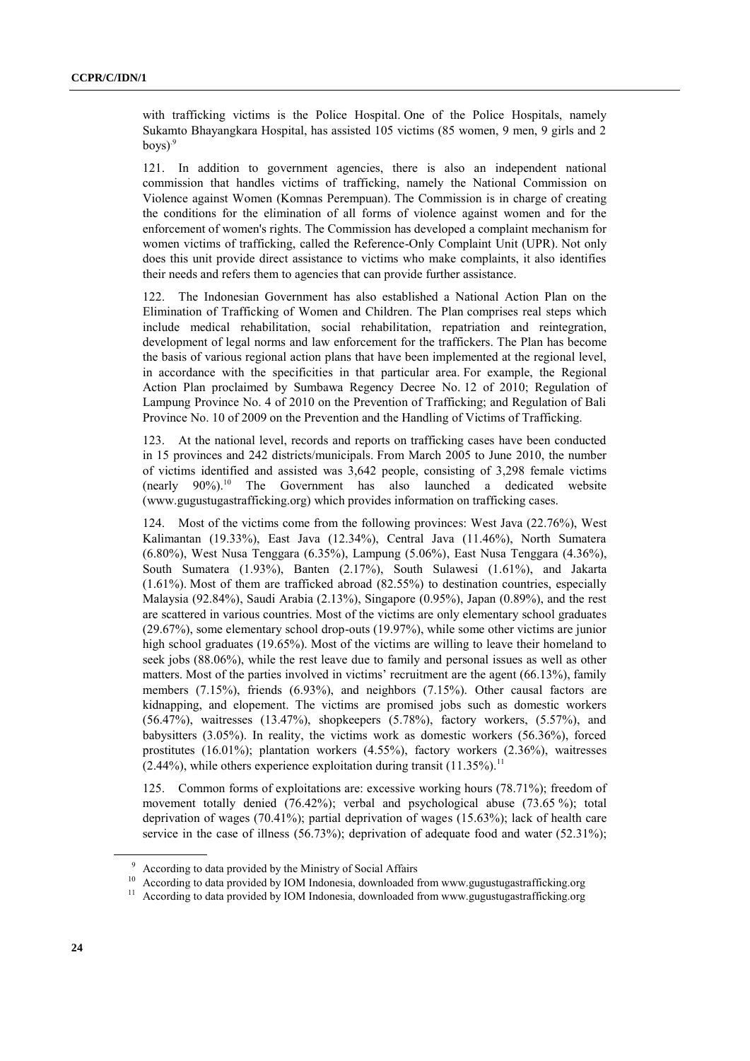with trafficking victims is the Police Hospital. One of the Police Hospitals, namely Sukamto Bhayangkara Hospital, has assisted 105 victims (85 women, 9 men, 9 girls and 2 boys)[9]

121. In addition to government agencies, there is also an independent national commission that handles victims of trafficking, namely the National Commission on Violence against Women (Komnas Perempuan). The Commission is in charge of creating the conditions for the elimination of all forms of violence against women and for the enforcement of women's rights. The Commission has developed a complaint mechanism for women victims of trafficking, called the Reference-Only Complaint Unit (UPR). Not only does this unit provide direct assistance to victims who make complaints, it also identifies their needs and refers them to agencies that can provide further assistance.

122. The Indonesian Government has also established a National Action Plan on the Elimination of Trafficking of Women and Children. The Plan comprises real steps which include medical rehabilitation, social rehabilitation, repatriation and reintegration, development of legal norms and law enforcement for the traffickers. The Plan has become the basis of various regional action plans that have been implemented at the regional level, in accordance with the specificities in that particular area. For example, the Regional Action Plan proclaimed by Sumbawa Regency Decree No. 12 of 2010; Regulation of Lampung Province No. 4 of 2010 on the Prevention of Trafficking; and Regulation of Bali Province No. 10 of 2009 on the Prevention and the Handling of Victims of Trafficking.

123. At the national level, records and reports on trafficking cases have been conducted in 15 provinces and 242 districts/municipals. From March 2005 to June 2010, the number of victims identified and assisted was 3,642 people, consisting of 3,298 female victims (nearly 90%).[10] The Government has also launched a dedicated website (www.gugustugastrafficking.org) which provides information on trafficking cases.

124. Most of the victims come from the following provinces: West Java (22.76%), West Kalimantan (19.33%), East Java (12.34%), Central Java (11.46%), North Sumatera (6.80%), West Nusa Tenggara (6.35%), Lampung (5.06%), East Nusa Tenggara (4.36%), South Sumatera (1.93%), Banten (2.17%), South Sulawesi (1.61%), and Jakarta (1.61%). Most of them are trafficked abroad (82.55%) to destination countries, especially Malaysia (92.84%), Saudi Arabia (2.13%), Singapore (0.95%), Japan (0.89%), and the rest are scattered in various countries. Most of the victims are only elementary school graduates (29.67%), some elementary school drop-outs (19.97%), while some other victims are junior high school graduates (19.65%). Most of the victims are willing to leave their homeland to seek jobs (88.06%), while the rest leave due to family and personal issues as well as other matters. Most of the parties involved in victims' recruitment are the agent (66.13%), family members (7.15%), friends (6.93%), and neighbors (7.15%). Other causal factors are kidnapping, and elopement. The victims are promised jobs such as domestic workers (56.47%), waitresses (13.47%), shopkeepers (5.78%), factory workers, (5.57%), and babysitters (3.05%). In reality, the victims work as domestic workers (56.36%), forced prostitutes (16.01%); plantation workers (4.55%), factory workers (2.36%), waitresses (2.44%), while others experience exploitation during transit (11.35%).[11]

125. Common forms of exploitations are: excessive working hours (78.71%); freedom of movement totally denied (76.42%); verbal and psychological abuse (73.65 %); total deprivation of wages (70.41%); partial deprivation of wages (15.63%); lack of health care service in the case of illness (56.73%); deprivation of adequate food and water (52.31%);

---

[9] According to data provided by the Ministry of Social Affairs

[10] According to data provided by IOM Indonesia, downloaded from www.gugustugastrafficking.org

[11] According to data provided by IOM Indonesia, downloaded from www.gugustugastrafficking.org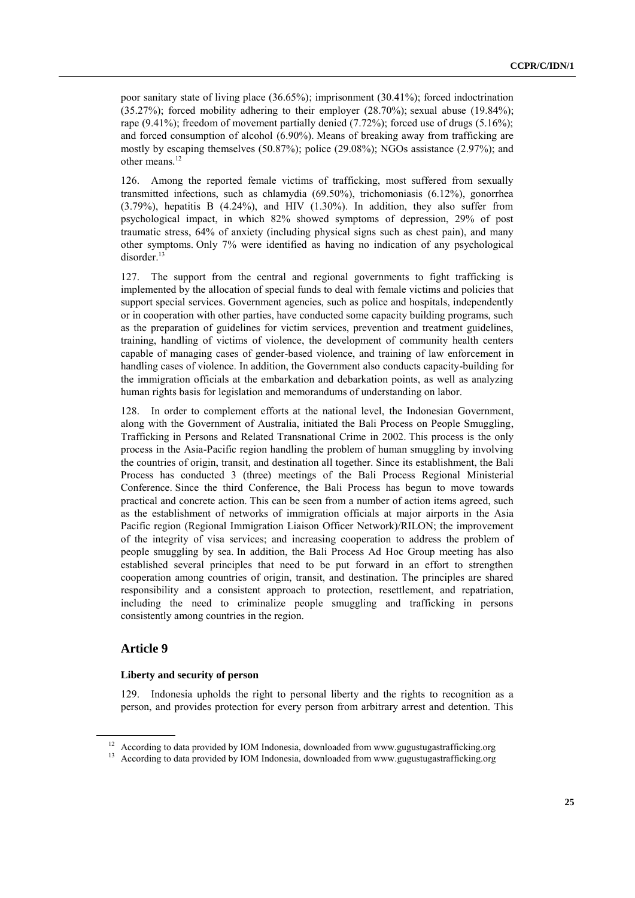poor sanitary state of living place (36.65%); imprisonment (30.41%); forced indoctrination (35.27%); forced mobility adhering to their employer (28.70%); sexual abuse (19.84%); rape (9.41%); freedom of movement partially denied (7.72%); forced use of drugs (5.16%); and forced consumption of alcohol (6.90%). Means of breaking away from trafficking are mostly by escaping themselves (50.87%); police (29.08%); NGOs assistance (2.97%); and other means.[12]

126. Among the reported female victims of trafficking, most suffered from sexually transmitted infections, such as chlamydia (69.50%), trichomoniasis (6.12%), gonorrhea (3.79%), hepatitis B (4.24%), and HIV (1.30%). In addition, they also suffer from psychological impact, in which 82% showed symptoms of depression, 29% of post traumatic stress, 64% of anxiety (including physical signs such as chest pain), and many other symptoms. Only 7% were identified as having no indication of any psychological disorder.[13]

127. The support from the central and regional governments to fight trafficking is implemented by the allocation of special funds to deal with female victims and policies that support special services. Government agencies, such as police and hospitals, independently or in cooperation with other parties, have conducted some capacity building programs, such as the preparation of guidelines for victim services, prevention and treatment guidelines, training, handling of victims of violence, the development of community health centers capable of managing cases of gender-based violence, and training of law enforcement in handling cases of violence. In addition, the Government also conducts capacity-building for the immigration officials at the embarkation and debarkation points, as well as analyzing human rights basis for legislation and memorandums of understanding on labor.

128. In order to complement efforts at the national level, the Indonesian Government, along with the Government of Australia, initiated the Bali Process on People Smuggling, Trafficking in Persons and Related Transnational Crime in 2002. This process is the only process in the Asia-Pacific region handling the problem of human smuggling by involving the countries of origin, transit, and destination all together. Since its establishment, the Bali Process has conducted 3 (three) meetings of the Bali Process Regional Ministerial Conference. Since the third Conference, the Bali Process has begun to move towards practical and concrete action. This can be seen from a number of action items agreed, such as the establishment of networks of immigration officials at major airports in the Asia Pacific region (Regional Immigration Liaison Officer Network)/RILON; the improvement of the integrity of visa services; and increasing cooperation to address the problem of people smuggling by sea. In addition, the Bali Process Ad Hoc Group meeting has also established several principles that need to be put forward in an effort to strengthen cooperation among countries of origin, transit, and destination. The principles are shared responsibility and a consistent approach to protection, resettlement, and repatriation, including the need to criminalize people smuggling and trafficking in persons consistently among countries in the region.

## Article 9

### Liberty and security of person

129. Indonesia upholds the right to personal liberty and the rights to recognition as a person, and provides protection for every person from arbitrary arrest and detention. This

[12] According to data provided by IOM Indonesia, downloaded from www.gugustugastrafficking.org

[13] According to data provided by IOM Indonesia, downloaded from www.gugustugastrafficking.org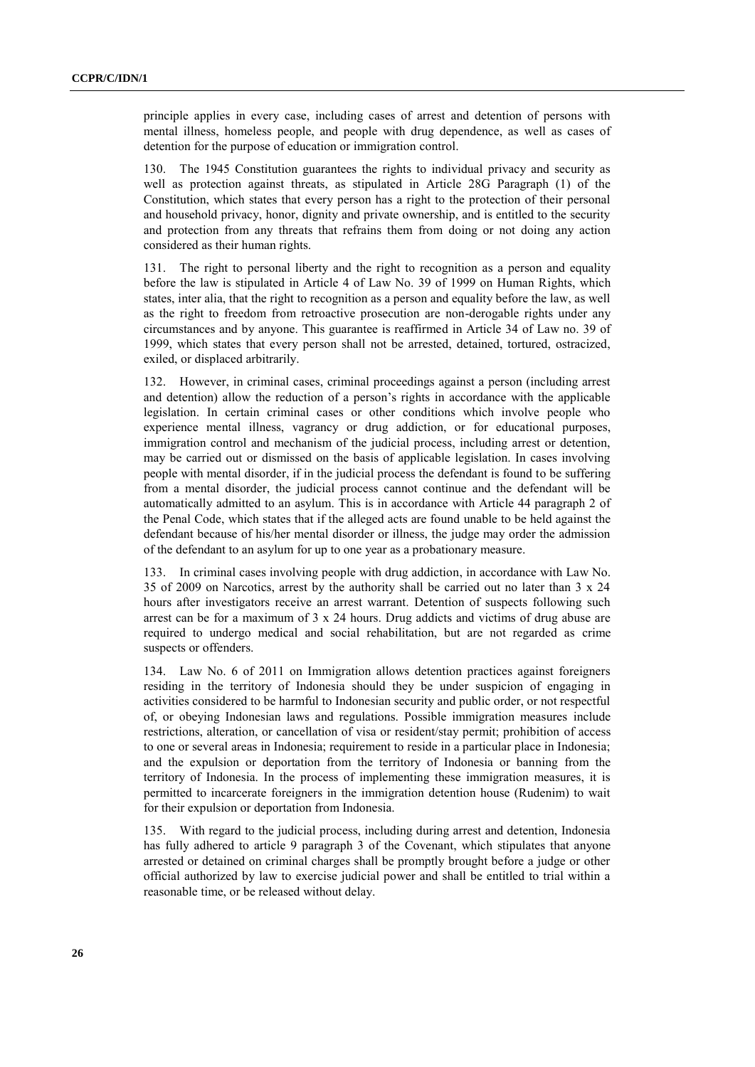principle applies in every case, including cases of arrest and detention of persons with mental illness, homeless people, and people with drug dependence, as well as cases of detention for the purpose of education or immigration control.

130. The 1945 Constitution guarantees the rights to individual privacy and security as well as protection against threats, as stipulated in Article 28G Paragraph (1) of the Constitution, which states that every person has a right to the protection of their personal and household privacy, honor, dignity and private ownership, and is entitled to the security and protection from any threats that refrains them from doing or not doing any action considered as their human rights.

131. The right to personal liberty and the right to recognition as a person and equality before the law is stipulated in Article 4 of Law No. 39 of 1999 on Human Rights, which states, inter alia, that the right to recognition as a person and equality before the law, as well as the right to freedom from retroactive prosecution are non-derogable rights under any circumstances and by anyone. This guarantee is reaffirmed in Article 34 of Law no. 39 of 1999, which states that every person shall not be arrested, detained, tortured, ostracized, exiled, or displaced arbitrarily.

132. However, in criminal cases, criminal proceedings against a person (including arrest and detention) allow the reduction of a person's rights in accordance with the applicable legislation. In certain criminal cases or other conditions which involve people who experience mental illness, vagrancy or drug addiction, or for educational purposes, immigration control and mechanism of the judicial process, including arrest or detention, may be carried out or dismissed on the basis of applicable legislation. In cases involving people with mental disorder, if in the judicial process the defendant is found to be suffering from a mental disorder, the judicial process cannot continue and the defendant will be automatically admitted to an asylum. This is in accordance with Article 44 paragraph 2 of the Penal Code, which states that if the alleged acts are found unable to be held against the defendant because of his/her mental disorder or illness, the judge may order the admission of the defendant to an asylum for up to one year as a probationary measure.

133. In criminal cases involving people with drug addiction, in accordance with Law No. 35 of 2009 on Narcotics, arrest by the authority shall be carried out no later than 3 x 24 hours after investigators receive an arrest warrant. Detention of suspects following such arrest can be for a maximum of 3 x 24 hours. Drug addicts and victims of drug abuse are required to undergo medical and social rehabilitation, but are not regarded as crime suspects or offenders.

134. Law No. 6 of 2011 on Immigration allows detention practices against foreigners residing in the territory of Indonesia should they be under suspicion of engaging in activities considered to be harmful to Indonesian security and public order, or not respectful of, or obeying Indonesian laws and regulations. Possible immigration measures include restrictions, alteration, or cancellation of visa or resident/stay permit; prohibition of access to one or several areas in Indonesia; requirement to reside in a particular place in Indonesia; and the expulsion or deportation from the territory of Indonesia or banning from the territory of Indonesia. In the process of implementing these immigration measures, it is permitted to incarcerate foreigners in the immigration detention house (Rudenim) to wait for their expulsion or deportation from Indonesia.

135. With regard to the judicial process, including during arrest and detention, Indonesia has fully adhered to article 9 paragraph 3 of the Covenant, which stipulates that anyone arrested or detained on criminal charges shall be promptly brought before a judge or other official authorized by law to exercise judicial power and shall be entitled to trial within a reasonable time, or be released without delay.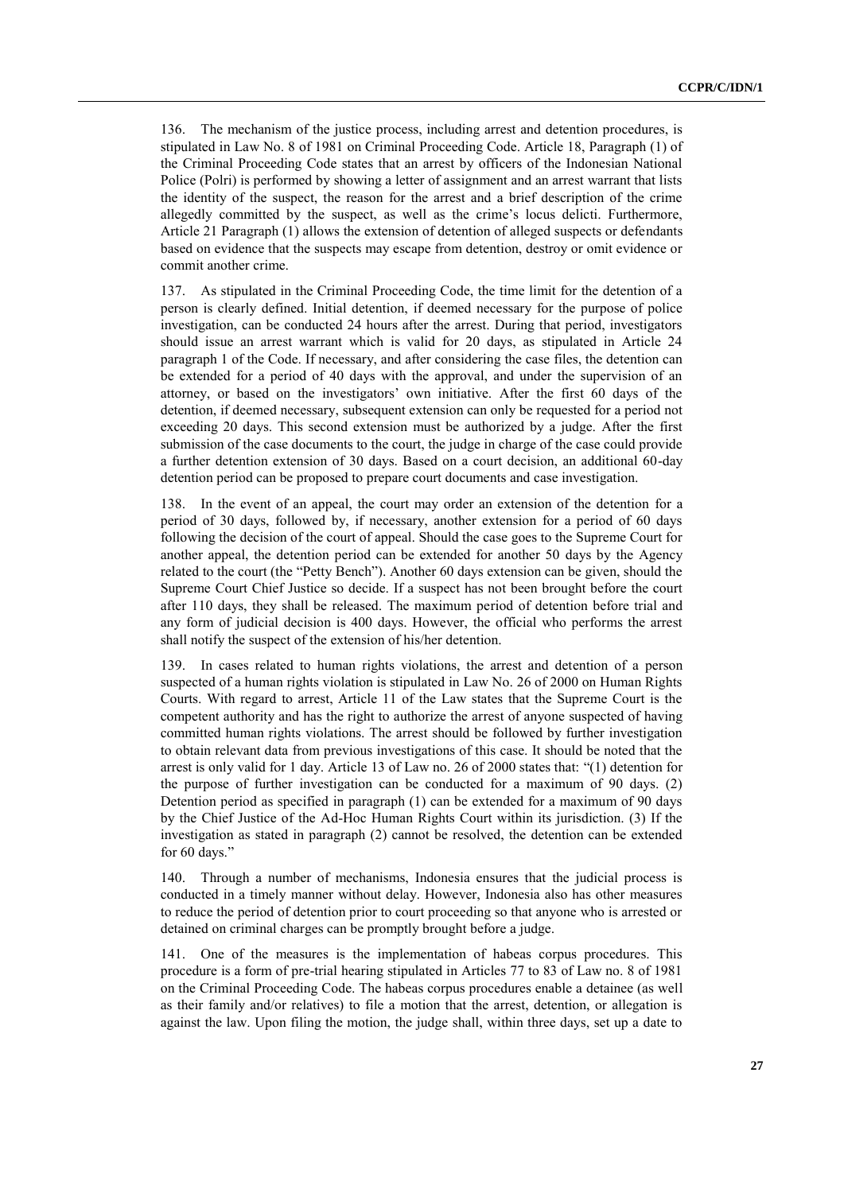136. The mechanism of the justice process, including arrest and detention procedures, is stipulated in Law No. 8 of 1981 on Criminal Proceeding Code. Article 18, Paragraph (1) of the Criminal Proceeding Code states that an arrest by officers of the Indonesian National Police (Polri) is performed by showing a letter of assignment and an arrest warrant that lists the identity of the suspect, the reason for the arrest and a brief description of the crime allegedly committed by the suspect, as well as the crime's locus delicti. Furthermore, Article 21 Paragraph (1) allows the extension of detention of alleged suspects or defendants based on evidence that the suspects may escape from detention, destroy or omit evidence or commit another crime.

137. As stipulated in the Criminal Proceeding Code, the time limit for the detention of a person is clearly defined. Initial detention, if deemed necessary for the purpose of police investigation, can be conducted 24 hours after the arrest. During that period, investigators should issue an arrest warrant which is valid for 20 days, as stipulated in Article 24 paragraph 1 of the Code. If necessary, and after considering the case files, the detention can be extended for a period of 40 days with the approval, and under the supervision of an attorney, or based on the investigators' own initiative. After the first 60 days of the detention, if deemed necessary, subsequent extension can only be requested for a period not exceeding 20 days. This second extension must be authorized by a judge. After the first submission of the case documents to the court, the judge in charge of the case could provide a further detention extension of 30 days. Based on a court decision, an additional 60-day detention period can be proposed to prepare court documents and case investigation.

138. In the event of an appeal, the court may order an extension of the detention for a period of 30 days, followed by, if necessary, another extension for a period of 60 days following the decision of the court of appeal. Should the case goes to the Supreme Court for another appeal, the detention period can be extended for another 50 days by the Agency related to the court (the "Petty Bench"). Another 60 days extension can be given, should the Supreme Court Chief Justice so decide. If a suspect has not been brought before the court after 110 days, they shall be released. The maximum period of detention before trial and any form of judicial decision is 400 days. However, the official who performs the arrest shall notify the suspect of the extension of his/her detention.

139. In cases related to human rights violations, the arrest and detention of a person suspected of a human rights violation is stipulated in Law No. 26 of 2000 on Human Rights Courts. With regard to arrest, Article 11 of the Law states that the Supreme Court is the competent authority and has the right to authorize the arrest of anyone suspected of having committed human rights violations. The arrest should be followed by further investigation to obtain relevant data from previous investigations of this case. It should be noted that the arrest is only valid for 1 day. Article 13 of Law no. 26 of 2000 states that: "(1) detention for the purpose of further investigation can be conducted for a maximum of 90 days. (2) Detention period as specified in paragraph (1) can be extended for a maximum of 90 days by the Chief Justice of the Ad-Hoc Human Rights Court within its jurisdiction. (3) If the investigation as stated in paragraph (2) cannot be resolved, the detention can be extended for 60 days."

140. Through a number of mechanisms, Indonesia ensures that the judicial process is conducted in a timely manner without delay. However, Indonesia also has other measures to reduce the period of detention prior to court proceeding so that anyone who is arrested or detained on criminal charges can be promptly brought before a judge.

141. One of the measures is the implementation of habeas corpus procedures. This procedure is a form of pre-trial hearing stipulated in Articles 77 to 83 of Law no. 8 of 1981 on the Criminal Proceeding Code. The habeas corpus procedures enable a detainee (as well as their family and/or relatives) to file a motion that the arrest, detention, or allegation is against the law. Upon filing the motion, the judge shall, within three days, set up a date to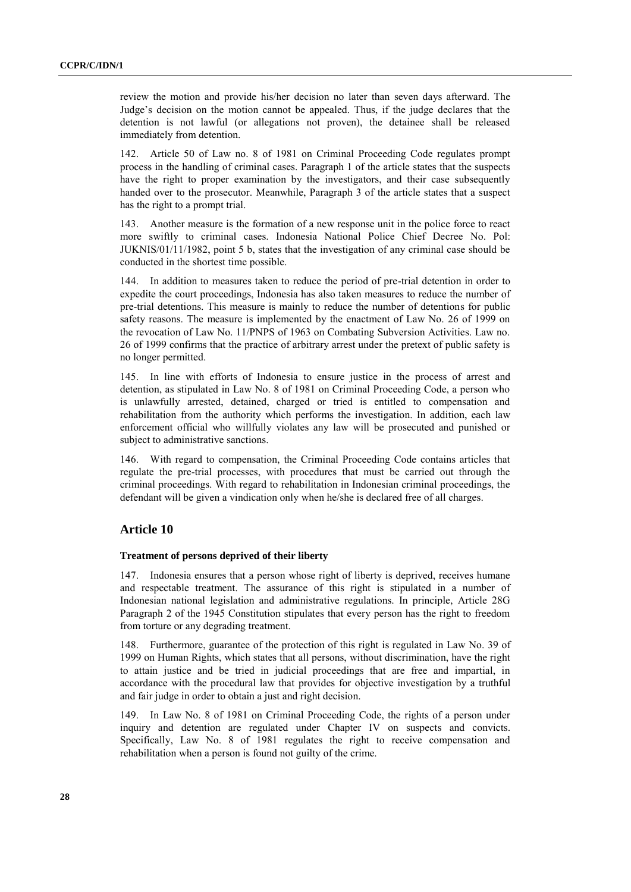review the motion and provide his/her decision no later than seven days afterward. The Judge's decision on the motion cannot be appealed. Thus, if the judge declares that the detention is not lawful (or allegations not proven), the detainee shall be released immediately from detention.

142. Article 50 of Law no. 8 of 1981 on Criminal Proceeding Code regulates prompt process in the handling of criminal cases. Paragraph 1 of the article states that the suspects have the right to proper examination by the investigators, and their case subsequently handed over to the prosecutor. Meanwhile, Paragraph 3 of the article states that a suspect has the right to a prompt trial.

143. Another measure is the formation of a new response unit in the police force to react more swiftly to criminal cases. Indonesia National Police Chief Decree No. Pol: JUKNIS/01/11/1982, point 5 b, states that the investigation of any criminal case should be conducted in the shortest time possible.

144. In addition to measures taken to reduce the period of pre-trial detention in order to expedite the court proceedings, Indonesia has also taken measures to reduce the number of pre-trial detentions. This measure is mainly to reduce the number of detentions for public safety reasons. The measure is implemented by the enactment of Law No. 26 of 1999 on the revocation of Law No. 11/PNPS of 1963 on Combating Subversion Activities. Law no. 26 of 1999 confirms that the practice of arbitrary arrest under the pretext of public safety is no longer permitted.

145. In line with efforts of Indonesia to ensure justice in the process of arrest and detention, as stipulated in Law No. 8 of 1981 on Criminal Proceeding Code, a person who is unlawfully arrested, detained, charged or tried is entitled to compensation and rehabilitation from the authority which performs the investigation. In addition, each law enforcement official who willfully violates any law will be prosecuted and punished or subject to administrative sanctions.

146. With regard to compensation, the Criminal Proceeding Code contains articles that regulate the pre-trial processes, with procedures that must be carried out through the criminal proceedings. With regard to rehabilitation in Indonesian criminal proceedings, the defendant will be given a vindication only when he/she is declared free of all charges.

## Article 10

### Treatment of persons deprived of their liberty

147. Indonesia ensures that a person whose right of liberty is deprived, receives humane and respectable treatment. The assurance of this right is stipulated in a number of Indonesian national legislation and administrative regulations. In principle, Article 28G Paragraph 2 of the 1945 Constitution stipulates that every person has the right to freedom from torture or any degrading treatment.

148. Furthermore, guarantee of the protection of this right is regulated in Law No. 39 of 1999 on Human Rights, which states that all persons, without discrimination, have the right to attain justice and be tried in judicial proceedings that are free and impartial, in accordance with the procedural law that provides for objective investigation by a truthful and fair judge in order to obtain a just and right decision.

149. In Law No. 8 of 1981 on Criminal Proceeding Code, the rights of a person under inquiry and detention are regulated under Chapter IV on suspects and convicts. Specifically, Law No. 8 of 1981 regulates the right to receive compensation and rehabilitation when a person is found not guilty of the crime.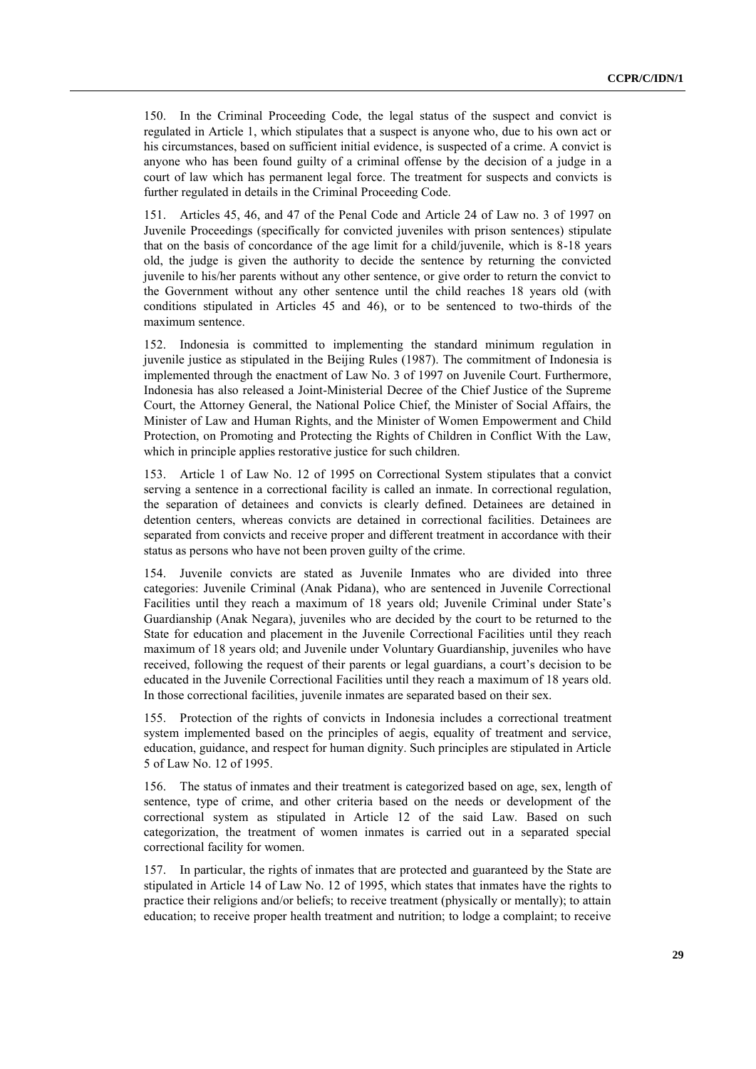150. In the Criminal Proceeding Code, the legal status of the suspect and convict is regulated in Article 1, which stipulates that a suspect is anyone who, due to his own act or his circumstances, based on sufficient initial evidence, is suspected of a crime. A convict is anyone who has been found guilty of a criminal offense by the decision of a judge in a court of law which has permanent legal force. The treatment for suspects and convicts is further regulated in details in the Criminal Proceeding Code.

151. Articles 45, 46, and 47 of the Penal Code and Article 24 of Law no. 3 of 1997 on Juvenile Proceedings (specifically for convicted juveniles with prison sentences) stipulate that on the basis of concordance of the age limit for a child/juvenile, which is 8-18 years old, the judge is given the authority to decide the sentence by returning the convicted juvenile to his/her parents without any other sentence, or give order to return the convict to the Government without any other sentence until the child reaches 18 years old (with conditions stipulated in Articles 45 and 46), or to be sentenced to two-thirds of the maximum sentence.

152. Indonesia is committed to implementing the standard minimum regulation in juvenile justice as stipulated in the Beijing Rules (1987). The commitment of Indonesia is implemented through the enactment of Law No. 3 of 1997 on Juvenile Court. Furthermore, Indonesia has also released a Joint-Ministerial Decree of the Chief Justice of the Supreme Court, the Attorney General, the National Police Chief, the Minister of Social Affairs, the Minister of Law and Human Rights, and the Minister of Women Empowerment and Child Protection, on Promoting and Protecting the Rights of Children in Conflict With the Law, which in principle applies restorative justice for such children.

153. Article 1 of Law No. 12 of 1995 on Correctional System stipulates that a convict serving a sentence in a correctional facility is called an inmate. In correctional regulation, the separation of detainees and convicts is clearly defined. Detainees are detained in detention centers, whereas convicts are detained in correctional facilities. Detainees are separated from convicts and receive proper and different treatment in accordance with their status as persons who have not been proven guilty of the crime.

154. Juvenile convicts are stated as Juvenile Inmates who are divided into three categories: Juvenile Criminal (Anak Pidana), who are sentenced in Juvenile Correctional Facilities until they reach a maximum of 18 years old; Juvenile Criminal under State's Guardianship (Anak Negara), juveniles who are decided by the court to be returned to the State for education and placement in the Juvenile Correctional Facilities until they reach maximum of 18 years old; and Juvenile under Voluntary Guardianship, juveniles who have received, following the request of their parents or legal guardians, a court's decision to be educated in the Juvenile Correctional Facilities until they reach a maximum of 18 years old. In those correctional facilities, juvenile inmates are separated based on their sex.

155. Protection of the rights of convicts in Indonesia includes a correctional treatment system implemented based on the principles of aegis, equality of treatment and service, education, guidance, and respect for human dignity. Such principles are stipulated in Article 5 of Law No. 12 of 1995.

156. The status of inmates and their treatment is categorized based on age, sex, length of sentence, type of crime, and other criteria based on the needs or development of the correctional system as stipulated in Article 12 of the said Law. Based on such categorization, the treatment of women inmates is carried out in a separated special correctional facility for women.

157. In particular, the rights of inmates that are protected and guaranteed by the State are stipulated in Article 14 of Law No. 12 of 1995, which states that inmates have the rights to practice their religions and/or beliefs; to receive treatment (physically or mentally); to attain education; to receive proper health treatment and nutrition; to lodge a complaint; to receive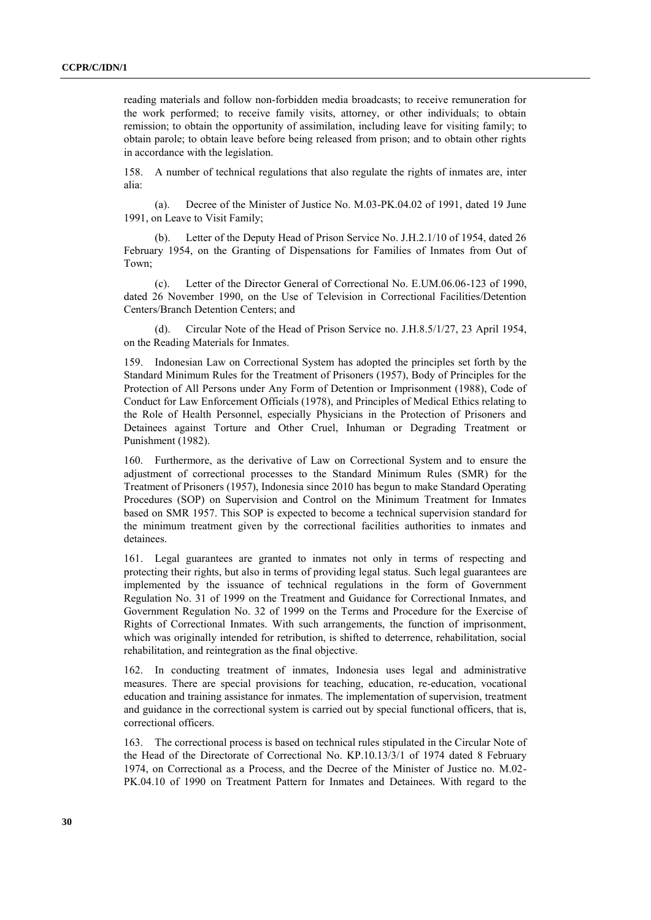reading materials and follow non-forbidden media broadcasts; to receive remuneration for the work performed; to receive family visits, attorney, or other individuals; to obtain remission; to obtain the opportunity of assimilation, including leave for visiting family; to obtain parole; to obtain leave before being released from prison; and to obtain other rights in accordance with the legislation.

158. A number of technical regulations that also regulate the rights of inmates are, inter alia:

(a). Decree of the Minister of Justice No. M.03-PK.04.02 of 1991, dated 19 June 1991, on Leave to Visit Family;

(b). Letter of the Deputy Head of Prison Service No. J.H.2.1/10 of 1954, dated 26 February 1954, on the Granting of Dispensations for Families of Inmates from Out of Town;

(c). Letter of the Director General of Correctional No. E.UM.06.06-123 of 1990, dated 26 November 1990, on the Use of Television in Correctional Facilities/Detention Centers/Branch Detention Centers; and

(d). Circular Note of the Head of Prison Service no. J.H.8.5/1/27, 23 April 1954, on the Reading Materials for Inmates.

159. Indonesian Law on Correctional System has adopted the principles set forth by the Standard Minimum Rules for the Treatment of Prisoners (1957), Body of Principles for the Protection of All Persons under Any Form of Detention or Imprisonment (1988), Code of Conduct for Law Enforcement Officials (1978), and Principles of Medical Ethics relating to the Role of Health Personnel, especially Physicians in the Protection of Prisoners and Detainees against Torture and Other Cruel, Inhuman or Degrading Treatment or Punishment (1982).

160. Furthermore, as the derivative of Law on Correctional System and to ensure the adjustment of correctional processes to the Standard Minimum Rules (SMR) for the Treatment of Prisoners (1957), Indonesia since 2010 has begun to make Standard Operating Procedures (SOP) on Supervision and Control on the Minimum Treatment for Inmates based on SMR 1957. This SOP is expected to become a technical supervision standard for the minimum treatment given by the correctional facilities authorities to inmates and detainees.

161. Legal guarantees are granted to inmates not only in terms of respecting and protecting their rights, but also in terms of providing legal status. Such legal guarantees are implemented by the issuance of technical regulations in the form of Government Regulation No. 31 of 1999 on the Treatment and Guidance for Correctional Inmates, and Government Regulation No. 32 of 1999 on the Terms and Procedure for the Exercise of Rights of Correctional Inmates. With such arrangements, the function of imprisonment, which was originally intended for retribution, is shifted to deterrence, rehabilitation, social rehabilitation, and reintegration as the final objective.

162. In conducting treatment of inmates, Indonesia uses legal and administrative measures. There are special provisions for teaching, education, re-education, vocational education and training assistance for inmates. The implementation of supervision, treatment and guidance in the correctional system is carried out by special functional officers, that is, correctional officers.

163. The correctional process is based on technical rules stipulated in the Circular Note of the Head of the Directorate of Correctional No. KP.10.13/3/1 of 1974 dated 8 February 1974, on Correctional as a Process, and the Decree of the Minister of Justice no. M.02-PK.04.10 of 1990 on Treatment Pattern for Inmates and Detainees. With regard to the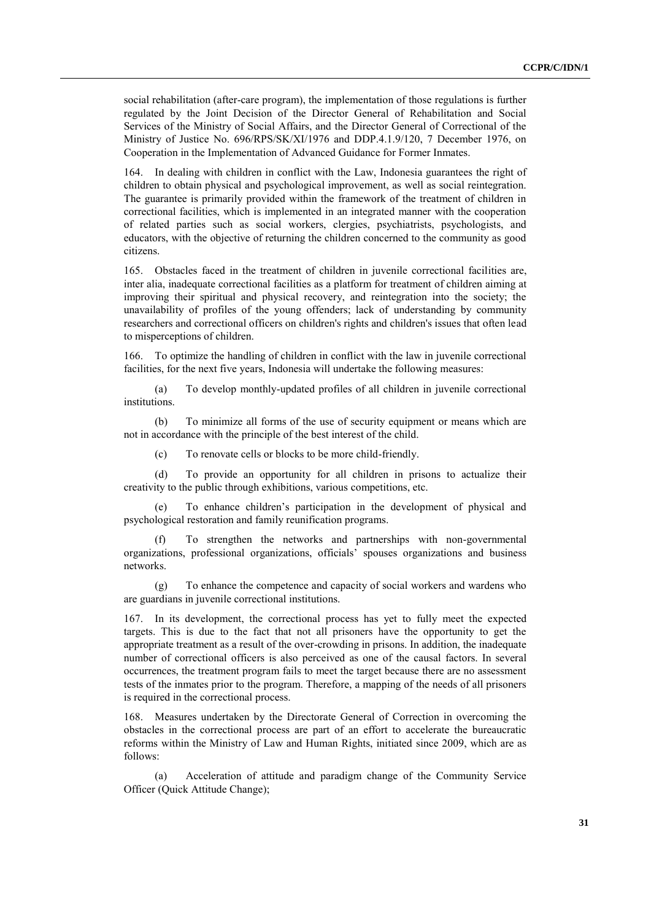social rehabilitation (after-care program), the implementation of those regulations is further regulated by the Joint Decision of the Director General of Rehabilitation and Social Services of the Ministry of Social Affairs, and the Director General of Correctional of the Ministry of Justice No. 696/RPS/SK/XI/1976 and DDP.4.1.9/120, 7 December 1976, on Cooperation in the Implementation of Advanced Guidance for Former Inmates.

164. In dealing with children in conflict with the Law, Indonesia guarantees the right of children to obtain physical and psychological improvement, as well as social reintegration. The guarantee is primarily provided within the framework of the treatment of children in correctional facilities, which is implemented in an integrated manner with the cooperation of related parties such as social workers, clergies, psychiatrists, psychologists, and educators, with the objective of returning the children concerned to the community as good citizens.

165. Obstacles faced in the treatment of children in juvenile correctional facilities are, inter alia, inadequate correctional facilities as a platform for treatment of children aiming at improving their spiritual and physical recovery, and reintegration into the society; the unavailability of profiles of the young offenders; lack of understanding by community researchers and correctional officers on children's rights and children's issues that often lead to misperceptions of children.

166. To optimize the handling of children in conflict with the law in juvenile correctional facilities, for the next five years, Indonesia will undertake the following measures:

(a) To develop monthly-updated profiles of all children in juvenile correctional institutions.

(b) To minimize all forms of the use of security equipment or means which are not in accordance with the principle of the best interest of the child.

(c) To renovate cells or blocks to be more child-friendly.

(d) To provide an opportunity for all children in prisons to actualize their creativity to the public through exhibitions, various competitions, etc.

(e) To enhance children's participation in the development of physical and psychological restoration and family reunification programs.

(f) To strengthen the networks and partnerships with non-governmental organizations, professional organizations, officials' spouses organizations and business networks.

(g) To enhance the competence and capacity of social workers and wardens who are guardians in juvenile correctional institutions.

167. In its development, the correctional process has yet to fully meet the expected targets. This is due to the fact that not all prisoners have the opportunity to get the appropriate treatment as a result of the over-crowding in prisons. In addition, the inadequate number of correctional officers is also perceived as one of the causal factors. In several occurrences, the treatment program fails to meet the target because there are no assessment tests of the inmates prior to the program. Therefore, a mapping of the needs of all prisoners is required in the correctional process.

168. Measures undertaken by the Directorate General of Correction in overcoming the obstacles in the correctional process are part of an effort to accelerate the bureaucratic reforms within the Ministry of Law and Human Rights, initiated since 2009, which are as follows:

(a) Acceleration of attitude and paradigm change of the Community Service Officer (Quick Attitude Change);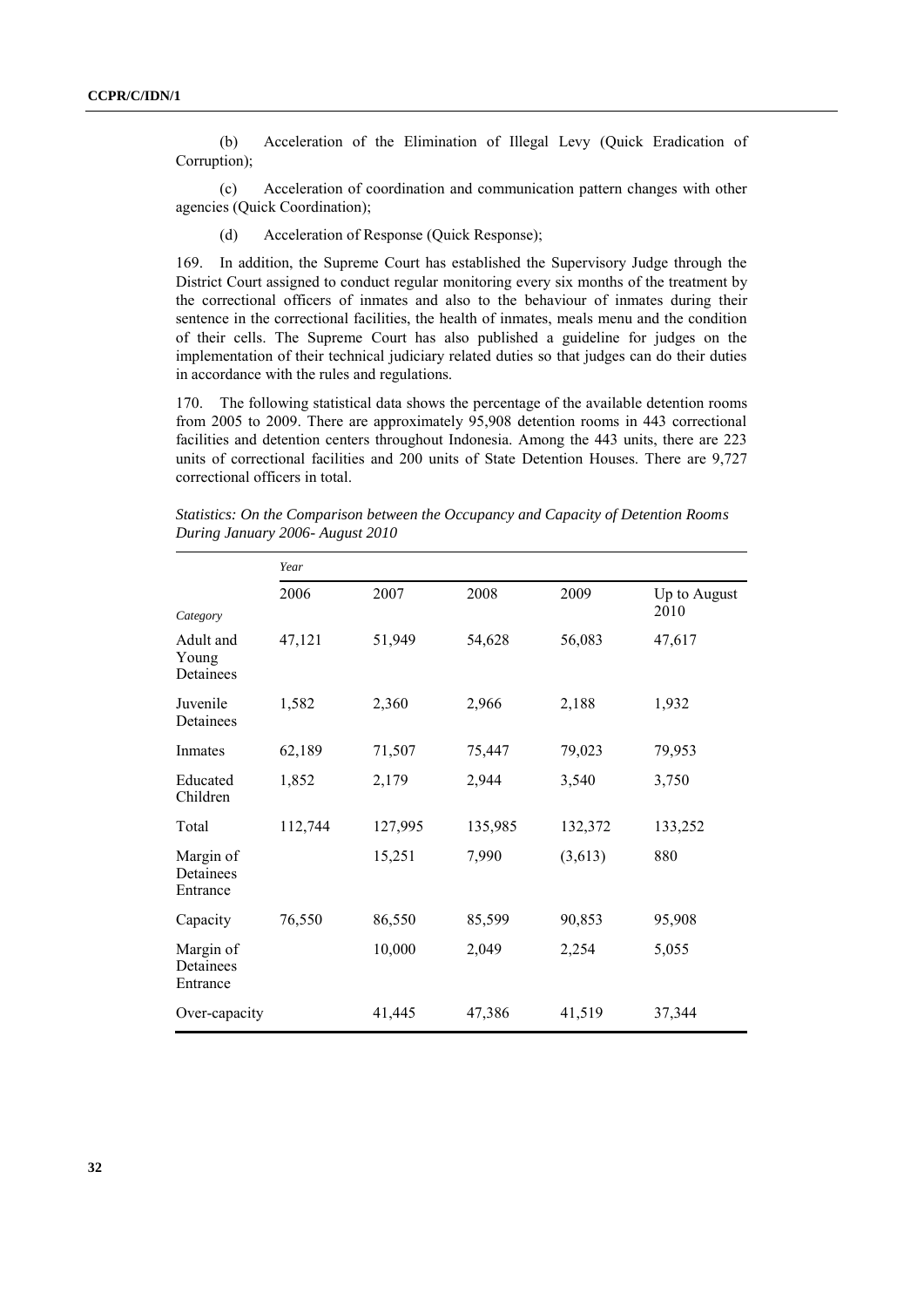(b) Acceleration of the Elimination of Illegal Levy (Quick Eradication of Corruption);

(c) Acceleration of coordination and communication pattern changes with other agencies (Quick Coordination);

(d) Acceleration of Response (Quick Response);

169. In addition, the Supreme Court has established the Supervisory Judge through the District Court assigned to conduct regular monitoring every six months of the treatment by the correctional officers of inmates and also to the behaviour of inmates during their sentence in the correctional facilities, the health of inmates, meals menu and the condition of their cells. The Supreme Court has also published a guideline for judges on the implementation of their technical judiciary related duties so that judges can do their duties in accordance with the rules and regulations.

170. The following statistical data shows the percentage of the available detention rooms from 2005 to 2009. There are approximately 95,908 detention rooms in 443 correctional facilities and detention centers throughout Indonesia. Among the 443 units, there are 223 units of correctional facilities and 200 units of State Detention Houses. There are 9,727 correctional officers in total.

*Statistics: On the Comparison between the Occupancy and Capacity of Detention Rooms During January 2006- August 2010*

| | *Year* | | | | |
|---|---|---|---|---|---|
| *Category* | 2006 | 2007 | 2008 | 2009 | Up to August 2010 |
| Adult and Young Detainees | 47,121 | 51,949 | 54,628 | 56,083 | 47,617 |
| Juvenile Detainees | 1,582 | 2,360 | 2,966 | 2,188 | 1,932 |
| Inmates | 62,189 | 71,507 | 75,447 | 79,023 | 79,953 |
| Educated Children | 1,852 | 2,179 | 2,944 | 3,540 | 3,750 |
| Total | 112,744 | 127,995 | 135,985 | 132,372 | 133,252 |
| Margin of Detainees Entrance | | 15,251 | 7,990 | (3,613) | 880 |
| Capacity | 76,550 | 86,550 | 85,599 | 90,853 | 95,908 |
| Margin of Detainees Entrance | | 10,000 | 2,049 | 2,254 | 5,055 |
| Over-capacity | | 41,445 | 47,386 | 41,519 | 37,344 |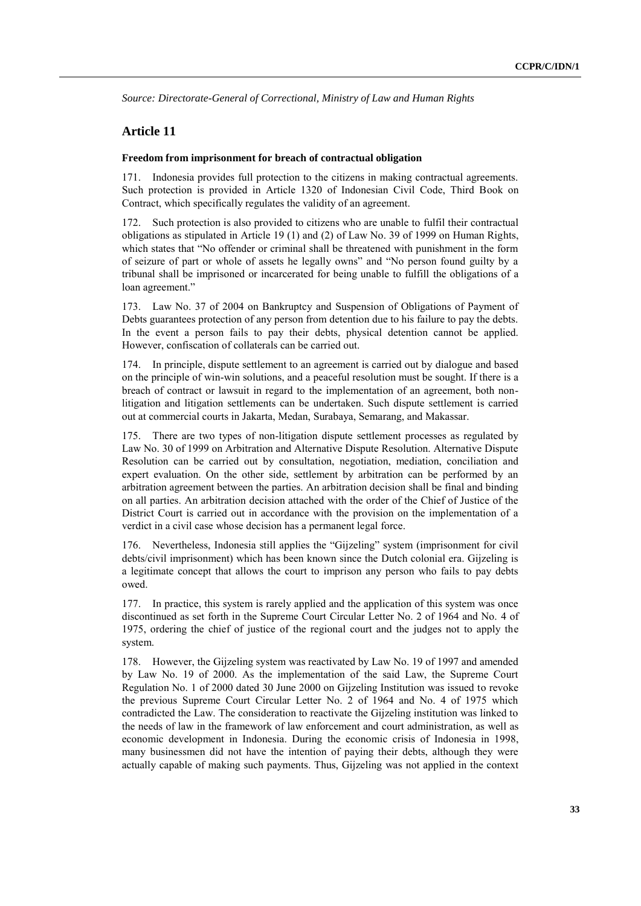*Source: Directorate-General of Correctional, Ministry of Law and Human Rights*

## Article 11

### Freedom from imprisonment for breach of contractual obligation

171. Indonesia provides full protection to the citizens in making contractual agreements. Such protection is provided in Article 1320 of Indonesian Civil Code, Third Book on Contract, which specifically regulates the validity of an agreement.

172. Such protection is also provided to citizens who are unable to fulfil their contractual obligations as stipulated in Article 19 (1) and (2) of Law No. 39 of 1999 on Human Rights, which states that "No offender or criminal shall be threatened with punishment in the form of seizure of part or whole of assets he legally owns" and "No person found guilty by a tribunal shall be imprisoned or incarcerated for being unable to fulfill the obligations of a loan agreement."

173. Law No. 37 of 2004 on Bankruptcy and Suspension of Obligations of Payment of Debts guarantees protection of any person from detention due to his failure to pay the debts. In the event a person fails to pay their debts, physical detention cannot be applied. However, confiscation of collaterals can be carried out.

174. In principle, dispute settlement to an agreement is carried out by dialogue and based on the principle of win-win solutions, and a peaceful resolution must be sought. If there is a breach of contract or lawsuit in regard to the implementation of an agreement, both non-litigation and litigation settlements can be undertaken. Such dispute settlement is carried out at commercial courts in Jakarta, Medan, Surabaya, Semarang, and Makassar.

175. There are two types of non-litigation dispute settlement processes as regulated by Law No. 30 of 1999 on Arbitration and Alternative Dispute Resolution. Alternative Dispute Resolution can be carried out by consultation, negotiation, mediation, conciliation and expert evaluation. On the other side, settlement by arbitration can be performed by an arbitration agreement between the parties. An arbitration decision shall be final and binding on all parties. An arbitration decision attached with the order of the Chief of Justice of the District Court is carried out in accordance with the provision on the implementation of a verdict in a civil case whose decision has a permanent legal force.

176. Nevertheless, Indonesia still applies the "Gijzeling" system (imprisonment for civil debts/civil imprisonment) which has been known since the Dutch colonial era. Gijzeling is a legitimate concept that allows the court to imprison any person who fails to pay debts owed.

177. In practice, this system is rarely applied and the application of this system was once discontinued as set forth in the Supreme Court Circular Letter No. 2 of 1964 and No. 4 of 1975, ordering the chief of justice of the regional court and the judges not to apply the system.

178. However, the Gijzeling system was reactivated by Law No. 19 of 1997 and amended by Law No. 19 of 2000. As the implementation of the said Law, the Supreme Court Regulation No. 1 of 2000 dated 30 June 2000 on Gijzeling Institution was issued to revoke the previous Supreme Court Circular Letter No. 2 of 1964 and No. 4 of 1975 which contradicted the Law. The consideration to reactivate the Gijzeling institution was linked to the needs of law in the framework of law enforcement and court administration, as well as economic development in Indonesia. During the economic crisis of Indonesia in 1998, many businessmen did not have the intention of paying their debts, although they were actually capable of making such payments. Thus, Gijzeling was not applied in the context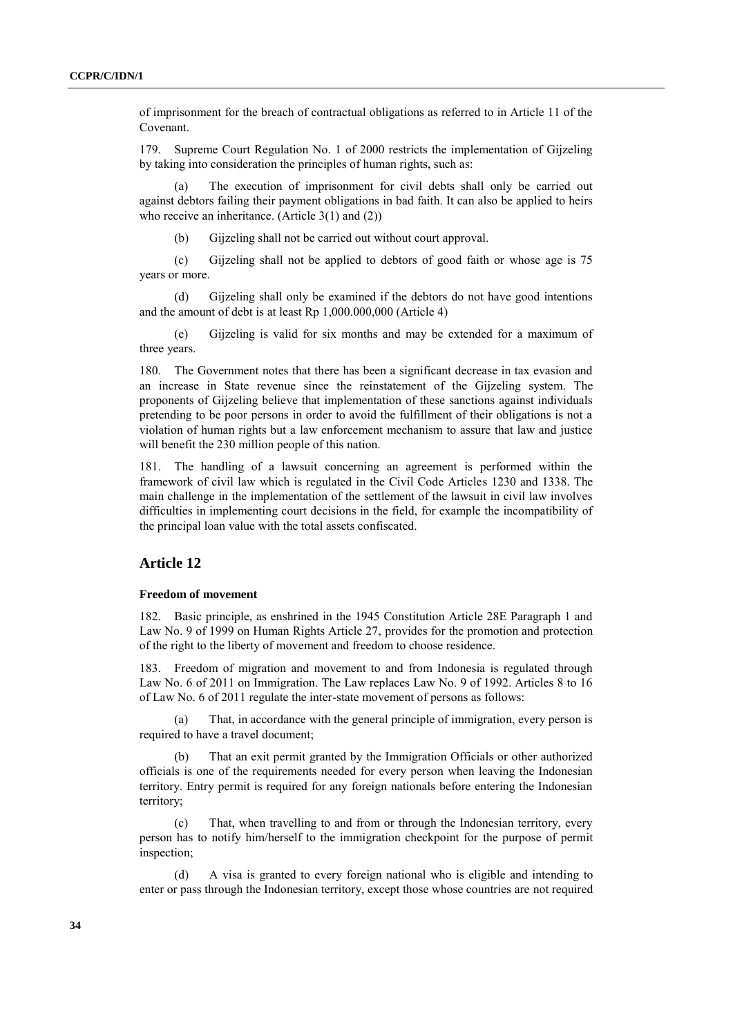of imprisonment for the breach of contractual obligations as referred to in Article 11 of the Covenant.

179. Supreme Court Regulation No. 1 of 2000 restricts the implementation of Gijzeling by taking into consideration the principles of human rights, such as:

(a) The execution of imprisonment for civil debts shall only be carried out against debtors failing their payment obligations in bad faith. It can also be applied to heirs who receive an inheritance. (Article 3(1) and (2))

(b) Gijzeling shall not be carried out without court approval.

(c) Gijzeling shall not be applied to debtors of good faith or whose age is 75 years or more.

(d) Gijzeling shall only be examined if the debtors do not have good intentions and the amount of debt is at least Rp 1,000.000,000 (Article 4)

(e) Gijzeling is valid for six months and may be extended for a maximum of three years.

180. The Government notes that there has been a significant decrease in tax evasion and an increase in State revenue since the reinstatement of the Gijzeling system. The proponents of Gijzeling believe that implementation of these sanctions against individuals pretending to be poor persons in order to avoid the fulfillment of their obligations is not a violation of human rights but a law enforcement mechanism to assure that law and justice will benefit the 230 million people of this nation.

181. The handling of a lawsuit concerning an agreement is performed within the framework of civil law which is regulated in the Civil Code Articles 1230 and 1338. The main challenge in the implementation of the settlement of the lawsuit in civil law involves difficulties in implementing court decisions in the field, for example the incompatibility of the principal loan value with the total assets confiscated.

## Article 12

### Freedom of movement

182. Basic principle, as enshrined in the 1945 Constitution Article 28E Paragraph 1 and Law No. 9 of 1999 on Human Rights Article 27, provides for the promotion and protection of the right to the liberty of movement and freedom to choose residence.

183. Freedom of migration and movement to and from Indonesia is regulated through Law No. 6 of 2011 on Immigration. The Law replaces Law No. 9 of 1992. Articles 8 to 16 of Law No. 6 of 2011 regulate the inter-state movement of persons as follows:

(a) That, in accordance with the general principle of immigration, every person is required to have a travel document;

(b) That an exit permit granted by the Immigration Officials or other authorized officials is one of the requirements needed for every person when leaving the Indonesian territory. Entry permit is required for any foreign nationals before entering the Indonesian territory;

(c) That, when travelling to and from or through the Indonesian territory, every person has to notify him/herself to the immigration checkpoint for the purpose of permit inspection;

(d) A visa is granted to every foreign national who is eligible and intending to enter or pass through the Indonesian territory, except those whose countries are not required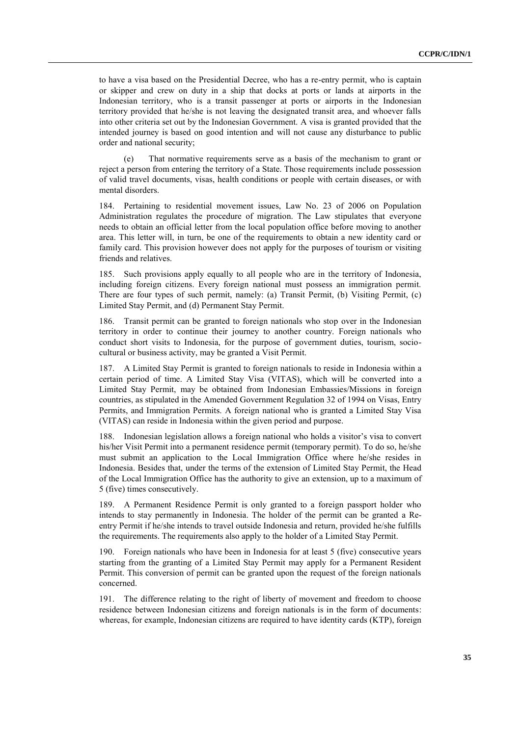to have a visa based on the Presidential Decree, who has a re-entry permit, who is captain or skipper and crew on duty in a ship that docks at ports or lands at airports in the Indonesian territory, who is a transit passenger at ports or airports in the Indonesian territory provided that he/she is not leaving the designated transit area, and whoever falls into other criteria set out by the Indonesian Government. A visa is granted provided that the intended journey is based on good intention and will not cause any disturbance to public order and national security;

(e) That normative requirements serve as a basis of the mechanism to grant or reject a person from entering the territory of a State. Those requirements include possession of valid travel documents, visas, health conditions or people with certain diseases, or with mental disorders.

184. Pertaining to residential movement issues, Law No. 23 of 2006 on Population Administration regulates the procedure of migration. The Law stipulates that everyone needs to obtain an official letter from the local population office before moving to another area. This letter will, in turn, be one of the requirements to obtain a new identity card or family card. This provision however does not apply for the purposes of tourism or visiting friends and relatives.

185. Such provisions apply equally to all people who are in the territory of Indonesia, including foreign citizens. Every foreign national must possess an immigration permit. There are four types of such permit, namely: (a) Transit Permit, (b) Visiting Permit, (c) Limited Stay Permit, and (d) Permanent Stay Permit.

186. Transit permit can be granted to foreign nationals who stop over in the Indonesian territory in order to continue their journey to another country. Foreign nationals who conduct short visits to Indonesia, for the purpose of government duties, tourism, socio-cultural or business activity, may be granted a Visit Permit.

187. A Limited Stay Permit is granted to foreign nationals to reside in Indonesia within a certain period of time. A Limited Stay Visa (VITAS), which will be converted into a Limited Stay Permit, may be obtained from Indonesian Embassies/Missions in foreign countries, as stipulated in the Amended Government Regulation 32 of 1994 on Visas, Entry Permits, and Immigration Permits. A foreign national who is granted a Limited Stay Visa (VITAS) can reside in Indonesia within the given period and purpose.

188. Indonesian legislation allows a foreign national who holds a visitor's visa to convert his/her Visit Permit into a permanent residence permit (temporary permit). To do so, he/she must submit an application to the Local Immigration Office where he/she resides in Indonesia. Besides that, under the terms of the extension of Limited Stay Permit, the Head of the Local Immigration Office has the authority to give an extension, up to a maximum of 5 (five) times consecutively.

189. A Permanent Residence Permit is only granted to a foreign passport holder who intends to stay permanently in Indonesia. The holder of the permit can be granted a Re-entry Permit if he/she intends to travel outside Indonesia and return, provided he/she fulfills the requirements. The requirements also apply to the holder of a Limited Stay Permit.

190. Foreign nationals who have been in Indonesia for at least 5 (five) consecutive years starting from the granting of a Limited Stay Permit may apply for a Permanent Resident Permit. This conversion of permit can be granted upon the request of the foreign nationals concerned.

191. The difference relating to the right of liberty of movement and freedom to choose residence between Indonesian citizens and foreign nationals is in the form of documents: whereas, for example, Indonesian citizens are required to have identity cards (KTP), foreign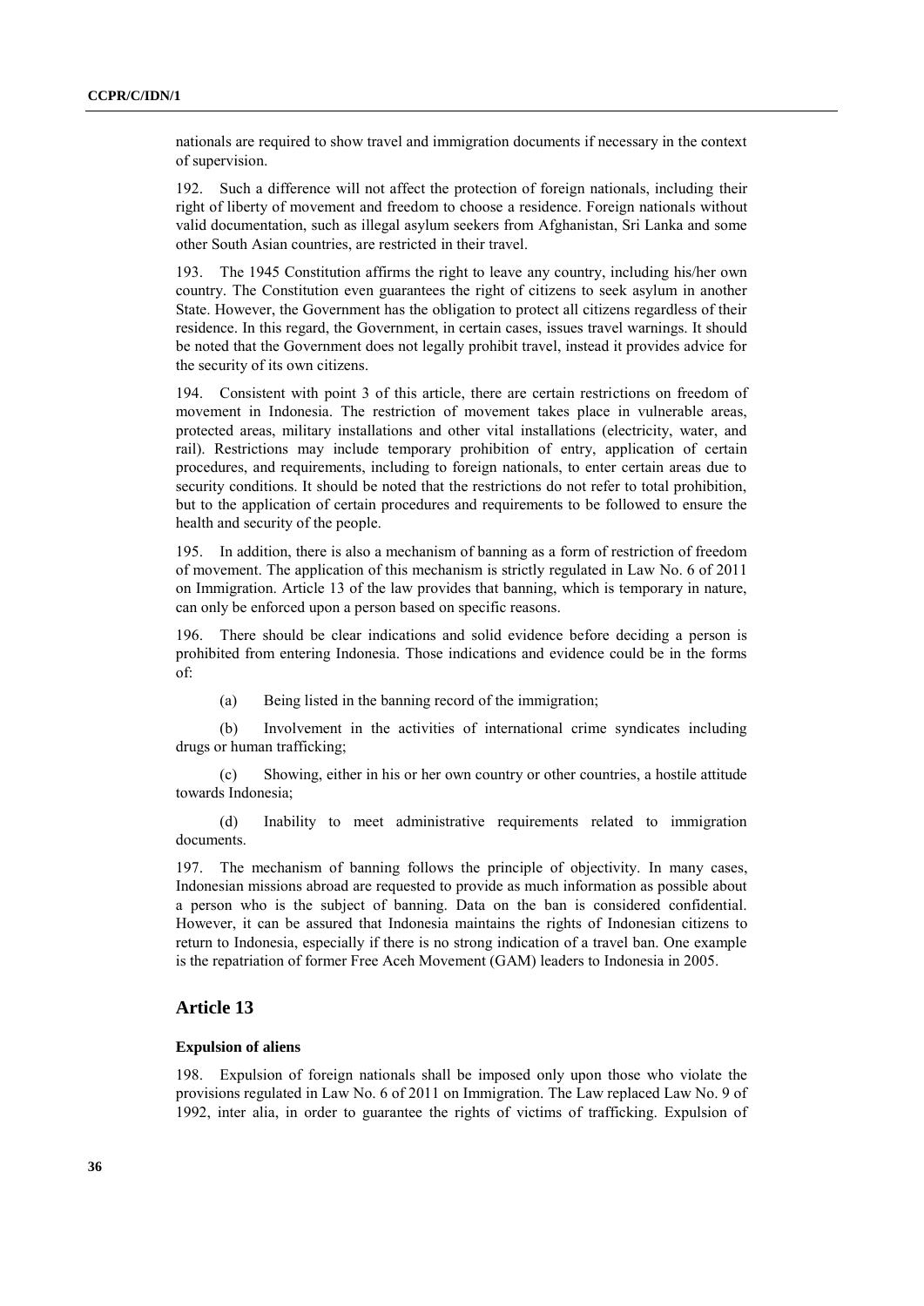nationals are required to show travel and immigration documents if necessary in the context of supervision.

192. Such a difference will not affect the protection of foreign nationals, including their right of liberty of movement and freedom to choose a residence. Foreign nationals without valid documentation, such as illegal asylum seekers from Afghanistan, Sri Lanka and some other South Asian countries, are restricted in their travel.

193. The 1945 Constitution affirms the right to leave any country, including his/her own country. The Constitution even guarantees the right of citizens to seek asylum in another State. However, the Government has the obligation to protect all citizens regardless of their residence. In this regard, the Government, in certain cases, issues travel warnings. It should be noted that the Government does not legally prohibit travel, instead it provides advice for the security of its own citizens.

194. Consistent with point 3 of this article, there are certain restrictions on freedom of movement in Indonesia. The restriction of movement takes place in vulnerable areas, protected areas, military installations and other vital installations (electricity, water, and rail). Restrictions may include temporary prohibition of entry, application of certain procedures, and requirements, including to foreign nationals, to enter certain areas due to security conditions. It should be noted that the restrictions do not refer to total prohibition, but to the application of certain procedures and requirements to be followed to ensure the health and security of the people.

195. In addition, there is also a mechanism of banning as a form of restriction of freedom of movement. The application of this mechanism is strictly regulated in Law No. 6 of 2011 on Immigration. Article 13 of the law provides that banning, which is temporary in nature, can only be enforced upon a person based on specific reasons.

196. There should be clear indications and solid evidence before deciding a person is prohibited from entering Indonesia. Those indications and evidence could be in the forms of:

(a) Being listed in the banning record of the immigration;

(b) Involvement in the activities of international crime syndicates including drugs or human trafficking;

(c) Showing, either in his or her own country or other countries, a hostile attitude towards Indonesia;

(d) Inability to meet administrative requirements related to immigration documents.

197. The mechanism of banning follows the principle of objectivity. In many cases, Indonesian missions abroad are requested to provide as much information as possible about a person who is the subject of banning. Data on the ban is considered confidential. However, it can be assured that Indonesia maintains the rights of Indonesian citizens to return to Indonesia, especially if there is no strong indication of a travel ban. One example is the repatriation of former Free Aceh Movement (GAM) leaders to Indonesia in 2005.

## Article 13

### Expulsion of aliens

198. Expulsion of foreign nationals shall be imposed only upon those who violate the provisions regulated in Law No. 6 of 2011 on Immigration. The Law replaced Law No. 9 of 1992, inter alia, in order to guarantee the rights of victims of trafficking. Expulsion of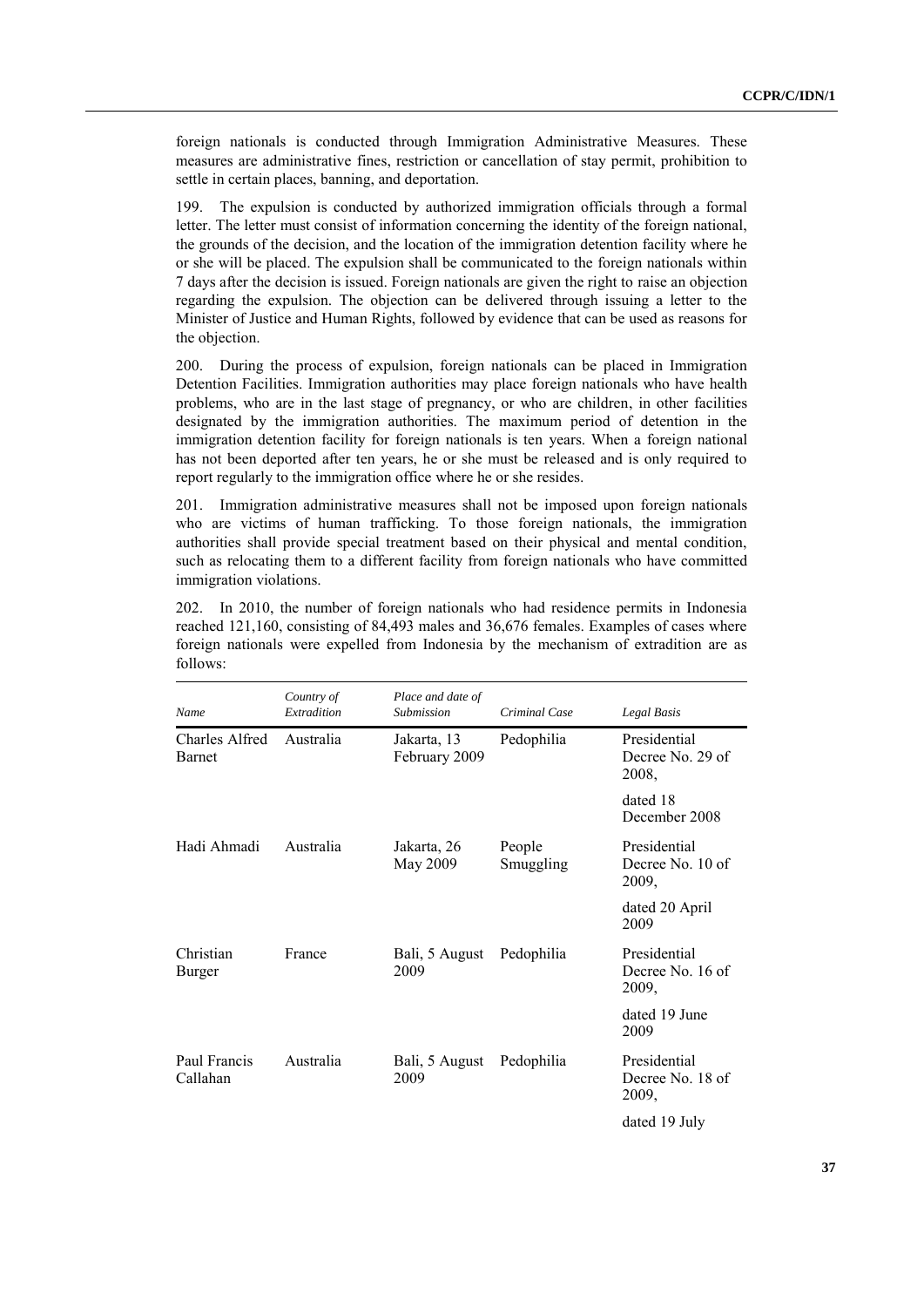foreign nationals is conducted through Immigration Administrative Measures. These measures are administrative fines, restriction or cancellation of stay permit, prohibition to settle in certain places, banning, and deportation.

199. The expulsion is conducted by authorized immigration officials through a formal letter. The letter must consist of information concerning the identity of the foreign national, the grounds of the decision, and the location of the immigration detention facility where he or she will be placed. The expulsion shall be communicated to the foreign nationals within 7 days after the decision is issued. Foreign nationals are given the right to raise an objection regarding the expulsion. The objection can be delivered through issuing a letter to the Minister of Justice and Human Rights, followed by evidence that can be used as reasons for the objection.

200. During the process of expulsion, foreign nationals can be placed in Immigration Detention Facilities. Immigration authorities may place foreign nationals who have health problems, who are in the last stage of pregnancy, or who are children, in other facilities designated by the immigration authorities. The maximum period of detention in the immigration detention facility for foreign nationals is ten years. When a foreign national has not been deported after ten years, he or she must be released and is only required to report regularly to the immigration office where he or she resides.

201. Immigration administrative measures shall not be imposed upon foreign nationals who are victims of human trafficking. To those foreign nationals, the immigration authorities shall provide special treatment based on their physical and mental condition, such as relocating them to a different facility from foreign nationals who have committed immigration violations.

202. In 2010, the number of foreign nationals who had residence permits in Indonesia reached 121,160, consisting of 84,493 males and 36,676 females. Examples of cases where foreign nationals were expelled from Indonesia by the mechanism of extradition are as follows:

| *Name* | *Country of Extradition* | *Place and date of Submission* | *Criminal Case* | *Legal Basis* |
|---|---|---|---|---|
| Charles Alfred Barnet | Australia | Jakarta, 13 February 2009 | Pedophilia | Presidential Decree No. 29 of 2008, dated 18 December 2008 |
| Hadi Ahmadi | Australia | Jakarta, 26 May 2009 | People Smuggling | Presidential Decree No. 10 of 2009, dated 20 April 2009 |
| Christian Burger | France | Bali, 5 August 2009 | Pedophilia | Presidential Decree No. 16 of 2009, dated 19 June 2009 |
| Paul Francis Callahan | Australia | Bali, 5 August 2009 | Pedophilia | Presidential Decree No. 18 of 2009, dated 19 July |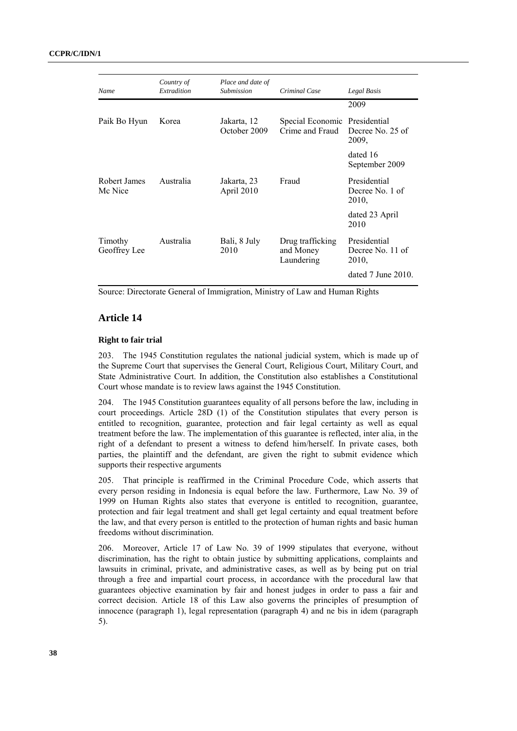| Name | Country of Extradition | Place and date of Submission | Criminal Case | Legal Basis |
|---|---|---|---|---|
| | | | | 2009 |
| Paik Bo Hyun | Korea | Jakarta, 12 October 2009 | Special Economic Crime and Fraud | Presidential Decree No. 25 of 2009, dated 16 September 2009 |
| Robert James Mc Nice | Australia | Jakarta, 23 April 2010 | Fraud | Presidential Decree No. 1 of 2010, dated 23 April 2010 |
| Timothy Geoffrey Lee | Australia | Bali, 8 July 2010 | Drug trafficking and Money Laundering | Presidential Decree No. 11 of 2010, dated 7 June 2010. |

Source: Directorate General of Immigration, Ministry of Law and Human Rights

## Article 14

### Right to fair trial

203. The 1945 Constitution regulates the national judicial system, which is made up of the Supreme Court that supervises the General Court, Religious Court, Military Court, and State Administrative Court. In addition, the Constitution also establishes a Constitutional Court whose mandate is to review laws against the 1945 Constitution.

204. The 1945 Constitution guarantees equality of all persons before the law, including in court proceedings. Article 28D (1) of the Constitution stipulates that every person is entitled to recognition, guarantee, protection and fair legal certainty as well as equal treatment before the law. The implementation of this guarantee is reflected, inter alia, in the right of a defendant to present a witness to defend him/herself. In private cases, both parties, the plaintiff and the defendant, are given the right to submit evidence which supports their respective arguments

205. That principle is reaffirmed in the Criminal Procedure Code, which asserts that every person residing in Indonesia is equal before the law. Furthermore, Law No. 39 of 1999 on Human Rights also states that everyone is entitled to recognition, guarantee, protection and fair legal treatment and shall get legal certainty and equal treatment before the law, and that every person is entitled to the protection of human rights and basic human freedoms without discrimination.

206. Moreover, Article 17 of Law No. 39 of 1999 stipulates that everyone, without discrimination, has the right to obtain justice by submitting applications, complaints and lawsuits in criminal, private, and administrative cases, as well as by being put on trial through a free and impartial court process, in accordance with the procedural law that guarantees objective examination by fair and honest judges in order to pass a fair and correct decision. Article 18 of this Law also governs the principles of presumption of innocence (paragraph 1), legal representation (paragraph 4) and ne bis in idem (paragraph 5).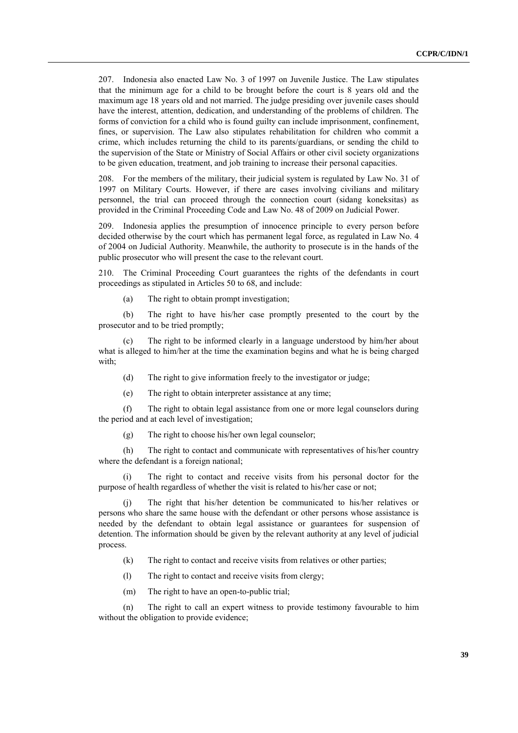207. Indonesia also enacted Law No. 3 of 1997 on Juvenile Justice. The Law stipulates that the minimum age for a child to be brought before the court is 8 years old and the maximum age 18 years old and not married. The judge presiding over juvenile cases should have the interest, attention, dedication, and understanding of the problems of children. The forms of conviction for a child who is found guilty can include imprisonment, confinement, fines, or supervision. The Law also stipulates rehabilitation for children who commit a crime, which includes returning the child to its parents/guardians, or sending the child to the supervision of the State or Ministry of Social Affairs or other civil society organizations to be given education, treatment, and job training to increase their personal capacities.

208. For the members of the military, their judicial system is regulated by Law No. 31 of 1997 on Military Courts. However, if there are cases involving civilians and military personnel, the trial can proceed through the connection court (sidang koneksitas) as provided in the Criminal Proceeding Code and Law No. 48 of 2009 on Judicial Power.

209. Indonesia applies the presumption of innocence principle to every person before decided otherwise by the court which has permanent legal force, as regulated in Law No. 4 of 2004 on Judicial Authority. Meanwhile, the authority to prosecute is in the hands of the public prosecutor who will present the case to the relevant court.

210. The Criminal Proceeding Court guarantees the rights of the defendants in court proceedings as stipulated in Articles 50 to 68, and include:

(a) The right to obtain prompt investigation;

(b) The right to have his/her case promptly presented to the court by the prosecutor and to be tried promptly;

(c) The right to be informed clearly in a language understood by him/her about what is alleged to him/her at the time the examination begins and what he is being charged with;

(d) The right to give information freely to the investigator or judge;

(e) The right to obtain interpreter assistance at any time;

(f) The right to obtain legal assistance from one or more legal counselors during the period and at each level of investigation;

(g) The right to choose his/her own legal counselor;

(h) The right to contact and communicate with representatives of his/her country where the defendant is a foreign national;

(i) The right to contact and receive visits from his personal doctor for the purpose of health regardless of whether the visit is related to his/her case or not;

(j) The right that his/her detention be communicated to his/her relatives or persons who share the same house with the defendant or other persons whose assistance is needed by the defendant to obtain legal assistance or guarantees for suspension of detention. The information should be given by the relevant authority at any level of judicial process.

(k) The right to contact and receive visits from relatives or other parties;

(l) The right to contact and receive visits from clergy;

(m) The right to have an open-to-public trial;

(n) The right to call an expert witness to provide testimony favourable to him without the obligation to provide evidence;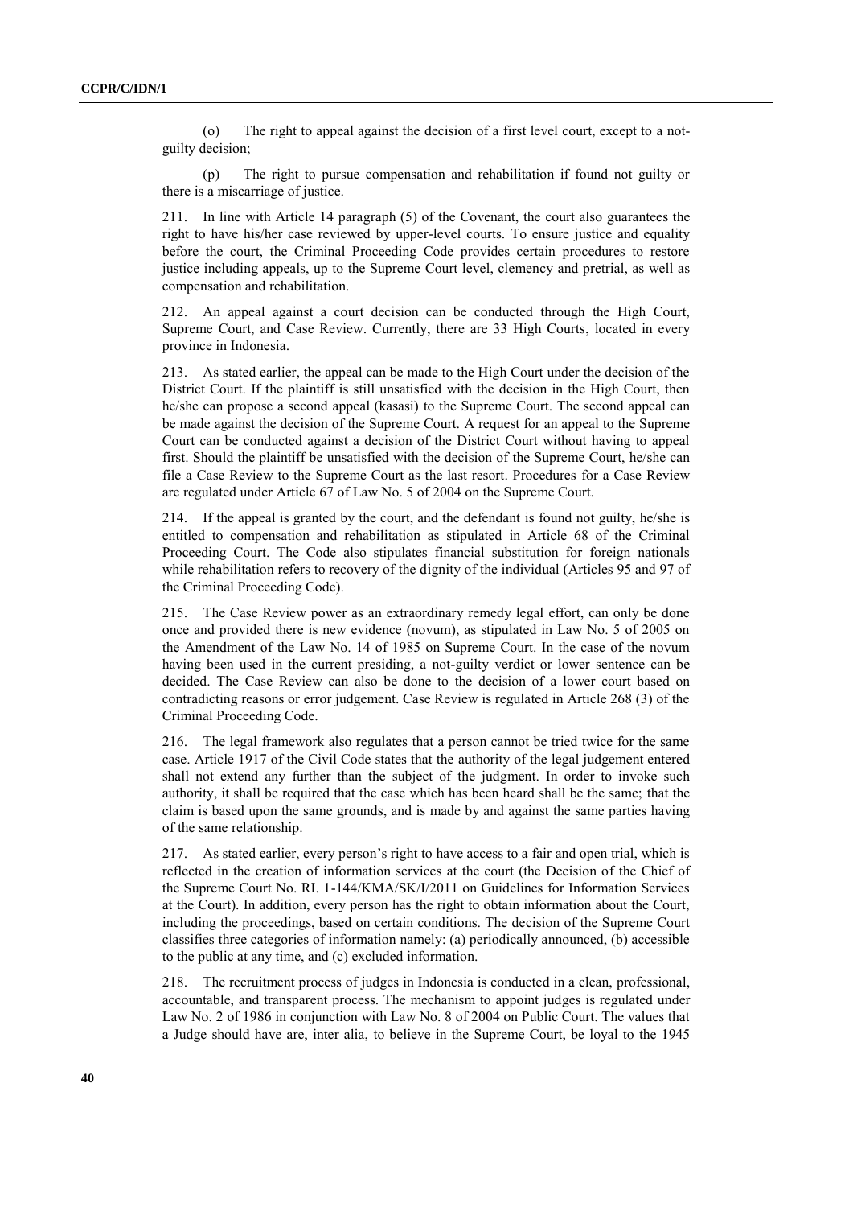(o) The right to appeal against the decision of a first level court, except to a not-guilty decision;

(p) The right to pursue compensation and rehabilitation if found not guilty or there is a miscarriage of justice.

211. In line with Article 14 paragraph (5) of the Covenant, the court also guarantees the right to have his/her case reviewed by upper-level courts. To ensure justice and equality before the court, the Criminal Proceeding Code provides certain procedures to restore justice including appeals, up to the Supreme Court level, clemency and pretrial, as well as compensation and rehabilitation.

212. An appeal against a court decision can be conducted through the High Court, Supreme Court, and Case Review. Currently, there are 33 High Courts, located in every province in Indonesia.

213. As stated earlier, the appeal can be made to the High Court under the decision of the District Court. If the plaintiff is still unsatisfied with the decision in the High Court, then he/she can propose a second appeal (kasasi) to the Supreme Court. The second appeal can be made against the decision of the Supreme Court. A request for an appeal to the Supreme Court can be conducted against a decision of the District Court without having to appeal first. Should the plaintiff be unsatisfied with the decision of the Supreme Court, he/she can file a Case Review to the Supreme Court as the last resort. Procedures for a Case Review are regulated under Article 67 of Law No. 5 of 2004 on the Supreme Court.

214. If the appeal is granted by the court, and the defendant is found not guilty, he/she is entitled to compensation and rehabilitation as stipulated in Article 68 of the Criminal Proceeding Court. The Code also stipulates financial substitution for foreign nationals while rehabilitation refers to recovery of the dignity of the individual (Articles 95 and 97 of the Criminal Proceeding Code).

215. The Case Review power as an extraordinary remedy legal effort, can only be done once and provided there is new evidence (novum), as stipulated in Law No. 5 of 2005 on the Amendment of the Law No. 14 of 1985 on Supreme Court. In the case of the novum having been used in the current presiding, a not-guilty verdict or lower sentence can be decided. The Case Review can also be done to the decision of a lower court based on contradicting reasons or error judgement. Case Review is regulated in Article 268 (3) of the Criminal Proceeding Code.

216. The legal framework also regulates that a person cannot be tried twice for the same case. Article 1917 of the Civil Code states that the authority of the legal judgement entered shall not extend any further than the subject of the judgment. In order to invoke such authority, it shall be required that the case which has been heard shall be the same; that the claim is based upon the same grounds, and is made by and against the same parties having of the same relationship.

217. As stated earlier, every person's right to have access to a fair and open trial, which is reflected in the creation of information services at the court (the Decision of the Chief of the Supreme Court No. RI. 1-144/KMA/SK/I/2011 on Guidelines for Information Services at the Court). In addition, every person has the right to obtain information about the Court, including the proceedings, based on certain conditions. The decision of the Supreme Court classifies three categories of information namely: (a) periodically announced, (b) accessible to the public at any time, and (c) excluded information.

218. The recruitment process of judges in Indonesia is conducted in a clean, professional, accountable, and transparent process. The mechanism to appoint judges is regulated under Law No. 2 of 1986 in conjunction with Law No. 8 of 2004 on Public Court. The values that a Judge should have are, inter alia, to believe in the Supreme Court, be loyal to the 1945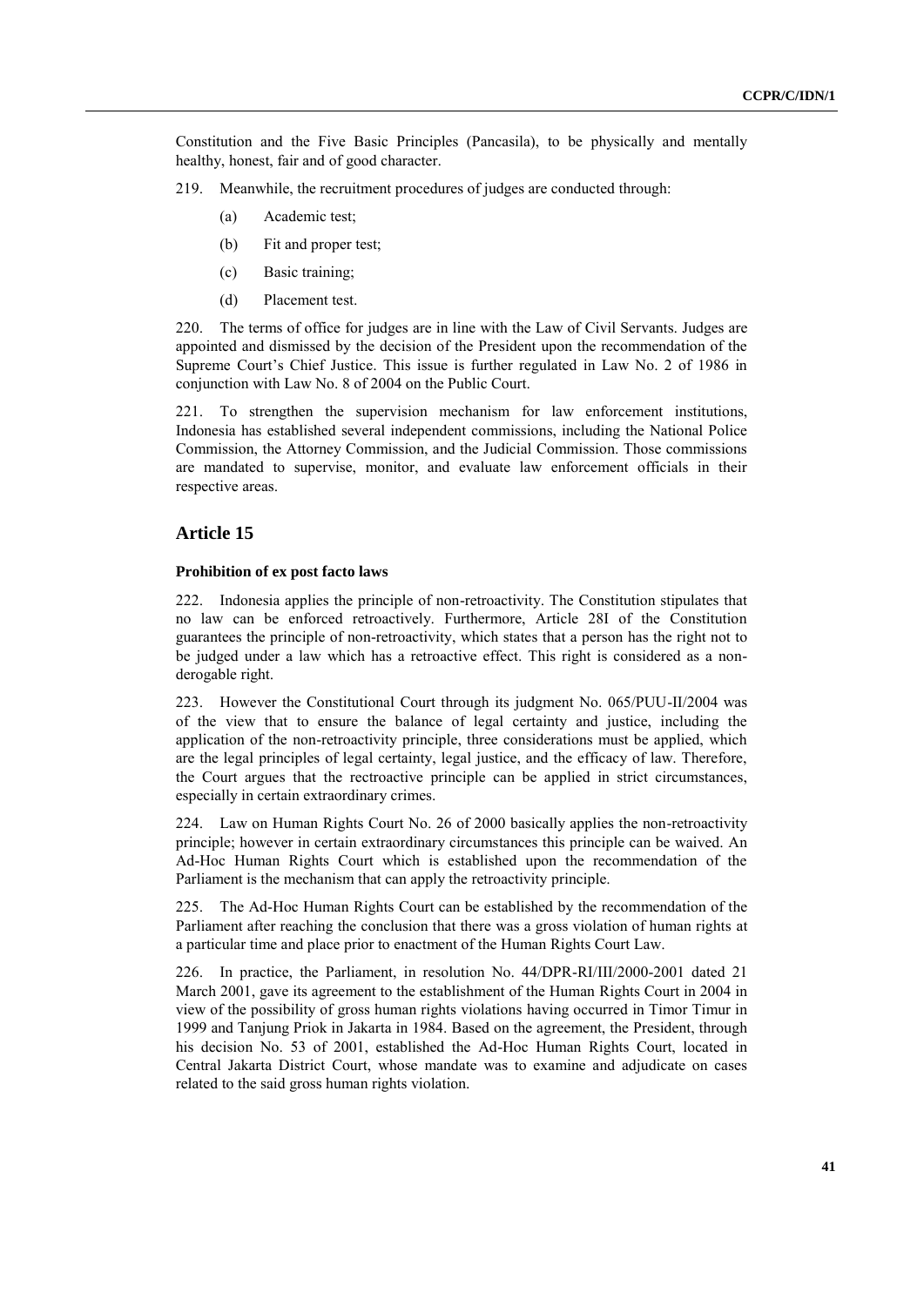Constitution and the Five Basic Principles (Pancasila), to be physically and mentally healthy, honest, fair and of good character.

219. Meanwhile, the recruitment procedures of judges are conducted through:

(a) Academic test;

(b) Fit and proper test;

(c) Basic training;

(d) Placement test.

220. The terms of office for judges are in line with the Law of Civil Servants. Judges are appointed and dismissed by the decision of the President upon the recommendation of the Supreme Court's Chief Justice. This issue is further regulated in Law No. 2 of 1986 in conjunction with Law No. 8 of 2004 on the Public Court.

221. To strengthen the supervision mechanism for law enforcement institutions, Indonesia has established several independent commissions, including the National Police Commission, the Attorney Commission, and the Judicial Commission. Those commissions are mandated to supervise, monitor, and evaluate law enforcement officials in their respective areas.

## Article 15

### Prohibition of ex post facto laws

222. Indonesia applies the principle of non-retroactivity. The Constitution stipulates that no law can be enforced retroactively. Furthermore, Article 28I of the Constitution guarantees the principle of non-retroactivity, which states that a person has the right not to be judged under a law which has a retroactive effect. This right is considered as a non-derogable right.

223. However the Constitutional Court through its judgment No. 065/PUU-II/2004 was of the view that to ensure the balance of legal certainty and justice, including the application of the non-retroactivity principle, three considerations must be applied, which are the legal principles of legal certainty, legal justice, and the efficacy of law. Therefore, the Court argues that the rectroactive principle can be applied in strict circumstances, especially in certain extraordinary crimes.

224. Law on Human Rights Court No. 26 of 2000 basically applies the non-retroactivity principle; however in certain extraordinary circumstances this principle can be waived. An Ad-Hoc Human Rights Court which is established upon the recommendation of the Parliament is the mechanism that can apply the retroactivity principle.

225. The Ad-Hoc Human Rights Court can be established by the recommendation of the Parliament after reaching the conclusion that there was a gross violation of human rights at a particular time and place prior to enactment of the Human Rights Court Law.

226. In practice, the Parliament, in resolution No. 44/DPR-RI/III/2000-2001 dated 21 March 2001, gave its agreement to the establishment of the Human Rights Court in 2004 in view of the possibility of gross human rights violations having occurred in Timor Timur in 1999 and Tanjung Priok in Jakarta in 1984. Based on the agreement, the President, through his decision No. 53 of 2001, established the Ad-Hoc Human Rights Court, located in Central Jakarta District Court, whose mandate was to examine and adjudicate on cases related to the said gross human rights violation.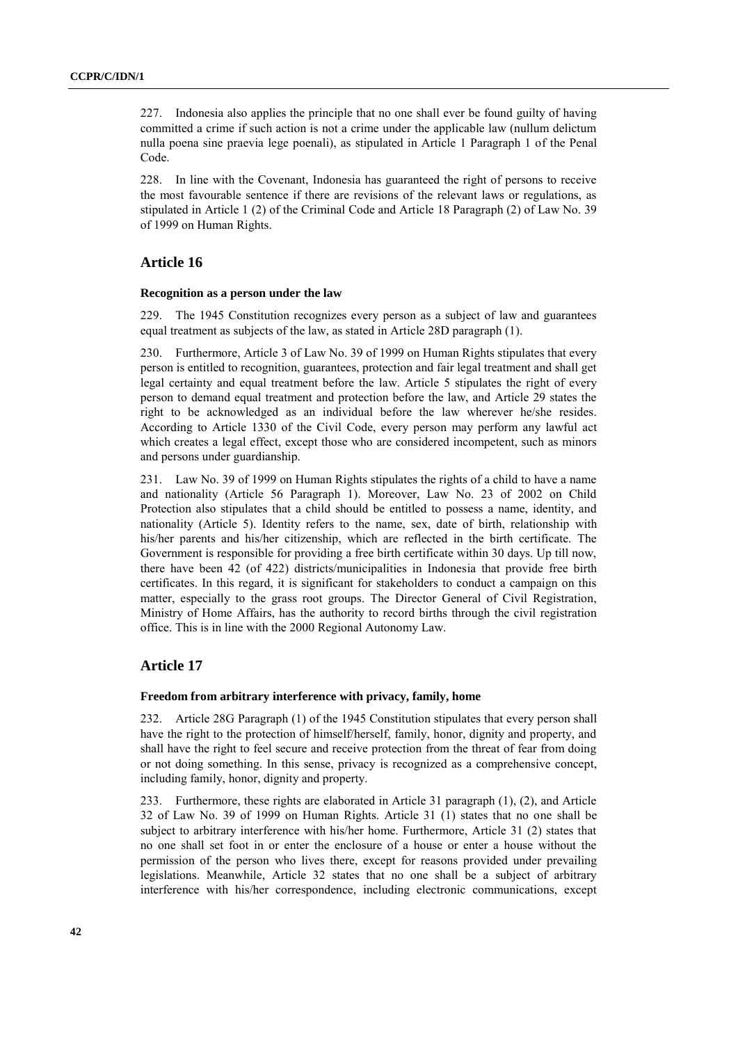227. Indonesia also applies the principle that no one shall ever be found guilty of having committed a crime if such action is not a crime under the applicable law (nullum delictum nulla poena sine praevia lege poenali), as stipulated in Article 1 Paragraph 1 of the Penal Code.

228. In line with the Covenant, Indonesia has guaranteed the right of persons to receive the most favourable sentence if there are revisions of the relevant laws or regulations, as stipulated in Article 1 (2) of the Criminal Code and Article 18 Paragraph (2) of Law No. 39 of 1999 on Human Rights.

## Article 16

### Recognition as a person under the law

229. The 1945 Constitution recognizes every person as a subject of law and guarantees equal treatment as subjects of the law, as stated in Article 28D paragraph (1).

230. Furthermore, Article 3 of Law No. 39 of 1999 on Human Rights stipulates that every person is entitled to recognition, guarantees, protection and fair legal treatment and shall get legal certainty and equal treatment before the law. Article 5 stipulates the right of every person to demand equal treatment and protection before the law, and Article 29 states the right to be acknowledged as an individual before the law wherever he/she resides. According to Article 1330 of the Civil Code, every person may perform any lawful act which creates a legal effect, except those who are considered incompetent, such as minors and persons under guardianship.

231. Law No. 39 of 1999 on Human Rights stipulates the rights of a child to have a name and nationality (Article 56 Paragraph 1). Moreover, Law No. 23 of 2002 on Child Protection also stipulates that a child should be entitled to possess a name, identity, and nationality (Article 5). Identity refers to the name, sex, date of birth, relationship with his/her parents and his/her citizenship, which are reflected in the birth certificate. The Government is responsible for providing a free birth certificate within 30 days. Up till now, there have been 42 (of 422) districts/municipalities in Indonesia that provide free birth certificates. In this regard, it is significant for stakeholders to conduct a campaign on this matter, especially to the grass root groups. The Director General of Civil Registration, Ministry of Home Affairs, has the authority to record births through the civil registration office. This is in line with the 2000 Regional Autonomy Law.

## Article 17

### Freedom from arbitrary interference with privacy, family, home

232. Article 28G Paragraph (1) of the 1945 Constitution stipulates that every person shall have the right to the protection of himself/herself, family, honor, dignity and property, and shall have the right to feel secure and receive protection from the threat of fear from doing or not doing something. In this sense, privacy is recognized as a comprehensive concept, including family, honor, dignity and property.

233. Furthermore, these rights are elaborated in Article 31 paragraph (1), (2), and Article 32 of Law No. 39 of 1999 on Human Rights. Article 31 (1) states that no one shall be subject to arbitrary interference with his/her home. Furthermore, Article 31 (2) states that no one shall set foot in or enter the enclosure of a house or enter a house without the permission of the person who lives there, except for reasons provided under prevailing legislations. Meanwhile, Article 32 states that no one shall be a subject of arbitrary interference with his/her correspondence, including electronic communications, except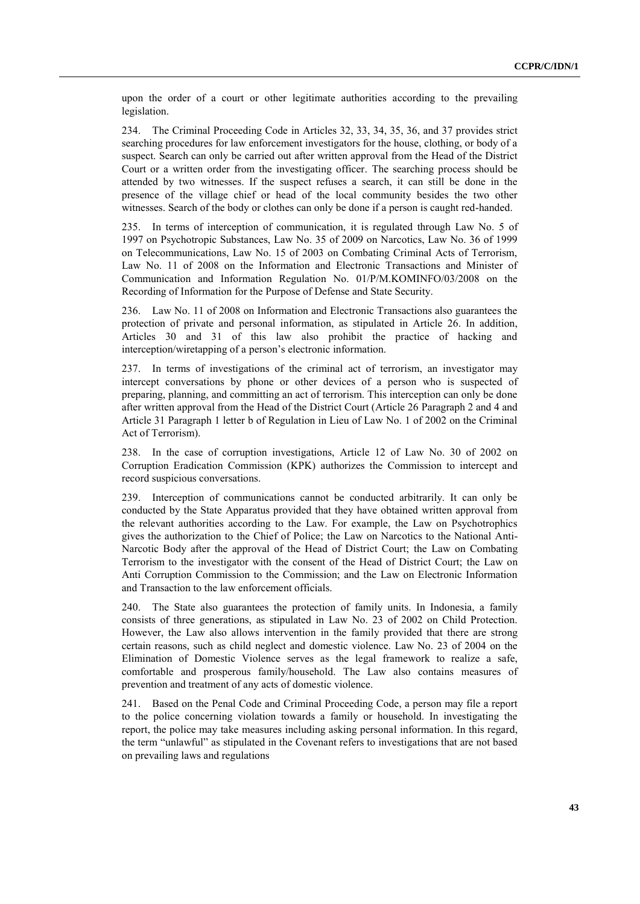upon the order of a court or other legitimate authorities according to the prevailing legislation.

234. The Criminal Proceeding Code in Articles 32, 33, 34, 35, 36, and 37 provides strict searching procedures for law enforcement investigators for the house, clothing, or body of a suspect. Search can only be carried out after written approval from the Head of the District Court or a written order from the investigating officer. The searching process should be attended by two witnesses. If the suspect refuses a search, it can still be done in the presence of the village chief or head of the local community besides the two other witnesses. Search of the body or clothes can only be done if a person is caught red-handed.

235. In terms of interception of communication, it is regulated through Law No. 5 of 1997 on Psychotropic Substances, Law No. 35 of 2009 on Narcotics, Law No. 36 of 1999 on Telecommunications, Law No. 15 of 2003 on Combating Criminal Acts of Terrorism, Law No. 11 of 2008 on the Information and Electronic Transactions and Minister of Communication and Information Regulation No. 01/P/M.KOMINFO/03/2008 on the Recording of Information for the Purpose of Defense and State Security.

236. Law No. 11 of 2008 on Information and Electronic Transactions also guarantees the protection of private and personal information, as stipulated in Article 26. In addition, Articles 30 and 31 of this law also prohibit the practice of hacking and interception/wiretapping of a person's electronic information.

237. In terms of investigations of the criminal act of terrorism, an investigator may intercept conversations by phone or other devices of a person who is suspected of preparing, planning, and committing an act of terrorism. This interception can only be done after written approval from the Head of the District Court (Article 26 Paragraph 2 and 4 and Article 31 Paragraph 1 letter b of Regulation in Lieu of Law No. 1 of 2002 on the Criminal Act of Terrorism).

238. In the case of corruption investigations, Article 12 of Law No. 30 of 2002 on Corruption Eradication Commission (KPK) authorizes the Commission to intercept and record suspicious conversations.

239. Interception of communications cannot be conducted arbitrarily. It can only be conducted by the State Apparatus provided that they have obtained written approval from the relevant authorities according to the Law. For example, the Law on Psychotrophics gives the authorization to the Chief of Police; the Law on Narcotics to the National Anti-Narcotic Body after the approval of the Head of District Court; the Law on Combating Terrorism to the investigator with the consent of the Head of District Court; the Law on Anti Corruption Commission to the Commission; and the Law on Electronic Information and Transaction to the law enforcement officials.

240. The State also guarantees the protection of family units. In Indonesia, a family consists of three generations, as stipulated in Law No. 23 of 2002 on Child Protection. However, the Law also allows intervention in the family provided that there are strong certain reasons, such as child neglect and domestic violence. Law No. 23 of 2004 on the Elimination of Domestic Violence serves as the legal framework to realize a safe, comfortable and prosperous family/household. The Law also contains measures of prevention and treatment of any acts of domestic violence.

241. Based on the Penal Code and Criminal Proceeding Code, a person may file a report to the police concerning violation towards a family or household. In investigating the report, the police may take measures including asking personal information. In this regard, the term "unlawful" as stipulated in the Covenant refers to investigations that are not based on prevailing laws and regulations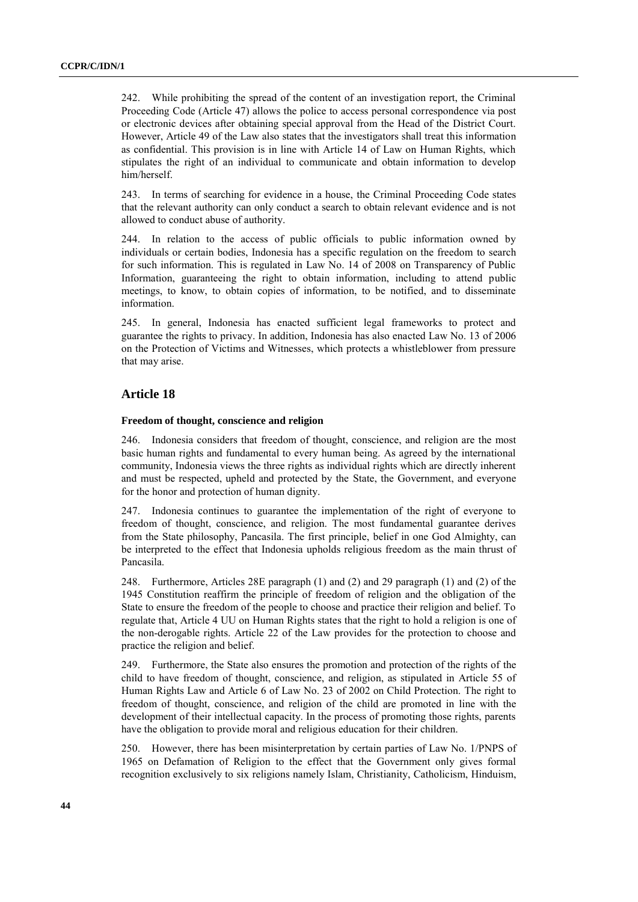242. While prohibiting the spread of the content of an investigation report, the Criminal Proceeding Code (Article 47) allows the police to access personal correspondence via post or electronic devices after obtaining special approval from the Head of the District Court. However, Article 49 of the Law also states that the investigators shall treat this information as confidential. This provision is in line with Article 14 of Law on Human Rights, which stipulates the right of an individual to communicate and obtain information to develop him/herself.

243. In terms of searching for evidence in a house, the Criminal Proceeding Code states that the relevant authority can only conduct a search to obtain relevant evidence and is not allowed to conduct abuse of authority.

244. In relation to the access of public officials to public information owned by individuals or certain bodies, Indonesia has a specific regulation on the freedom to search for such information. This is regulated in Law No. 14 of 2008 on Transparency of Public Information, guaranteeing the right to obtain information, including to attend public meetings, to know, to obtain copies of information, to be notified, and to disseminate information.

245. In general, Indonesia has enacted sufficient legal frameworks to protect and guarantee the rights to privacy. In addition, Indonesia has also enacted Law No. 13 of 2006 on the Protection of Victims and Witnesses, which protects a whistleblower from pressure that may arise.

## Article 18

### Freedom of thought, conscience and religion

246. Indonesia considers that freedom of thought, conscience, and religion are the most basic human rights and fundamental to every human being. As agreed by the international community, Indonesia views the three rights as individual rights which are directly inherent and must be respected, upheld and protected by the State, the Government, and everyone for the honor and protection of human dignity.

247. Indonesia continues to guarantee the implementation of the right of everyone to freedom of thought, conscience, and religion. The most fundamental guarantee derives from the State philosophy, Pancasila. The first principle, belief in one God Almighty, can be interpreted to the effect that Indonesia upholds religious freedom as the main thrust of Pancasila.

248. Furthermore, Articles 28E paragraph (1) and (2) and 29 paragraph (1) and (2) of the 1945 Constitution reaffirm the principle of freedom of religion and the obligation of the State to ensure the freedom of the people to choose and practice their religion and belief. To regulate that, Article 4 UU on Human Rights states that the right to hold a religion is one of the non-derogable rights. Article 22 of the Law provides for the protection to choose and practice the religion and belief.

249. Furthermore, the State also ensures the promotion and protection of the rights of the child to have freedom of thought, conscience, and religion, as stipulated in Article 55 of Human Rights Law and Article 6 of Law No. 23 of 2002 on Child Protection. The right to freedom of thought, conscience, and religion of the child are promoted in line with the development of their intellectual capacity. In the process of promoting those rights, parents have the obligation to provide moral and religious education for their children.

250. However, there has been misinterpretation by certain parties of Law No. 1/PNPS of 1965 on Defamation of Religion to the effect that the Government only gives formal recognition exclusively to six religions namely Islam, Christianity, Catholicism, Hinduism,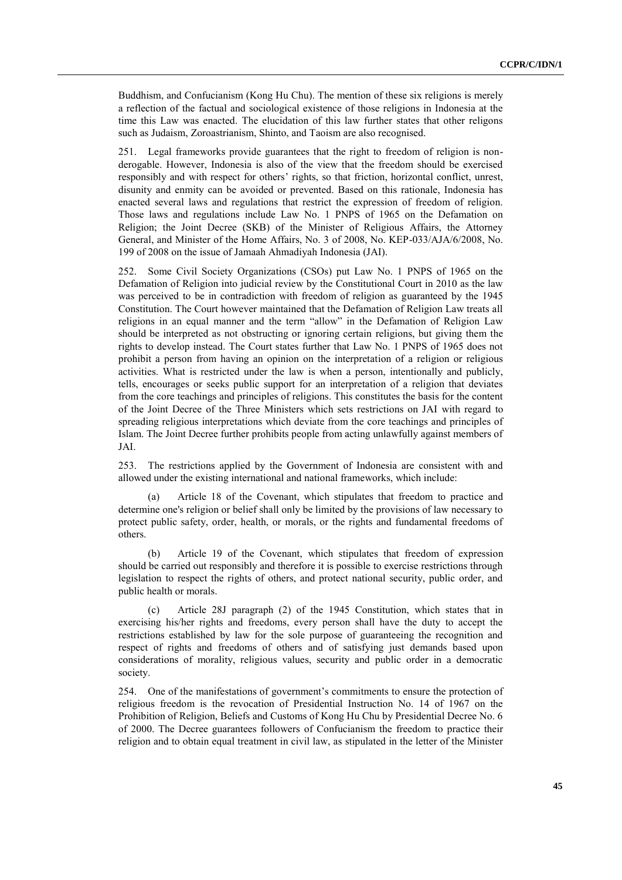Buddhism, and Confucianism (Kong Hu Chu). The mention of these six religions is merely a reflection of the factual and sociological existence of those religions in Indonesia at the time this Law was enacted. The elucidation of this law further states that other religons such as Judaism, Zoroastrianism, Shinto, and Taoism are also recognised.

251. Legal frameworks provide guarantees that the right to freedom of religion is non-derogable. However, Indonesia is also of the view that the freedom should be exercised responsibly and with respect for others' rights, so that friction, horizontal conflict, unrest, disunity and enmity can be avoided or prevented. Based on this rationale, Indonesia has enacted several laws and regulations that restrict the expression of freedom of religion. Those laws and regulations include Law No. 1 PNPS of 1965 on the Defamation on Religion; the Joint Decree (SKB) of the Minister of Religious Affairs, the Attorney General, and Minister of the Home Affairs, No. 3 of 2008, No. KEP-033/AJA/6/2008, No. 199 of 2008 on the issue of Jamaah Ahmadiyah Indonesia (JAI).

252. Some Civil Society Organizations (CSOs) put Law No. 1 PNPS of 1965 on the Defamation of Religion into judicial review by the Constitutional Court in 2010 as the law was perceived to be in contradiction with freedom of religion as guaranteed by the 1945 Constitution. The Court however maintained that the Defamation of Religion Law treats all religions in an equal manner and the term "allow" in the Defamation of Religion Law should be interpreted as not obstructing or ignoring certain religions, but giving them the rights to develop instead. The Court states further that Law No. 1 PNPS of 1965 does not prohibit a person from having an opinion on the interpretation of a religion or religious activities. What is restricted under the law is when a person, intentionally and publicly, tells, encourages or seeks public support for an interpretation of a religion that deviates from the core teachings and principles of religions. This constitutes the basis for the content of the Joint Decree of the Three Ministers which sets restrictions on JAI with regard to spreading religious interpretations which deviate from the core teachings and principles of Islam. The Joint Decree further prohibits people from acting unlawfully against members of JAI.

253. The restrictions applied by the Government of Indonesia are consistent with and allowed under the existing international and national frameworks, which include:

(a) Article 18 of the Covenant, which stipulates that freedom to practice and determine one's religion or belief shall only be limited by the provisions of law necessary to protect public safety, order, health, or morals, or the rights and fundamental freedoms of others.

(b) Article 19 of the Covenant, which stipulates that freedom of expression should be carried out responsibly and therefore it is possible to exercise restrictions through legislation to respect the rights of others, and protect national security, public order, and public health or morals.

(c) Article 28J paragraph (2) of the 1945 Constitution, which states that in exercising his/her rights and freedoms, every person shall have the duty to accept the restrictions established by law for the sole purpose of guaranteeing the recognition and respect of rights and freedoms of others and of satisfying just demands based upon considerations of morality, religious values, security and public order in a democratic society.

254. One of the manifestations of government's commitments to ensure the protection of religious freedom is the revocation of Presidential Instruction No. 14 of 1967 on the Prohibition of Religion, Beliefs and Customs of Kong Hu Chu by Presidential Decree No. 6 of 2000. The Decree guarantees followers of Confucianism the freedom to practice their religion and to obtain equal treatment in civil law, as stipulated in the letter of the Minister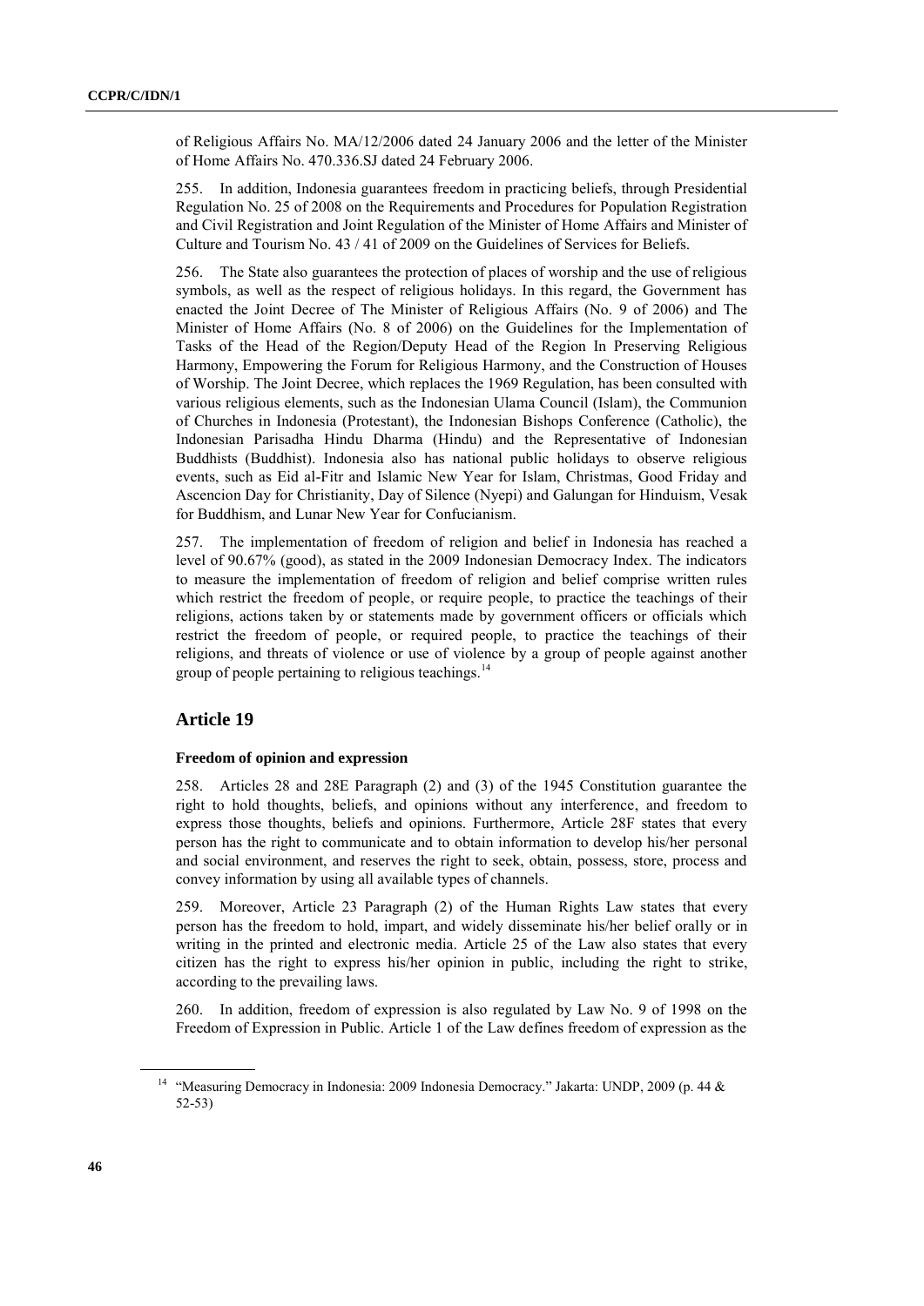of Religious Affairs No. MA/12/2006 dated 24 January 2006 and the letter of the Minister of Home Affairs No. 470.336.SJ dated 24 February 2006.

255. In addition, Indonesia guarantees freedom in practicing beliefs, through Presidential Regulation No. 25 of 2008 on the Requirements and Procedures for Population Registration and Civil Registration and Joint Regulation of the Minister of Home Affairs and Minister of Culture and Tourism No. 43 / 41 of 2009 on the Guidelines of Services for Beliefs.

256. The State also guarantees the protection of places of worship and the use of religious symbols, as well as the respect of religious holidays. In this regard, the Government has enacted the Joint Decree of The Minister of Religious Affairs (No. 9 of 2006) and The Minister of Home Affairs (No. 8 of 2006) on the Guidelines for the Implementation of Tasks of the Head of the Region/Deputy Head of the Region In Preserving Religious Harmony, Empowering the Forum for Religious Harmony, and the Construction of Houses of Worship. The Joint Decree, which replaces the 1969 Regulation, has been consulted with various religious elements, such as the Indonesian Ulama Council (Islam), the Communion of Churches in Indonesia (Protestant), the Indonesian Bishops Conference (Catholic), the Indonesian Parisadha Hindu Dharma (Hindu) and the Representative of Indonesian Buddhists (Buddhist). Indonesia also has national public holidays to observe religious events, such as Eid al-Fitr and Islamic New Year for Islam, Christmas, Good Friday and Ascencion Day for Christianity, Day of Silence (Nyepi) and Galungan for Hinduism, Vesak for Buddhism, and Lunar New Year for Confucianism.

257. The implementation of freedom of religion and belief in Indonesia has reached a level of 90.67% (good), as stated in the 2009 Indonesian Democracy Index. The indicators to measure the implementation of freedom of religion and belief comprise written rules which restrict the freedom of people, or require people, to practice the teachings of their religions, actions taken by or statements made by government officers or officials which restrict the freedom of people, or required people, to practice the teachings of their religions, and threats of violence or use of violence by a group of people against another group of people pertaining to religious teachings.[14]

## Article 19

### Freedom of opinion and expression

258. Articles 28 and 28E Paragraph (2) and (3) of the 1945 Constitution guarantee the right to hold thoughts, beliefs, and opinions without any interference, and freedom to express those thoughts, beliefs and opinions. Furthermore, Article 28F states that every person has the right to communicate and to obtain information to develop his/her personal and social environment, and reserves the right to seek, obtain, possess, store, process and convey information by using all available types of channels.

259. Moreover, Article 23 Paragraph (2) of the Human Rights Law states that every person has the freedom to hold, impart, and widely disseminate his/her belief orally or in writing in the printed and electronic media. Article 25 of the Law also states that every citizen has the right to express his/her opinion in public, including the right to strike, according to the prevailing laws.

260. In addition, freedom of expression is also regulated by Law No. 9 of 1998 on the Freedom of Expression in Public. Article 1 of the Law defines freedom of expression as the

[14] "Measuring Democracy in Indonesia: 2009 Indonesia Democracy." Jakarta: UNDP, 2009 (p. 44 & 52-53)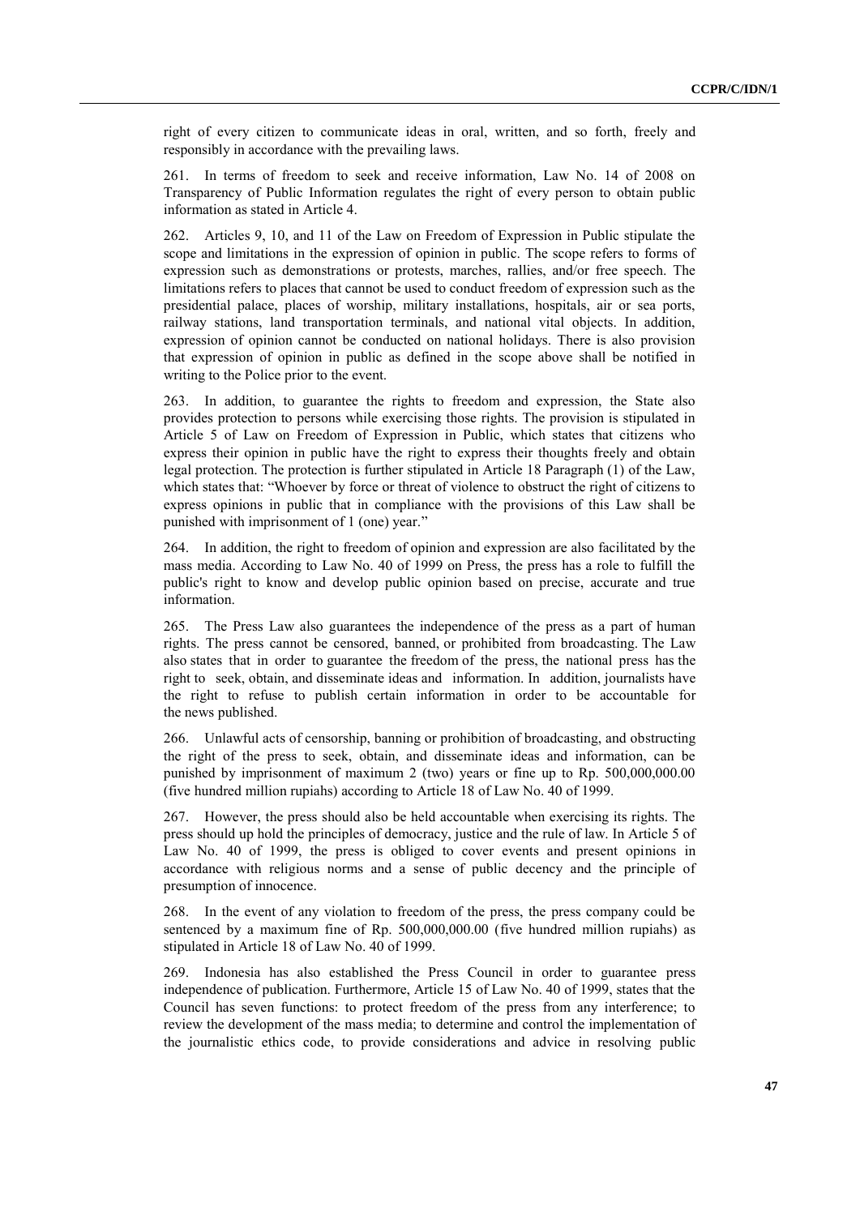right of every citizen to communicate ideas in oral, written, and so forth, freely and responsibly in accordance with the prevailing laws.

261. In terms of freedom to seek and receive information, Law No. 14 of 2008 on Transparency of Public Information regulates the right of every person to obtain public information as stated in Article 4.

262. Articles 9, 10, and 11 of the Law on Freedom of Expression in Public stipulate the scope and limitations in the expression of opinion in public. The scope refers to forms of expression such as demonstrations or protests, marches, rallies, and/or free speech. The limitations refers to places that cannot be used to conduct freedom of expression such as the presidential palace, places of worship, military installations, hospitals, air or sea ports, railway stations, land transportation terminals, and national vital objects. In addition, expression of opinion cannot be conducted on national holidays. There is also provision that expression of opinion in public as defined in the scope above shall be notified in writing to the Police prior to the event.

263. In addition, to guarantee the rights to freedom and expression, the State also provides protection to persons while exercising those rights. The provision is stipulated in Article 5 of Law on Freedom of Expression in Public, which states that citizens who express their opinion in public have the right to express their thoughts freely and obtain legal protection. The protection is further stipulated in Article 18 Paragraph (1) of the Law, which states that: "Whoever by force or threat of violence to obstruct the right of citizens to express opinions in public that in compliance with the provisions of this Law shall be punished with imprisonment of 1 (one) year."

264. In addition, the right to freedom of opinion and expression are also facilitated by the mass media. According to Law No. 40 of 1999 on Press, the press has a role to fulfill the public's right to know and develop public opinion based on precise, accurate and true information.

265. The Press Law also guarantees the independence of the press as a part of human rights. The press cannot be censored, banned, or prohibited from broadcasting. The Law also states that in order to guarantee the freedom of the press, the national press has the right to seek, obtain, and disseminate ideas and information. In addition, journalists have the right to refuse to publish certain information in order to be accountable for the news published.

266. Unlawful acts of censorship, banning or prohibition of broadcasting, and obstructing the right of the press to seek, obtain, and disseminate ideas and information, can be punished by imprisonment of maximum 2 (two) years or fine up to Rp. 500,000,000.00 (five hundred million rupiahs) according to Article 18 of Law No. 40 of 1999.

267. However, the press should also be held accountable when exercising its rights. The press should up hold the principles of democracy, justice and the rule of law. In Article 5 of Law No. 40 of 1999, the press is obliged to cover events and present opinions in accordance with religious norms and a sense of public decency and the principle of presumption of innocence.

268. In the event of any violation to freedom of the press, the press company could be sentenced by a maximum fine of Rp. 500,000,000.00 (five hundred million rupiahs) as stipulated in Article 18 of Law No. 40 of 1999.

269. Indonesia has also established the Press Council in order to guarantee press independence of publication. Furthermore, Article 15 of Law No. 40 of 1999, states that the Council has seven functions: to protect freedom of the press from any interference; to review the development of the mass media; to determine and control the implementation of the journalistic ethics code, to provide considerations and advice in resolving public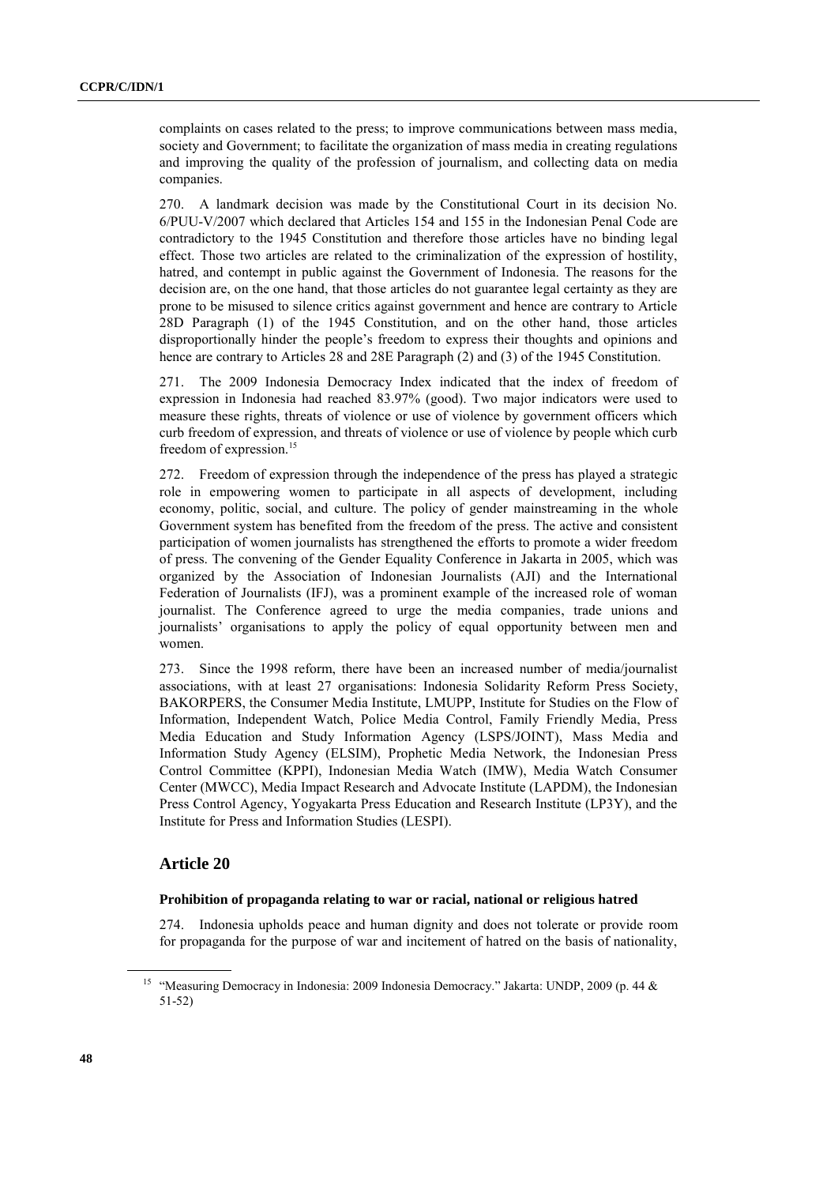complaints on cases related to the press; to improve communications between mass media, society and Government; to facilitate the organization of mass media in creating regulations and improving the quality of the profession of journalism, and collecting data on media companies.

270. A landmark decision was made by the Constitutional Court in its decision No. 6/PUU-V/2007 which declared that Articles 154 and 155 in the Indonesian Penal Code are contradictory to the 1945 Constitution and therefore those articles have no binding legal effect. Those two articles are related to the criminalization of the expression of hostility, hatred, and contempt in public against the Government of Indonesia. The reasons for the decision are, on the one hand, that those articles do not guarantee legal certainty as they are prone to be misused to silence critics against government and hence are contrary to Article 28D Paragraph (1) of the 1945 Constitution, and on the other hand, those articles disproportionally hinder the people's freedom to express their thoughts and opinions and hence are contrary to Articles 28 and 28E Paragraph (2) and (3) of the 1945 Constitution.

271. The 2009 Indonesia Democracy Index indicated that the index of freedom of expression in Indonesia had reached 83.97% (good). Two major indicators were used to measure these rights, threats of violence or use of violence by government officers which curb freedom of expression, and threats of violence or use of violence by people which curb freedom of expression.[15]

272. Freedom of expression through the independence of the press has played a strategic role in empowering women to participate in all aspects of development, including economy, politic, social, and culture. The policy of gender mainstreaming in the whole Government system has benefited from the freedom of the press. The active and consistent participation of women journalists has strengthened the efforts to promote a wider freedom of press. The convening of the Gender Equality Conference in Jakarta in 2005, which was organized by the Association of Indonesian Journalists (AJI) and the International Federation of Journalists (IFJ), was a prominent example of the increased role of woman journalist. The Conference agreed to urge the media companies, trade unions and journalists' organisations to apply the policy of equal opportunity between men and women.

273. Since the 1998 reform, there have been an increased number of media/journalist associations, with at least 27 organisations: Indonesia Solidarity Reform Press Society, BAKORPERS, the Consumer Media Institute, LMUPP, Institute for Studies on the Flow of Information, Independent Watch, Police Media Control, Family Friendly Media, Press Media Education and Study Information Agency (LSPS/JOINT), Mass Media and Information Study Agency (ELSIM), Prophetic Media Network, the Indonesian Press Control Committee (KPPI), Indonesian Media Watch (IMW), Media Watch Consumer Center (MWCC), Media Impact Research and Advocate Institute (LAPDM), the Indonesian Press Control Agency, Yogyakarta Press Education and Research Institute (LP3Y), and the Institute for Press and Information Studies (LESPI).

## Article 20

### Prohibition of propaganda relating to war or racial, national or religious hatred

274. Indonesia upholds peace and human dignity and does not tolerate or provide room for propaganda for the purpose of war and incitement of hatred on the basis of nationality,

[15] "Measuring Democracy in Indonesia: 2009 Indonesia Democracy." Jakarta: UNDP, 2009 (p. 44 & 51-52)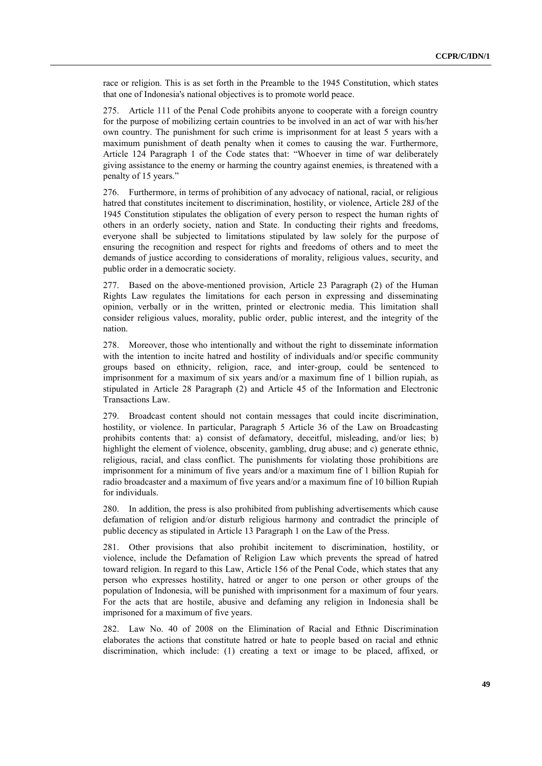race or religion. This is as set forth in the Preamble to the 1945 Constitution, which states that one of Indonesia's national objectives is to promote world peace.

275. Article 111 of the Penal Code prohibits anyone to cooperate with a foreign country for the purpose of mobilizing certain countries to be involved in an act of war with his/her own country. The punishment for such crime is imprisonment for at least 5 years with a maximum punishment of death penalty when it comes to causing the war. Furthermore, Article 124 Paragraph 1 of the Code states that: "Whoever in time of war deliberately giving assistance to the enemy or harming the country against enemies, is threatened with a penalty of 15 years."

276. Furthermore, in terms of prohibition of any advocacy of national, racial, or religious hatred that constitutes incitement to discrimination, hostility, or violence, Article 28J of the 1945 Constitution stipulates the obligation of every person to respect the human rights of others in an orderly society, nation and State. In conducting their rights and freedoms, everyone shall be subjected to limitations stipulated by law solely for the purpose of ensuring the recognition and respect for rights and freedoms of others and to meet the demands of justice according to considerations of morality, religious values, security, and public order in a democratic society.

277. Based on the above-mentioned provision, Article 23 Paragraph (2) of the Human Rights Law regulates the limitations for each person in expressing and disseminating opinion, verbally or in the written, printed or electronic media. This limitation shall consider religious values, morality, public order, public interest, and the integrity of the nation.

278. Moreover, those who intentionally and without the right to disseminate information with the intention to incite hatred and hostility of individuals and/or specific community groups based on ethnicity, religion, race, and inter-group, could be sentenced to imprisonment for a maximum of six years and/or a maximum fine of 1 billion rupiah, as stipulated in Article 28 Paragraph (2) and Article 45 of the Information and Electronic Transactions Law.

279. Broadcast content should not contain messages that could incite discrimination, hostility, or violence. In particular, Paragraph 5 Article 36 of the Law on Broadcasting prohibits contents that: a) consist of defamatory, deceitful, misleading, and/or lies; b) highlight the element of violence, obscenity, gambling, drug abuse; and c) generate ethnic, religious, racial, and class conflict. The punishments for violating those prohibitions are imprisonment for a minimum of five years and/or a maximum fine of 1 billion Rupiah for radio broadcaster and a maximum of five years and/or a maximum fine of 10 billion Rupiah for individuals.

280. In addition, the press is also prohibited from publishing advertisements which cause defamation of religion and/or disturb religious harmony and contradict the principle of public decency as stipulated in Article 13 Paragraph 1 on the Law of the Press.

281. Other provisions that also prohibit incitement to discrimination, hostility, or violence, include the Defamation of Religion Law which prevents the spread of hatred toward religion. In regard to this Law, Article 156 of the Penal Code, which states that any person who expresses hostility, hatred or anger to one person or other groups of the population of Indonesia, will be punished with imprisonment for a maximum of four years. For the acts that are hostile, abusive and defaming any religion in Indonesia shall be imprisoned for a maximum of five years.

282. Law No. 40 of 2008 on the Elimination of Racial and Ethnic Discrimination elaborates the actions that constitute hatred or hate to people based on racial and ethnic discrimination, which include: (1) creating a text or image to be placed, affixed, or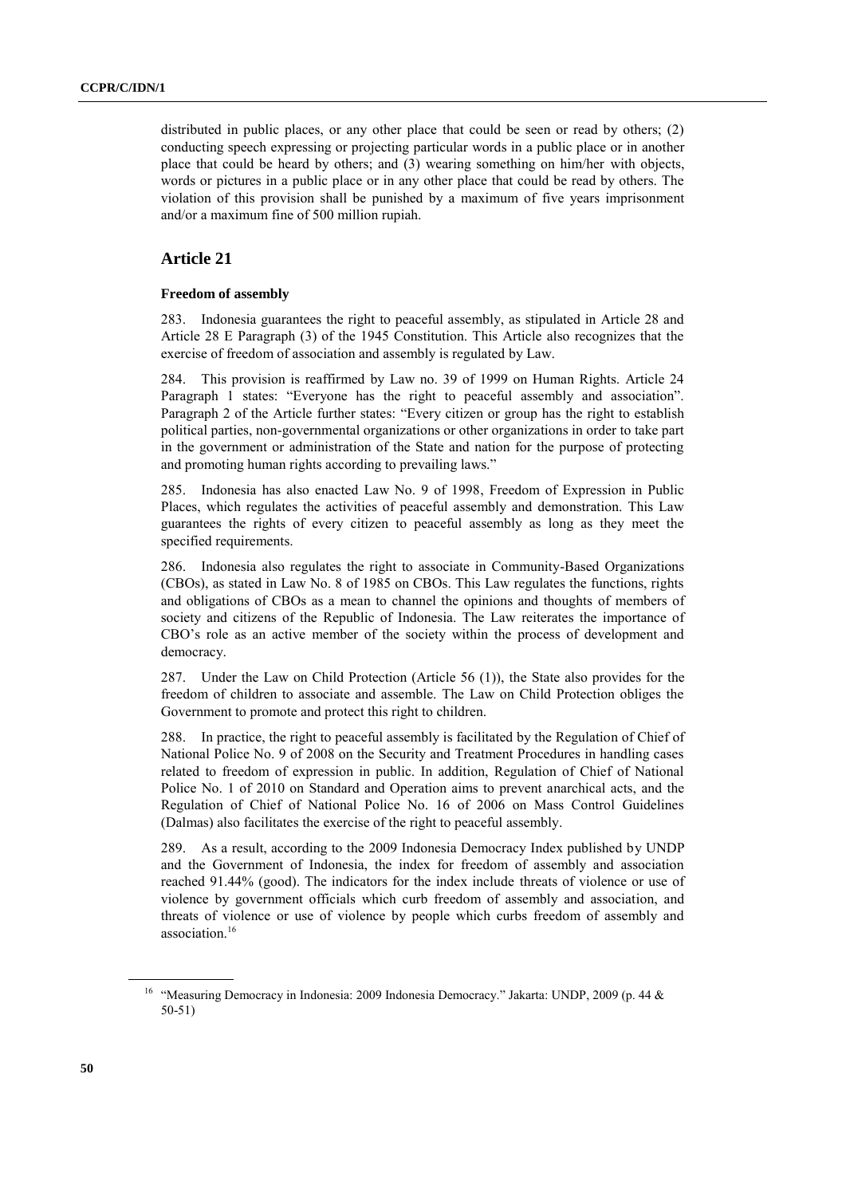distributed in public places, or any other place that could be seen or read by others; (2) conducting speech expressing or projecting particular words in a public place or in another place that could be heard by others; and (3) wearing something on him/her with objects, words or pictures in a public place or in any other place that could be read by others. The violation of this provision shall be punished by a maximum of five years imprisonment and/or a maximum fine of 500 million rupiah.

## Article 21

#### Freedom of assembly

283. Indonesia guarantees the right to peaceful assembly, as stipulated in Article 28 and Article 28 E Paragraph (3) of the 1945 Constitution. This Article also recognizes that the exercise of freedom of association and assembly is regulated by Law.

284. This provision is reaffirmed by Law no. 39 of 1999 on Human Rights. Article 24 Paragraph 1 states: "Everyone has the right to peaceful assembly and association". Paragraph 2 of the Article further states: "Every citizen or group has the right to establish political parties, non-governmental organizations or other organizations in order to take part in the government or administration of the State and nation for the purpose of protecting and promoting human rights according to prevailing laws."

285. Indonesia has also enacted Law No. 9 of 1998, Freedom of Expression in Public Places, which regulates the activities of peaceful assembly and demonstration. This Law guarantees the rights of every citizen to peaceful assembly as long as they meet the specified requirements.

286. Indonesia also regulates the right to associate in Community-Based Organizations (CBOs), as stated in Law No. 8 of 1985 on CBOs. This Law regulates the functions, rights and obligations of CBOs as a mean to channel the opinions and thoughts of members of society and citizens of the Republic of Indonesia. The Law reiterates the importance of CBO's role as an active member of the society within the process of development and democracy.

287. Under the Law on Child Protection (Article 56 (1)), the State also provides for the freedom of children to associate and assemble. The Law on Child Protection obliges the Government to promote and protect this right to children.

288. In practice, the right to peaceful assembly is facilitated by the Regulation of Chief of National Police No. 9 of 2008 on the Security and Treatment Procedures in handling cases related to freedom of expression in public. In addition, Regulation of Chief of National Police No. 1 of 2010 on Standard and Operation aims to prevent anarchical acts, and the Regulation of Chief of National Police No. 16 of 2006 on Mass Control Guidelines (Dalmas) also facilitates the exercise of the right to peaceful assembly.

289. As a result, according to the 2009 Indonesia Democracy Index published by UNDP and the Government of Indonesia, the index for freedom of assembly and association reached 91.44% (good). The indicators for the index include threats of violence or use of violence by government officials which curb freedom of assembly and association, and threats of violence or use of violence by people which curbs freedom of assembly and association.[16]

[16] "Measuring Democracy in Indonesia: 2009 Indonesia Democracy." Jakarta: UNDP, 2009 (p. 44 & 50-51)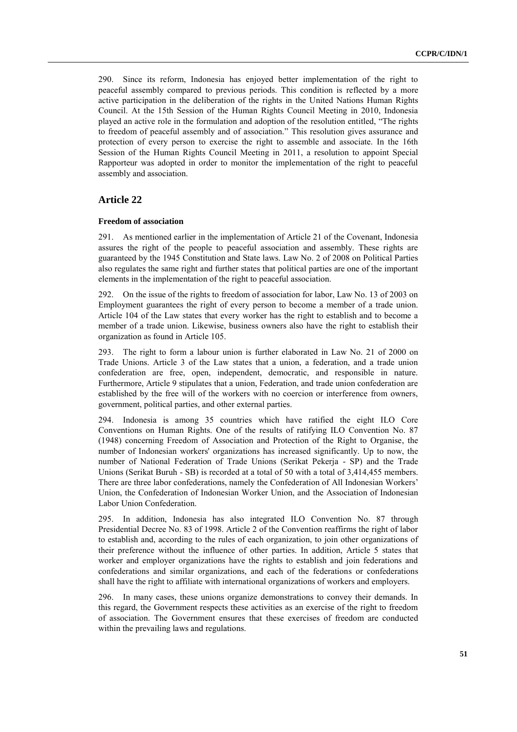290. Since its reform, Indonesia has enjoyed better implementation of the right to peaceful assembly compared to previous periods. This condition is reflected by a more active participation in the deliberation of the rights in the United Nations Human Rights Council. At the 15th Session of the Human Rights Council Meeting in 2010, Indonesia played an active role in the formulation and adoption of the resolution entitled, "The rights to freedom of peaceful assembly and of association." This resolution gives assurance and protection of every person to exercise the right to assemble and associate. In the 16th Session of the Human Rights Council Meeting in 2011, a resolution to appoint Special Rapporteur was adopted in order to monitor the implementation of the right to peaceful assembly and association.

## Article 22

### Freedom of association

291. As mentioned earlier in the implementation of Article 21 of the Covenant, Indonesia assures the right of the people to peaceful association and assembly. These rights are guaranteed by the 1945 Constitution and State laws. Law No. 2 of 2008 on Political Parties also regulates the same right and further states that political parties are one of the important elements in the implementation of the right to peaceful association.

292. On the issue of the rights to freedom of association for labor, Law No. 13 of 2003 on Employment guarantees the right of every person to become a member of a trade union. Article 104 of the Law states that every worker has the right to establish and to become a member of a trade union. Likewise, business owners also have the right to establish their organization as found in Article 105.

293. The right to form a labour union is further elaborated in Law No. 21 of 2000 on Trade Unions. Article 3 of the Law states that a union, a federation, and a trade union confederation are free, open, independent, democratic, and responsible in nature. Furthermore, Article 9 stipulates that a union, Federation, and trade union confederation are established by the free will of the workers with no coercion or interference from owners, government, political parties, and other external parties.

294. Indonesia is among 35 countries which have ratified the eight ILO Core Conventions on Human Rights. One of the results of ratifying ILO Convention No. 87 (1948) concerning Freedom of Association and Protection of the Right to Organise, the number of Indonesian workers' organizations has increased significantly. Up to now, the number of National Federation of Trade Unions (Serikat Pekerja - SP) and the Trade Unions (Serikat Buruh - SB) is recorded at a total of 50 with a total of 3,414,455 members. There are three labor confederations, namely the Confederation of All Indonesian Workers' Union, the Confederation of Indonesian Worker Union, and the Association of Indonesian Labor Union Confederation.

295. In addition, Indonesia has also integrated ILO Convention No. 87 through Presidential Decree No. 83 of 1998. Article 2 of the Convention reaffirms the right of labor to establish and, according to the rules of each organization, to join other organizations of their preference without the influence of other parties. In addition, Article 5 states that worker and employer organizations have the rights to establish and join federations and confederations and similar organizations, and each of the federations or confederations shall have the right to affiliate with international organizations of workers and employers.

296. In many cases, these unions organize demonstrations to convey their demands. In this regard, the Government respects these activities as an exercise of the right to freedom of association. The Government ensures that these exercises of freedom are conducted within the prevailing laws and regulations.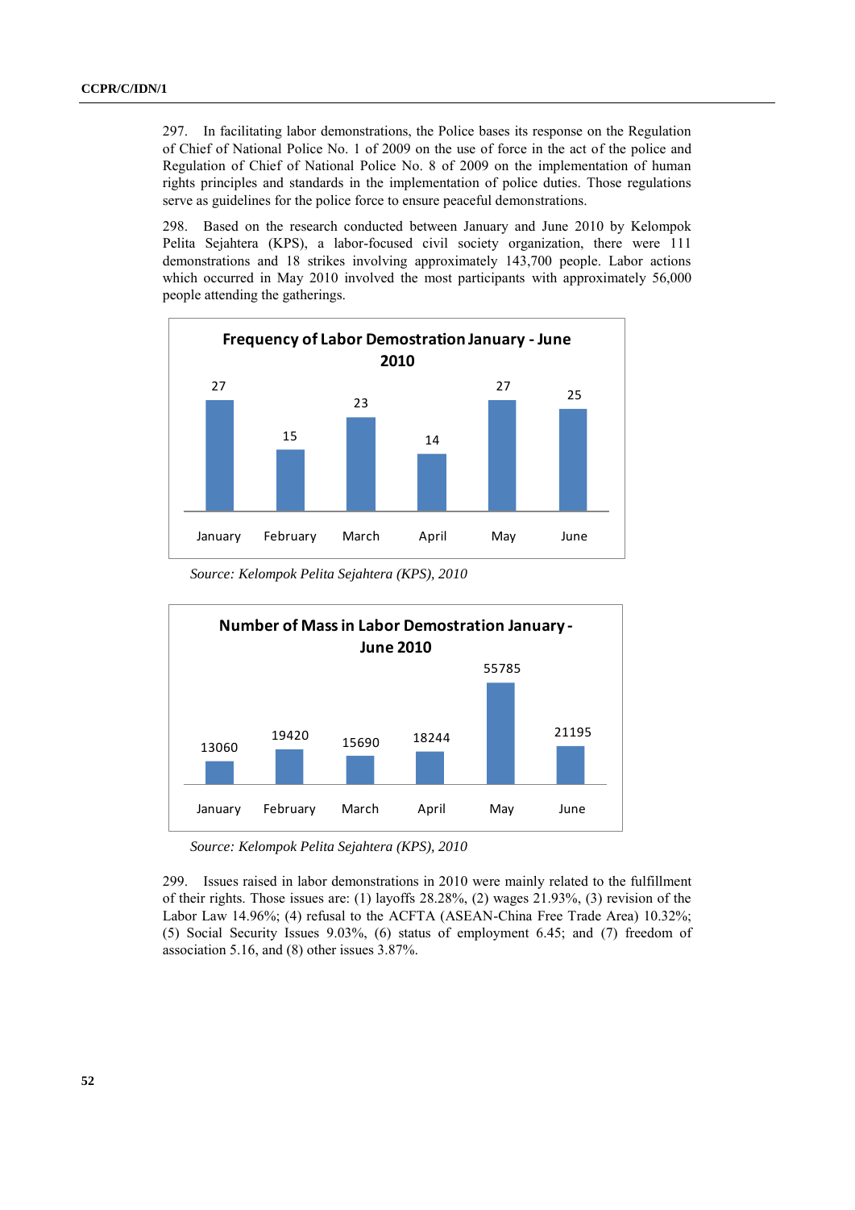297. In facilitating labor demonstrations, the Police bases its response on the Regulation of Chief of National Police No. 1 of 2009 on the use of force in the act of the police and Regulation of Chief of National Police No. 8 of 2009 on the implementation of human rights principles and standards in the implementation of police duties. Those regulations serve as guidelines for the police force to ensure peaceful demonstrations.

298. Based on the research conducted between January and June 2010 by Kelompok Pelita Sejahtera (KPS), a labor-focused civil society organization, there were 111 demonstrations and 18 strikes involving approximately 143,700 people. Labor actions which occurred in May 2010 involved the most participants with approximately 56,000 people attending the gatherings.

**Frequency of Labor Demostration January - June 2010**

| January | February | March | April | May | June |
|---|---|---|---|---|---|
| 27 | 15 | 23 | 14 | 27 | 25 |

*Source: Kelompok Pelita Sejahtera (KPS), 2010*

**Number of Mass in Labor Demostration January - June 2010**

| January | February | March | April | May | June |
|---|---|---|---|---|---|
| 13060 | 19420 | 15690 | 18244 | 55785 | 21195 |

*Source: Kelompok Pelita Sejahtera (KPS), 2010*

299. Issues raised in labor demonstrations in 2010 were mainly related to the fulfillment of their rights. Those issues are: (1) layoffs 28.28%, (2) wages 21.93%, (3) revision of the Labor Law 14.96%; (4) refusal to the ACFTA (ASEAN-China Free Trade Area) 10.32%; (5) Social Security Issues 9.03%, (6) status of employment 6.45; and (7) freedom of association 5.16, and (8) other issues 3.87%.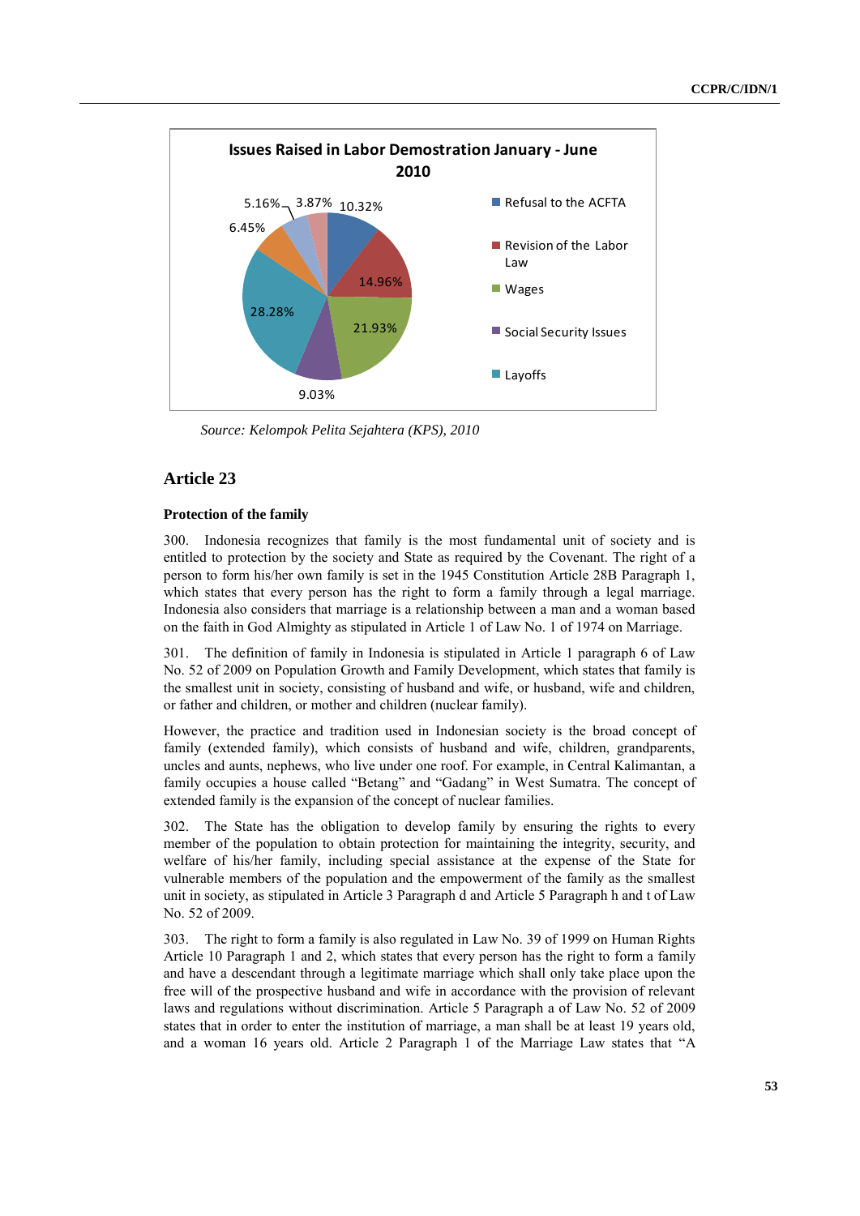**Issues Raised in Labor Demostration January - June 2010**

| Issue | Percentage |
|---|---|
| Refusal to the ACFTA | 10.32% |
| Revision of the Labor Law | 14.96% |
| Wages | 21.93% |
| Social Security Issues | 9.03% |
| Layoffs | 28.28% |
| | 6.45% |
| | 5.16% |
| | 3.87% |

*Source: Kelompok Pelita Sejahtera (KPS), 2010*

## Article 23

### Protection of the family

300. Indonesia recognizes that family is the most fundamental unit of society and is entitled to protection by the society and State as required by the Covenant. The right of a person to form his/her own family is set in the 1945 Constitution Article 28B Paragraph 1, which states that every person has the right to form a family through a legal marriage. Indonesia also considers that marriage is a relationship between a man and a woman based on the faith in God Almighty as stipulated in Article 1 of Law No. 1 of 1974 on Marriage.

301. The definition of family in Indonesia is stipulated in Article 1 paragraph 6 of Law No. 52 of 2009 on Population Growth and Family Development, which states that family is the smallest unit in society, consisting of husband and wife, or husband, wife and children, or father and children, or mother and children (nuclear family).

However, the practice and tradition used in Indonesian society is the broad concept of family (extended family), which consists of husband and wife, children, grandparents, uncles and aunts, nephews, who live under one roof. For example, in Central Kalimantan, a family occupies a house called "Betang" and "Gadang" in West Sumatra. The concept of extended family is the expansion of the concept of nuclear families.

302. The State has the obligation to develop family by ensuring the rights to every member of the population to obtain protection for maintaining the integrity, security, and welfare of his/her family, including special assistance at the expense of the State for vulnerable members of the population and the empowerment of the family as the smallest unit in society, as stipulated in Article 3 Paragraph d and Article 5 Paragraph h and t of Law No. 52 of 2009.

303. The right to form a family is also regulated in Law No. 39 of 1999 on Human Rights Article 10 Paragraph 1 and 2, which states that every person has the right to form a family and have a descendant through a legitimate marriage which shall only take place upon the free will of the prospective husband and wife in accordance with the provision of relevant laws and regulations without discrimination. Article 5 Paragraph a of Law No. 52 of 2009 states that in order to enter the institution of marriage, a man shall be at least 19 years old, and a woman 16 years old. Article 2 Paragraph 1 of the Marriage Law states that "A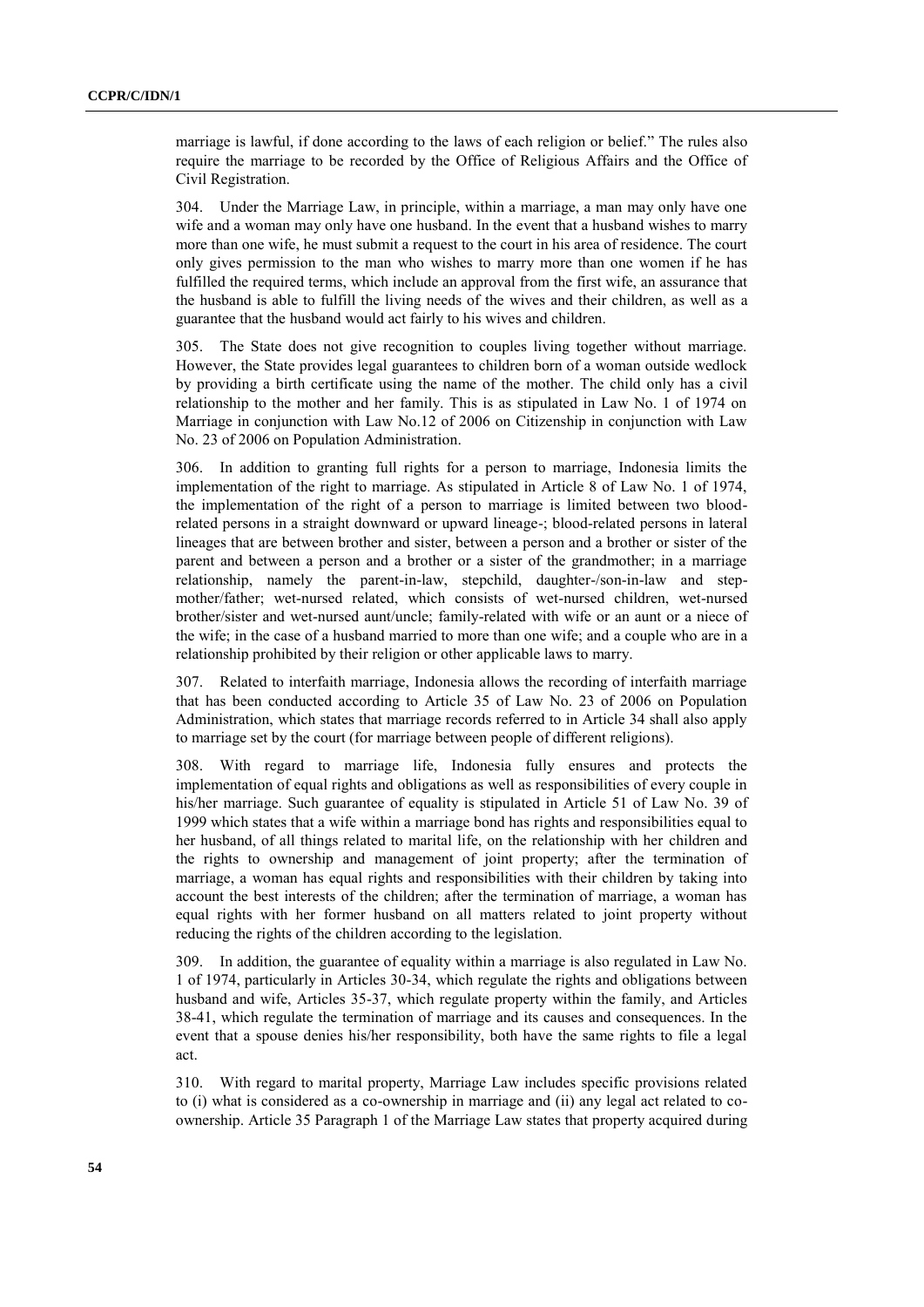marriage is lawful, if done according to the laws of each religion or belief." The rules also require the marriage to be recorded by the Office of Religious Affairs and the Office of Civil Registration.

304. Under the Marriage Law, in principle, within a marriage, a man may only have one wife and a woman may only have one husband. In the event that a husband wishes to marry more than one wife, he must submit a request to the court in his area of residence. The court only gives permission to the man who wishes to marry more than one women if he has fulfilled the required terms, which include an approval from the first wife, an assurance that the husband is able to fulfill the living needs of the wives and their children, as well as a guarantee that the husband would act fairly to his wives and children.

305. The State does not give recognition to couples living together without marriage. However, the State provides legal guarantees to children born of a woman outside wedlock by providing a birth certificate using the name of the mother. The child only has a civil relationship to the mother and her family. This is as stipulated in Law No. 1 of 1974 on Marriage in conjunction with Law No.12 of 2006 on Citizenship in conjunction with Law No. 23 of 2006 on Population Administration.

306. In addition to granting full rights for a person to marriage, Indonesia limits the implementation of the right to marriage. As stipulated in Article 8 of Law No. 1 of 1974, the implementation of the right of a person to marriage is limited between two blood-related persons in a straight downward or upward lineage-; blood-related persons in lateral lineages that are between brother and sister, between a person and a brother or sister of the parent and between a person and a brother or a sister of the grandmother; in a marriage relationship, namely the parent-in-law, stepchild, daughter-/son-in-law and step-mother/father; wet-nursed related, which consists of wet-nursed children, wet-nursed brother/sister and wet-nursed aunt/uncle; family-related with wife or an aunt or a niece of the wife; in the case of a husband married to more than one wife; and a couple who are in a relationship prohibited by their religion or other applicable laws to marry.

307. Related to interfaith marriage, Indonesia allows the recording of interfaith marriage that has been conducted according to Article 35 of Law No. 23 of 2006 on Population Administration, which states that marriage records referred to in Article 34 shall also apply to marriage set by the court (for marriage between people of different religions).

308. With regard to marriage life, Indonesia fully ensures and protects the implementation of equal rights and obligations as well as responsibilities of every couple in his/her marriage. Such guarantee of equality is stipulated in Article 51 of Law No. 39 of 1999 which states that a wife within a marriage bond has rights and responsibilities equal to her husband, of all things related to marital life, on the relationship with her children and the rights to ownership and management of joint property; after the termination of marriage, a woman has equal rights and responsibilities with their children by taking into account the best interests of the children; after the termination of marriage, a woman has equal rights with her former husband on all matters related to joint property without reducing the rights of the children according to the legislation.

309. In addition, the guarantee of equality within a marriage is also regulated in Law No. 1 of 1974, particularly in Articles 30-34, which regulate the rights and obligations between husband and wife, Articles 35-37, which regulate property within the family, and Articles 38-41, which regulate the termination of marriage and its causes and consequences. In the event that a spouse denies his/her responsibility, both have the same rights to file a legal act.

310. With regard to marital property, Marriage Law includes specific provisions related to (i) what is considered as a co-ownership in marriage and (ii) any legal act related to co-ownership. Article 35 Paragraph 1 of the Marriage Law states that property acquired during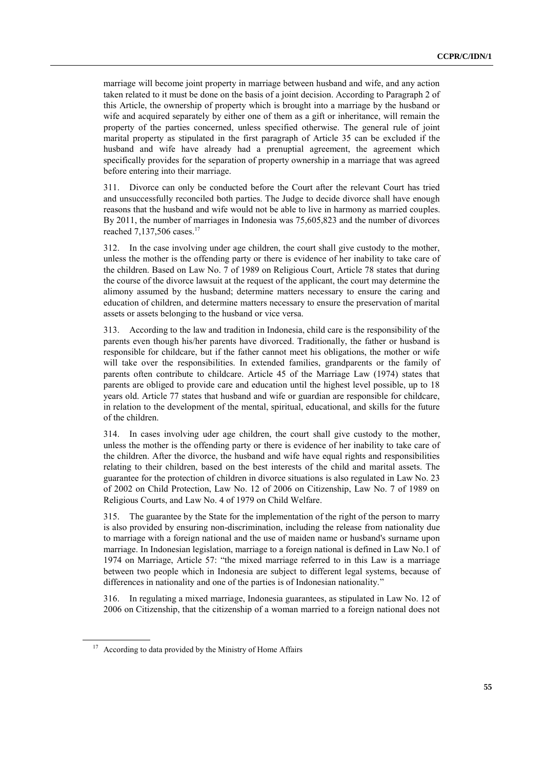marriage will become joint property in marriage between husband and wife, and any action taken related to it must be done on the basis of a joint decision. According to Paragraph 2 of this Article, the ownership of property which is brought into a marriage by the husband or wife and acquired separately by either one of them as a gift or inheritance, will remain the property of the parties concerned, unless specified otherwise. The general rule of joint marital property as stipulated in the first paragraph of Article 35 can be excluded if the husband and wife have already had a prenuptial agreement, the agreement which specifically provides for the separation of property ownership in a marriage that was agreed before entering into their marriage.

311. Divorce can only be conducted before the Court after the relevant Court has tried and unsuccessfully reconciled both parties. The Judge to decide divorce shall have enough reasons that the husband and wife would not be able to live in harmony as married couples. By 2011, the number of marriages in Indonesia was 75,605,823 and the number of divorces reached 7,137,506 cases.[17]

312. In the case involving under age children, the court shall give custody to the mother, unless the mother is the offending party or there is evidence of her inability to take care of the children. Based on Law No. 7 of 1989 on Religious Court, Article 78 states that during the course of the divorce lawsuit at the request of the applicant, the court may determine the alimony assumed by the husband; determine matters necessary to ensure the caring and education of children, and determine matters necessary to ensure the preservation of marital assets or assets belonging to the husband or vice versa.

313. According to the law and tradition in Indonesia, child care is the responsibility of the parents even though his/her parents have divorced. Traditionally, the father or husband is responsible for childcare, but if the father cannot meet his obligations, the mother or wife will take over the responsibilities. In extended families, grandparents or the family of parents often contribute to childcare. Article 45 of the Marriage Law (1974) states that parents are obliged to provide care and education until the highest level possible, up to 18 years old. Article 77 states that husband and wife or guardian are responsible for childcare, in relation to the development of the mental, spiritual, educational, and skills for the future of the children.

314. In cases involving uder age children, the court shall give custody to the mother, unless the mother is the offending party or there is evidence of her inability to take care of the children. After the divorce, the husband and wife have equal rights and responsibilities relating to their children, based on the best interests of the child and marital assets. The guarantee for the protection of children in divorce situations is also regulated in Law No. 23 of 2002 on Child Protection, Law No. 12 of 2006 on Citizenship, Law No. 7 of 1989 on Religious Courts, and Law No. 4 of 1979 on Child Welfare.

315. The guarantee by the State for the implementation of the right of the person to marry is also provided by ensuring non-discrimination, including the release from nationality due to marriage with a foreign national and the use of maiden name or husband's surname upon marriage. In Indonesian legislation, marriage to a foreign national is defined in Law No.1 of 1974 on Marriage, Article 57: "the mixed marriage referred to in this Law is a marriage between two people which in Indonesia are subject to different legal systems, because of differences in nationality and one of the parties is of Indonesian nationality."

316. In regulating a mixed marriage, Indonesia guarantees, as stipulated in Law No. 12 of 2006 on Citizenship, that the citizenship of a woman married to a foreign national does not

[17] According to data provided by the Ministry of Home Affairs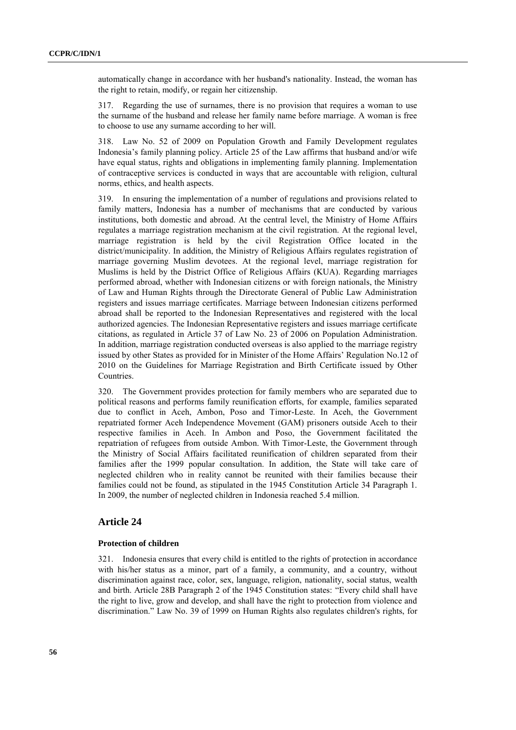automatically change in accordance with her husband's nationality. Instead, the woman has the right to retain, modify, or regain her citizenship.

317. Regarding the use of surnames, there is no provision that requires a woman to use the surname of the husband and release her family name before marriage. A woman is free to choose to use any surname according to her will.

318. Law No. 52 of 2009 on Population Growth and Family Development regulates Indonesia's family planning policy. Article 25 of the Law affirms that husband and/or wife have equal status, rights and obligations in implementing family planning. Implementation of contraceptive services is conducted in ways that are accountable with religion, cultural norms, ethics, and health aspects.

319. In ensuring the implementation of a number of regulations and provisions related to family matters, Indonesia has a number of mechanisms that are conducted by various institutions, both domestic and abroad. At the central level, the Ministry of Home Affairs regulates a marriage registration mechanism at the civil registration. At the regional level, marriage registration is held by the civil Registration Office located in the district/municipality. In addition, the Ministry of Religious Affairs regulates registration of marriage governing Muslim devotees. At the regional level, marriage registration for Muslims is held by the District Office of Religious Affairs (KUA). Regarding marriages performed abroad, whether with Indonesian citizens or with foreign nationals, the Ministry of Law and Human Rights through the Directorate General of Public Law Administration registers and issues marriage certificates. Marriage between Indonesian citizens performed abroad shall be reported to the Indonesian Representatives and registered with the local authorized agencies. The Indonesian Representative registers and issues marriage certificate citations, as regulated in Article 37 of Law No. 23 of 2006 on Population Administration. In addition, marriage registration conducted overseas is also applied to the marriage registry issued by other States as provided for in Minister of the Home Affairs' Regulation No.12 of 2010 on the Guidelines for Marriage Registration and Birth Certificate issued by Other Countries.

320. The Government provides protection for family members who are separated due to political reasons and performs family reunification efforts, for example, families separated due to conflict in Aceh, Ambon, Poso and Timor-Leste. In Aceh, the Government repatriated former Aceh Independence Movement (GAM) prisoners outside Aceh to their respective families in Aceh. In Ambon and Poso, the Government facilitated the repatriation of refugees from outside Ambon. With Timor-Leste, the Government through the Ministry of Social Affairs facilitated reunification of children separated from their families after the 1999 popular consultation. In addition, the State will take care of neglected children who in reality cannot be reunited with their families because their families could not be found, as stipulated in the 1945 Constitution Article 34 Paragraph 1. In 2009, the number of neglected children in Indonesia reached 5.4 million.

## Article 24

### Protection of children

321. Indonesia ensures that every child is entitled to the rights of protection in accordance with his/her status as a minor, part of a family, a community, and a country, without discrimination against race, color, sex, language, religion, nationality, social status, wealth and birth. Article 28B Paragraph 2 of the 1945 Constitution states: "Every child shall have the right to live, grow and develop, and shall have the right to protection from violence and discrimination." Law No. 39 of 1999 on Human Rights also regulates children's rights, for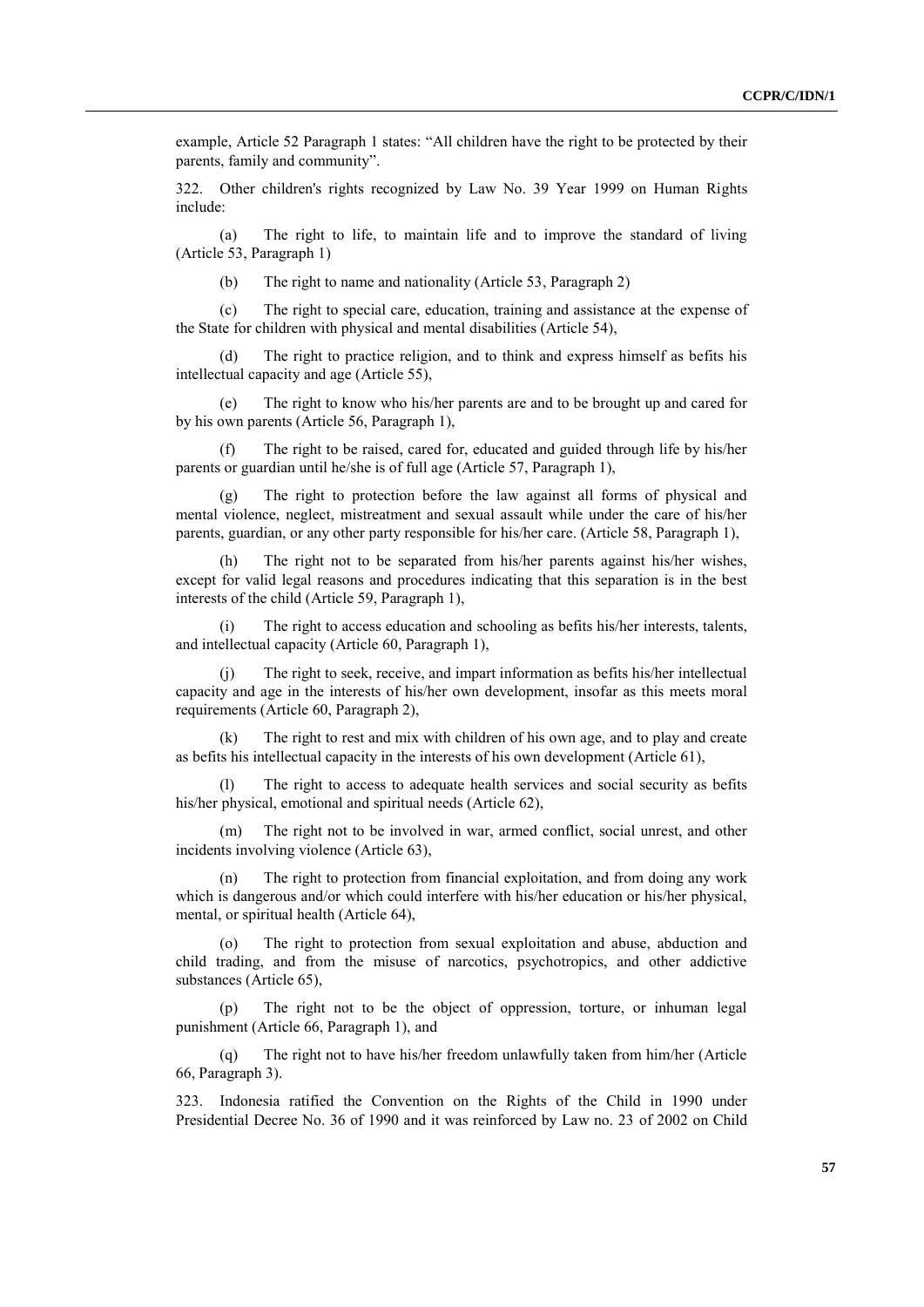example, Article 52 Paragraph 1 states: "All children have the right to be protected by their parents, family and community".

322. Other children's rights recognized by Law No. 39 Year 1999 on Human Rights include:

(a) The right to life, to maintain life and to improve the standard of living (Article 53, Paragraph 1)

(b) The right to name and nationality (Article 53, Paragraph 2)

(c) The right to special care, education, training and assistance at the expense of the State for children with physical and mental disabilities (Article 54),

(d) The right to practice religion, and to think and express himself as befits his intellectual capacity and age (Article 55),

(e) The right to know who his/her parents are and to be brought up and cared for by his own parents (Article 56, Paragraph 1),

(f) The right to be raised, cared for, educated and guided through life by his/her parents or guardian until he/she is of full age (Article 57, Paragraph 1),

(g) The right to protection before the law against all forms of physical and mental violence, neglect, mistreatment and sexual assault while under the care of his/her parents, guardian, or any other party responsible for his/her care. (Article 58, Paragraph 1),

(h) The right not to be separated from his/her parents against his/her wishes, except for valid legal reasons and procedures indicating that this separation is in the best interests of the child (Article 59, Paragraph 1),

(i) The right to access education and schooling as befits his/her interests, talents, and intellectual capacity (Article 60, Paragraph 1),

(j) The right to seek, receive, and impart information as befits his/her intellectual capacity and age in the interests of his/her own development, insofar as this meets moral requirements (Article 60, Paragraph 2),

(k) The right to rest and mix with children of his own age, and to play and create as befits his intellectual capacity in the interests of his own development (Article 61),

(l) The right to access to adequate health services and social security as befits his/her physical, emotional and spiritual needs (Article 62),

(m) The right not to be involved in war, armed conflict, social unrest, and other incidents involving violence (Article 63),

(n) The right to protection from financial exploitation, and from doing any work which is dangerous and/or which could interfere with his/her education or his/her physical, mental, or spiritual health (Article 64),

(o) The right to protection from sexual exploitation and abuse, abduction and child trading, and from the misuse of narcotics, psychotropics, and other addictive substances (Article 65),

(p) The right not to be the object of oppression, torture, or inhuman legal punishment (Article 66, Paragraph 1), and

(q) The right not to have his/her freedom unlawfully taken from him/her (Article 66, Paragraph 3).

323. Indonesia ratified the Convention on the Rights of the Child in 1990 under Presidential Decree No. 36 of 1990 and it was reinforced by Law no. 23 of 2002 on Child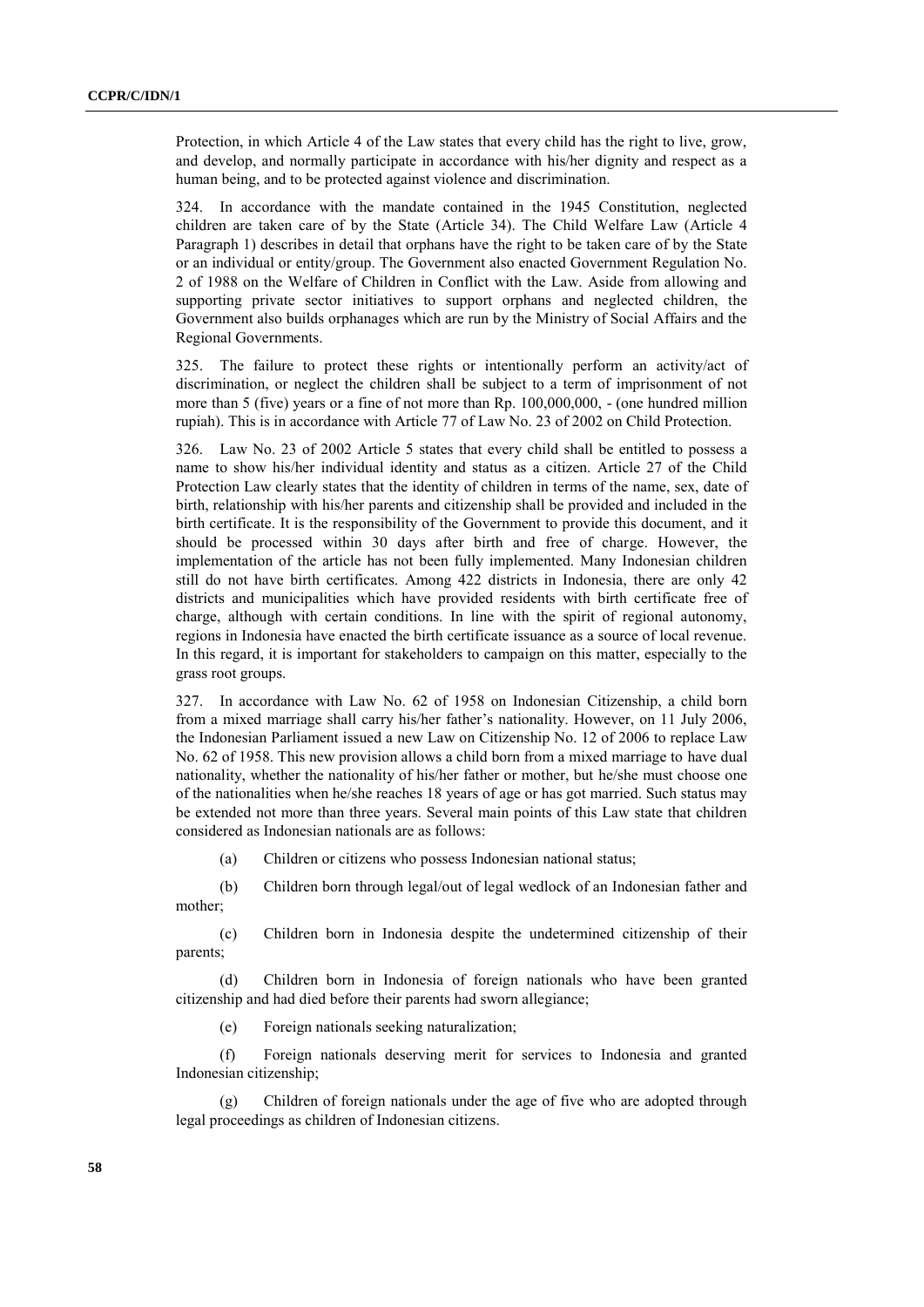Protection, in which Article 4 of the Law states that every child has the right to live, grow, and develop, and normally participate in accordance with his/her dignity and respect as a human being, and to be protected against violence and discrimination.

324. In accordance with the mandate contained in the 1945 Constitution, neglected children are taken care of by the State (Article 34). The Child Welfare Law (Article 4 Paragraph 1) describes in detail that orphans have the right to be taken care of by the State or an individual or entity/group. The Government also enacted Government Regulation No. 2 of 1988 on the Welfare of Children in Conflict with the Law. Aside from allowing and supporting private sector initiatives to support orphans and neglected children, the Government also builds orphanages which are run by the Ministry of Social Affairs and the Regional Governments.

325. The failure to protect these rights or intentionally perform an activity/act of discrimination, or neglect the children shall be subject to a term of imprisonment of not more than 5 (five) years or a fine of not more than Rp. 100,000,000, - (one hundred million rupiah). This is in accordance with Article 77 of Law No. 23 of 2002 on Child Protection.

326. Law No. 23 of 2002 Article 5 states that every child shall be entitled to possess a name to show his/her individual identity and status as a citizen. Article 27 of the Child Protection Law clearly states that the identity of children in terms of the name, sex, date of birth, relationship with his/her parents and citizenship shall be provided and included in the birth certificate. It is the responsibility of the Government to provide this document, and it should be processed within 30 days after birth and free of charge. However, the implementation of the article has not been fully implemented. Many Indonesian children still do not have birth certificates. Among 422 districts in Indonesia, there are only 42 districts and municipalities which have provided residents with birth certificate free of charge, although with certain conditions. In line with the spirit of regional autonomy, regions in Indonesia have enacted the birth certificate issuance as a source of local revenue. In this regard, it is important for stakeholders to campaign on this matter, especially to the grass root groups.

327. In accordance with Law No. 62 of 1958 on Indonesian Citizenship, a child born from a mixed marriage shall carry his/her father's nationality. However, on 11 July 2006, the Indonesian Parliament issued a new Law on Citizenship No. 12 of 2006 to replace Law No. 62 of 1958. This new provision allows a child born from a mixed marriage to have dual nationality, whether the nationality of his/her father or mother, but he/she must choose one of the nationalities when he/she reaches 18 years of age or has got married. Such status may be extended not more than three years. Several main points of this Law state that children considered as Indonesian nationals are as follows:

(a) Children or citizens who possess Indonesian national status;

(b) Children born through legal/out of legal wedlock of an Indonesian father and mother;

(c) Children born in Indonesia despite the undetermined citizenship of their parents;

(d) Children born in Indonesia of foreign nationals who have been granted citizenship and had died before their parents had sworn allegiance;

(e) Foreign nationals seeking naturalization;

(f) Foreign nationals deserving merit for services to Indonesia and granted Indonesian citizenship;

(g) Children of foreign nationals under the age of five who are adopted through legal proceedings as children of Indonesian citizens.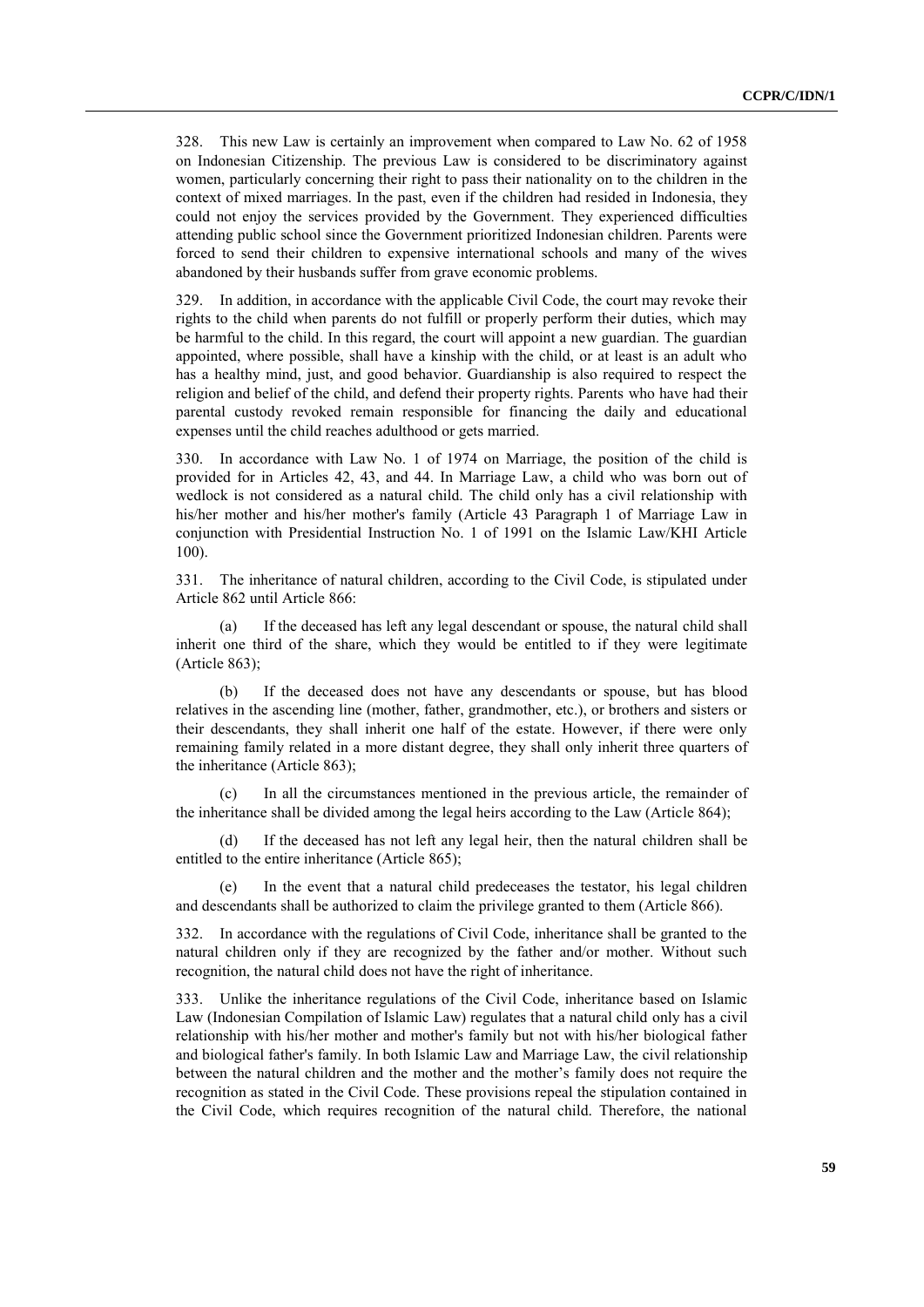328. This new Law is certainly an improvement when compared to Law No. 62 of 1958 on Indonesian Citizenship. The previous Law is considered to be discriminatory against women, particularly concerning their right to pass their nationality on to the children in the context of mixed marriages. In the past, even if the children had resided in Indonesia, they could not enjoy the services provided by the Government. They experienced difficulties attending public school since the Government prioritized Indonesian children. Parents were forced to send their children to expensive international schools and many of the wives abandoned by their husbands suffer from grave economic problems.

329. In addition, in accordance with the applicable Civil Code, the court may revoke their rights to the child when parents do not fulfill or properly perform their duties, which may be harmful to the child. In this regard, the court will appoint a new guardian. The guardian appointed, where possible, shall have a kinship with the child, or at least is an adult who has a healthy mind, just, and good behavior. Guardianship is also required to respect the religion and belief of the child, and defend their property rights. Parents who have had their parental custody revoked remain responsible for financing the daily and educational expenses until the child reaches adulthood or gets married.

330. In accordance with Law No. 1 of 1974 on Marriage, the position of the child is provided for in Articles 42, 43, and 44. In Marriage Law, a child who was born out of wedlock is not considered as a natural child. The child only has a civil relationship with his/her mother and his/her mother's family (Article 43 Paragraph 1 of Marriage Law in conjunction with Presidential Instruction No. 1 of 1991 on the Islamic Law/KHI Article 100).

331. The inheritance of natural children, according to the Civil Code, is stipulated under Article 862 until Article 866:

(a) If the deceased has left any legal descendant or spouse, the natural child shall inherit one third of the share, which they would be entitled to if they were legitimate (Article 863);

(b) If the deceased does not have any descendants or spouse, but has blood relatives in the ascending line (mother, father, grandmother, etc.), or brothers and sisters or their descendants, they shall inherit one half of the estate. However, if there were only remaining family related in a more distant degree, they shall only inherit three quarters of the inheritance (Article 863);

(c) In all the circumstances mentioned in the previous article, the remainder of the inheritance shall be divided among the legal heirs according to the Law (Article 864);

(d) If the deceased has not left any legal heir, then the natural children shall be entitled to the entire inheritance (Article 865);

(e) In the event that a natural child predeceases the testator, his legal children and descendants shall be authorized to claim the privilege granted to them (Article 866).

332. In accordance with the regulations of Civil Code, inheritance shall be granted to the natural children only if they are recognized by the father and/or mother. Without such recognition, the natural child does not have the right of inheritance.

333. Unlike the inheritance regulations of the Civil Code, inheritance based on Islamic Law (Indonesian Compilation of Islamic Law) regulates that a natural child only has a civil relationship with his/her mother and mother's family but not with his/her biological father and biological father's family. In both Islamic Law and Marriage Law, the civil relationship between the natural children and the mother and the mother's family does not require the recognition as stated in the Civil Code. These provisions repeal the stipulation contained in the Civil Code, which requires recognition of the natural child. Therefore, the national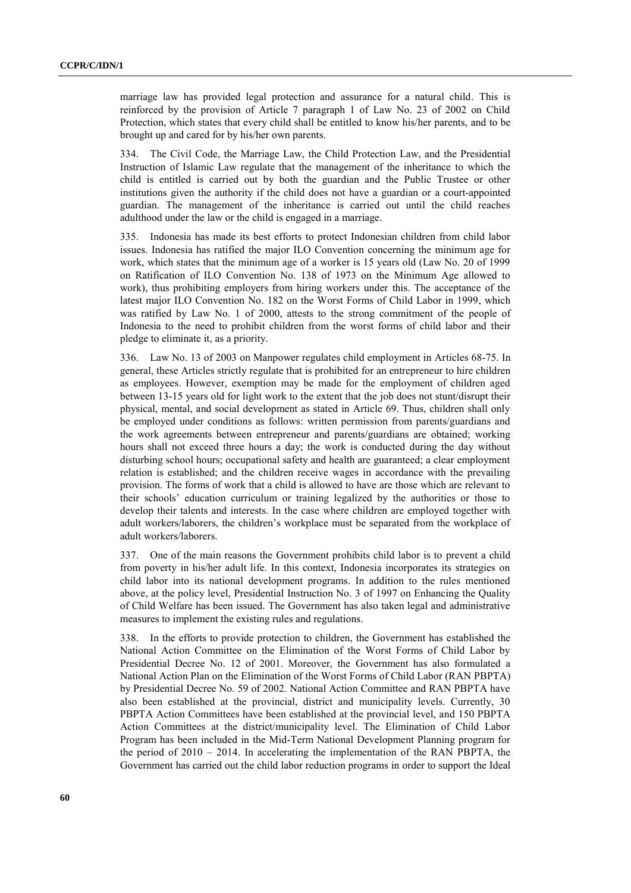marriage law has provided legal protection and assurance for a natural child. This is reinforced by the provision of Article 7 paragraph 1 of Law No. 23 of 2002 on Child Protection, which states that every child shall be entitled to know his/her parents, and to be brought up and cared for by his/her own parents.

334. The Civil Code, the Marriage Law, the Child Protection Law, and the Presidential Instruction of Islamic Law regulate that the management of the inheritance to which the child is entitled is carried out by both the guardian and the Public Trustee or other institutions given the authority if the child does not have a guardian or a court-appointed guardian. The management of the inheritance is carried out until the child reaches adulthood under the law or the child is engaged in a marriage.

335. Indonesia has made its best efforts to protect Indonesian children from child labor issues. Indonesia has ratified the major ILO Convention concerning the minimum age for work, which states that the minimum age of a worker is 15 years old (Law No. 20 of 1999 on Ratification of ILO Convention No. 138 of 1973 on the Minimum Age allowed to work), thus prohibiting employers from hiring workers under this. The acceptance of the latest major ILO Convention No. 182 on the Worst Forms of Child Labor in 1999, which was ratified by Law No. 1 of 2000, attests to the strong commitment of the people of Indonesia to the need to prohibit children from the worst forms of child labor and their pledge to eliminate it, as a priority.

336. Law No. 13 of 2003 on Manpower regulates child employment in Articles 68-75. In general, these Articles strictly regulate that is prohibited for an entrepreneur to hire children as employees. However, exemption may be made for the employment of children aged between 13-15 years old for light work to the extent that the job does not stunt/disrupt their physical, mental, and social development as stated in Article 69. Thus, children shall only be employed under conditions as follows: written permission from parents/guardians and the work agreements between entrepreneur and parents/guardians are obtained; working hours shall not exceed three hours a day; the work is conducted during the day without disturbing school hours; occupational safety and health are guaranteed; a clear employment relation is established; and the children receive wages in accordance with the prevailing provision. The forms of work that a child is allowed to have are those which are relevant to their schools' education curriculum or training legalized by the authorities or those to develop their talents and interests. In the case where children are employed together with adult workers/laborers, the children's workplace must be separated from the workplace of adult workers/laborers.

337. One of the main reasons the Government prohibits child labor is to prevent a child from poverty in his/her adult life. In this context, Indonesia incorporates its strategies on child labor into its national development programs. In addition to the rules mentioned above, at the policy level, Presidential Instruction No. 3 of 1997 on Enhancing the Quality of Child Welfare has been issued. The Government has also taken legal and administrative measures to implement the existing rules and regulations.

338. In the efforts to provide protection to children, the Government has established the National Action Committee on the Elimination of the Worst Forms of Child Labor by Presidential Decree No. 12 of 2001. Moreover, the Government has also formulated a National Action Plan on the Elimination of the Worst Forms of Child Labor (RAN PBPTA) by Presidential Decree No. 59 of 2002. National Action Committee and RAN PBPTA have also been established at the provincial, district and municipality levels. Currently, 30 PBPTA Action Committees have been established at the provincial level, and 150 PBPTA Action Committees at the district/municipality level. The Elimination of Child Labor Program has been included in the Mid-Term National Development Planning program for the period of 2010 – 2014. In accelerating the implementation of the RAN PBPTA, the Government has carried out the child labor reduction programs in order to support the Ideal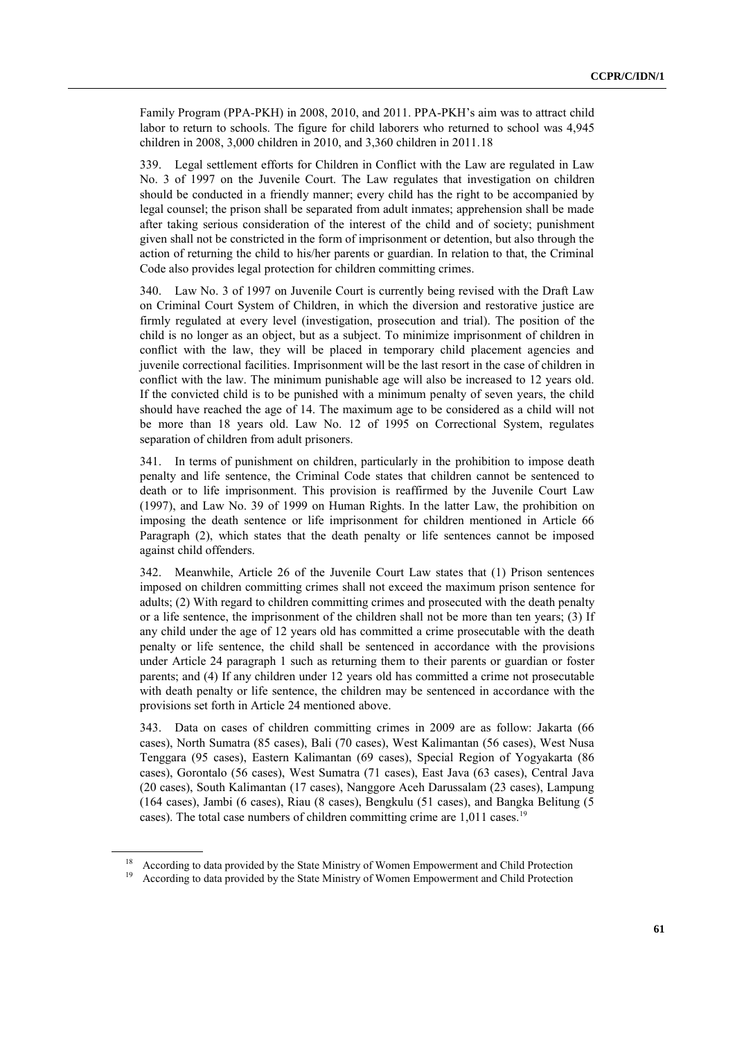Family Program (PPA-PKH) in 2008, 2010, and 2011. PPA-PKH's aim was to attract child labor to return to schools. The figure for child laborers who returned to school was 4,945 children in 2008, 3,000 children in 2010, and 3,360 children in 2011.18

339. Legal settlement efforts for Children in Conflict with the Law are regulated in Law No. 3 of 1997 on the Juvenile Court. The Law regulates that investigation on children should be conducted in a friendly manner; every child has the right to be accompanied by legal counsel; the prison shall be separated from adult inmates; apprehension shall be made after taking serious consideration of the interest of the child and of society; punishment given shall not be constricted in the form of imprisonment or detention, but also through the action of returning the child to his/her parents or guardian. In relation to that, the Criminal Code also provides legal protection for children committing crimes.

340. Law No. 3 of 1997 on Juvenile Court is currently being revised with the Draft Law on Criminal Court System of Children, in which the diversion and restorative justice are firmly regulated at every level (investigation, prosecution and trial). The position of the child is no longer as an object, but as a subject. To minimize imprisonment of children in conflict with the law, they will be placed in temporary child placement agencies and juvenile correctional facilities. Imprisonment will be the last resort in the case of children in conflict with the law. The minimum punishable age will also be increased to 12 years old. If the convicted child is to be punished with a minimum penalty of seven years, the child should have reached the age of 14. The maximum age to be considered as a child will not be more than 18 years old. Law No. 12 of 1995 on Correctional System, regulates separation of children from adult prisoners.

341. In terms of punishment on children, particularly in the prohibition to impose death penalty and life sentence, the Criminal Code states that children cannot be sentenced to death or to life imprisonment. This provision is reaffirmed by the Juvenile Court Law (1997), and Law No. 39 of 1999 on Human Rights. In the latter Law, the prohibition on imposing the death sentence or life imprisonment for children mentioned in Article 66 Paragraph (2), which states that the death penalty or life sentences cannot be imposed against child offenders.

342. Meanwhile, Article 26 of the Juvenile Court Law states that (1) Prison sentences imposed on children committing crimes shall not exceed the maximum prison sentence for adults; (2) With regard to children committing crimes and prosecuted with the death penalty or a life sentence, the imprisonment of the children shall not be more than ten years; (3) If any child under the age of 12 years old has committed a crime prosecutable with the death penalty or life sentence, the child shall be sentenced in accordance with the provisions under Article 24 paragraph 1 such as returning them to their parents or guardian or foster parents; and (4) If any children under 12 years old has committed a crime not prosecutable with death penalty or life sentence, the children may be sentenced in accordance with the provisions set forth in Article 24 mentioned above.

343. Data on cases of children committing crimes in 2009 are as follow: Jakarta (66 cases), North Sumatra (85 cases), Bali (70 cases), West Kalimantan (56 cases), West Nusa Tenggara (95 cases), Eastern Kalimantan (69 cases), Special Region of Yogyakarta (86 cases), Gorontalo (56 cases), West Sumatra (71 cases), East Java (63 cases), Central Java (20 cases), South Kalimantan (17 cases), Nanggore Aceh Darussalam (23 cases), Lampung (164 cases), Jambi (6 cases), Riau (8 cases), Bengkulu (51 cases), and Bangka Belitung (5 cases). The total case numbers of children committing crime are 1,011 cases.[19]

---

[18] According to data provided by the State Ministry of Women Empowerment and Child Protection

[19] According to data provided by the State Ministry of Women Empowerment and Child Protection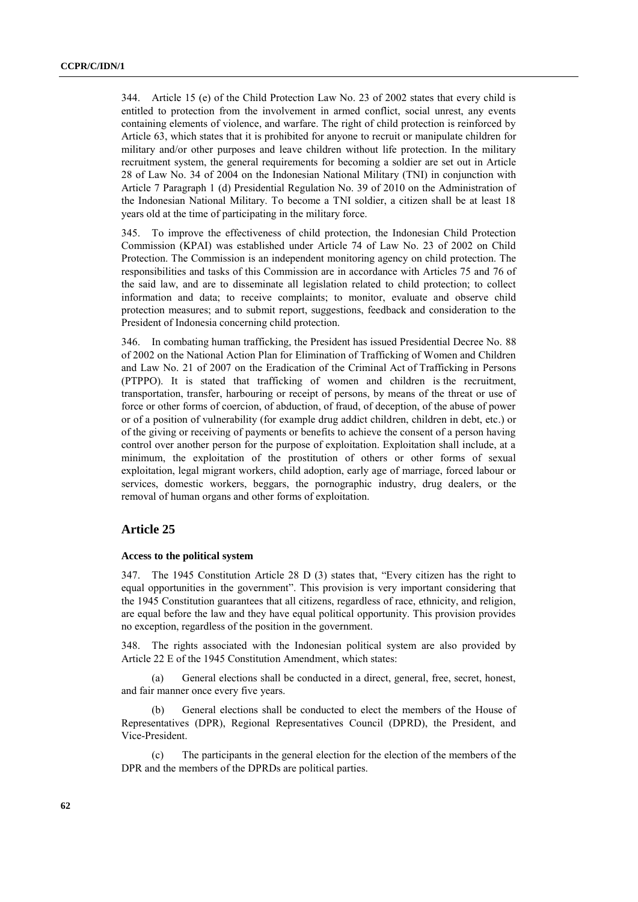344. Article 15 (e) of the Child Protection Law No. 23 of 2002 states that every child is entitled to protection from the involvement in armed conflict, social unrest, any events containing elements of violence, and warfare. The right of child protection is reinforced by Article 63, which states that it is prohibited for anyone to recruit or manipulate children for military and/or other purposes and leave children without life protection. In the military recruitment system, the general requirements for becoming a soldier are set out in Article 28 of Law No. 34 of 2004 on the Indonesian National Military (TNI) in conjunction with Article 7 Paragraph 1 (d) Presidential Regulation No. 39 of 2010 on the Administration of the Indonesian National Military. To become a TNI soldier, a citizen shall be at least 18 years old at the time of participating in the military force.

345. To improve the effectiveness of child protection, the Indonesian Child Protection Commission (KPAI) was established under Article 74 of Law No. 23 of 2002 on Child Protection. The Commission is an independent monitoring agency on child protection. The responsibilities and tasks of this Commission are in accordance with Articles 75 and 76 of the said law, and are to disseminate all legislation related to child protection; to collect information and data; to receive complaints; to monitor, evaluate and observe child protection measures; and to submit report, suggestions, feedback and consideration to the President of Indonesia concerning child protection.

346. In combating human trafficking, the President has issued Presidential Decree No. 88 of 2002 on the National Action Plan for Elimination of Trafficking of Women and Children and Law No. 21 of 2007 on the Eradication of the Criminal Act of Trafficking in Persons (PTPPO). It is stated that trafficking of women and children is the recruitment, transportation, transfer, harbouring or receipt of persons, by means of the threat or use of force or other forms of coercion, of abduction, of fraud, of deception, of the abuse of power or of a position of vulnerability (for example drug addict children, children in debt, etc.) or of the giving or receiving of payments or benefits to achieve the consent of a person having control over another person for the purpose of exploitation. Exploitation shall include, at a minimum, the exploitation of the prostitution of others or other forms of sexual exploitation, legal migrant workers, child adoption, early age of marriage, forced labour or services, domestic workers, beggars, the pornographic industry, drug dealers, or the removal of human organs and other forms of exploitation.

## Article 25

### Access to the political system

347. The 1945 Constitution Article 28 D (3) states that, "Every citizen has the right to equal opportunities in the government". This provision is very important considering that the 1945 Constitution guarantees that all citizens, regardless of race, ethnicity, and religion, are equal before the law and they have equal political opportunity. This provision provides no exception, regardless of the position in the government.

348. The rights associated with the Indonesian political system are also provided by Article 22 E of the 1945 Constitution Amendment, which states:

(a) General elections shall be conducted in a direct, general, free, secret, honest, and fair manner once every five years.

(b) General elections shall be conducted to elect the members of the House of Representatives (DPR), Regional Representatives Council (DPRD), the President, and Vice-President.

(c) The participants in the general election for the election of the members of the DPR and the members of the DPRDs are political parties.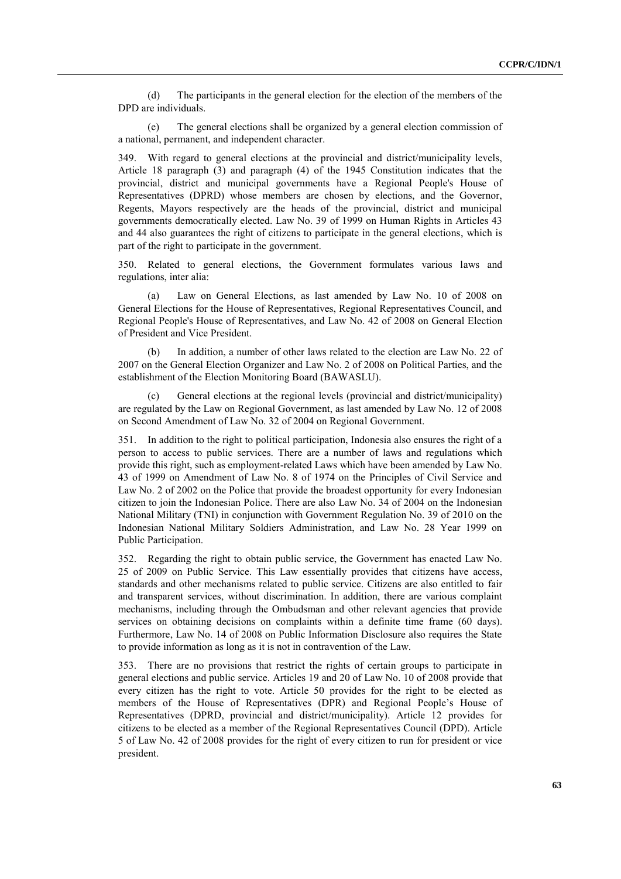(d) The participants in the general election for the election of the members of the DPD are individuals.

(e) The general elections shall be organized by a general election commission of a national, permanent, and independent character.

349. With regard to general elections at the provincial and district/municipality levels, Article 18 paragraph (3) and paragraph (4) of the 1945 Constitution indicates that the provincial, district and municipal governments have a Regional People's House of Representatives (DPRD) whose members are chosen by elections, and the Governor, Regents, Mayors respectively are the heads of the provincial, district and municipal governments democratically elected. Law No. 39 of 1999 on Human Rights in Articles 43 and 44 also guarantees the right of citizens to participate in the general elections, which is part of the right to participate in the government.

350. Related to general elections, the Government formulates various laws and regulations, inter alia:

(a) Law on General Elections, as last amended by Law No. 10 of 2008 on General Elections for the House of Representatives, Regional Representatives Council, and Regional People's House of Representatives, and Law No. 42 of 2008 on General Election of President and Vice President.

(b) In addition, a number of other laws related to the election are Law No. 22 of 2007 on the General Election Organizer and Law No. 2 of 2008 on Political Parties, and the establishment of the Election Monitoring Board (BAWASLU).

(c) General elections at the regional levels (provincial and district/municipality) are regulated by the Law on Regional Government, as last amended by Law No. 12 of 2008 on Second Amendment of Law No. 32 of 2004 on Regional Government.

351. In addition to the right to political participation, Indonesia also ensures the right of a person to access to public services. There are a number of laws and regulations which provide this right, such as employment-related Laws which have been amended by Law No. 43 of 1999 on Amendment of Law No. 8 of 1974 on the Principles of Civil Service and Law No. 2 of 2002 on the Police that provide the broadest opportunity for every Indonesian citizen to join the Indonesian Police. There are also Law No. 34 of 2004 on the Indonesian National Military (TNI) in conjunction with Government Regulation No. 39 of 2010 on the Indonesian National Military Soldiers Administration, and Law No. 28 Year 1999 on Public Participation.

352. Regarding the right to obtain public service, the Government has enacted Law No. 25 of 2009 on Public Service. This Law essentially provides that citizens have access, standards and other mechanisms related to public service. Citizens are also entitled to fair and transparent services, without discrimination. In addition, there are various complaint mechanisms, including through the Ombudsman and other relevant agencies that provide services on obtaining decisions on complaints within a definite time frame (60 days). Furthermore, Law No. 14 of 2008 on Public Information Disclosure also requires the State to provide information as long as it is not in contravention of the Law.

353. There are no provisions that restrict the rights of certain groups to participate in general elections and public service. Articles 19 and 20 of Law No. 10 of 2008 provide that every citizen has the right to vote. Article 50 provides for the right to be elected as members of the House of Representatives (DPR) and Regional People's House of Representatives (DPRD, provincial and district/municipality). Article 12 provides for citizens to be elected as a member of the Regional Representatives Council (DPD). Article 5 of Law No. 42 of 2008 provides for the right of every citizen to run for president or vice president.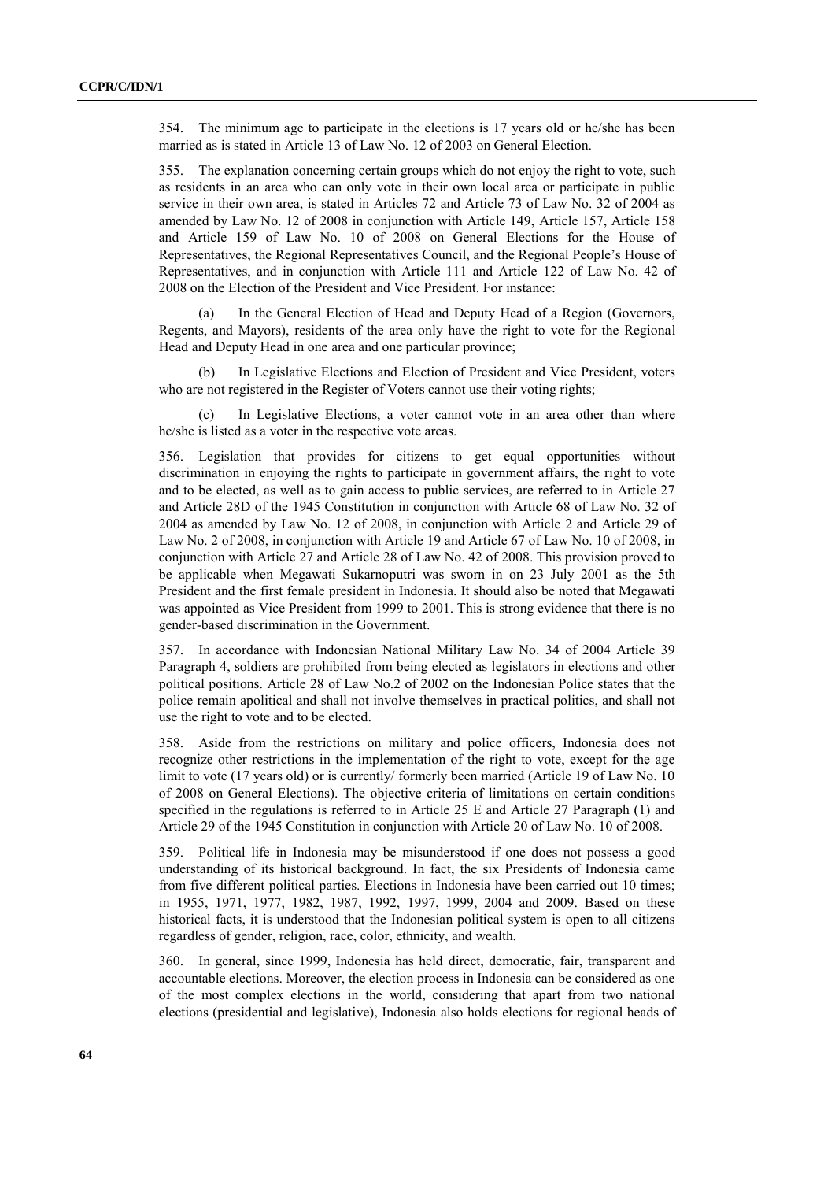354. The minimum age to participate in the elections is 17 years old or he/she has been married as is stated in Article 13 of Law No. 12 of 2003 on General Election.

355. The explanation concerning certain groups which do not enjoy the right to vote, such as residents in an area who can only vote in their own local area or participate in public service in their own area, is stated in Articles 72 and Article 73 of Law No. 32 of 2004 as amended by Law No. 12 of 2008 in conjunction with Article 149, Article 157, Article 158 and Article 159 of Law No. 10 of 2008 on General Elections for the House of Representatives, the Regional Representatives Council, and the Regional People's House of Representatives, and in conjunction with Article 111 and Article 122 of Law No. 42 of 2008 on the Election of the President and Vice President. For instance:

(a) In the General Election of Head and Deputy Head of a Region (Governors, Regents, and Mayors), residents of the area only have the right to vote for the Regional Head and Deputy Head in one area and one particular province;

(b) In Legislative Elections and Election of President and Vice President, voters who are not registered in the Register of Voters cannot use their voting rights;

(c) In Legislative Elections, a voter cannot vote in an area other than where he/she is listed as a voter in the respective vote areas.

356. Legislation that provides for citizens to get equal opportunities without discrimination in enjoying the rights to participate in government affairs, the right to vote and to be elected, as well as to gain access to public services, are referred to in Article 27 and Article 28D of the 1945 Constitution in conjunction with Article 68 of Law No. 32 of 2004 as amended by Law No. 12 of 2008, in conjunction with Article 2 and Article 29 of Law No. 2 of 2008, in conjunction with Article 19 and Article 67 of Law No. 10 of 2008, in conjunction with Article 27 and Article 28 of Law No. 42 of 2008. This provision proved to be applicable when Megawati Sukarnoputri was sworn in on 23 July 2001 as the 5th President and the first female president in Indonesia. It should also be noted that Megawati was appointed as Vice President from 1999 to 2001. This is strong evidence that there is no gender-based discrimination in the Government.

357. In accordance with Indonesian National Military Law No. 34 of 2004 Article 39 Paragraph 4, soldiers are prohibited from being elected as legislators in elections and other political positions. Article 28 of Law No.2 of 2002 on the Indonesian Police states that the police remain apolitical and shall not involve themselves in practical politics, and shall not use the right to vote and to be elected.

358. Aside from the restrictions on military and police officers, Indonesia does not recognize other restrictions in the implementation of the right to vote, except for the age limit to vote (17 years old) or is currently/ formerly been married (Article 19 of Law No. 10 of 2008 on General Elections). The objective criteria of limitations on certain conditions specified in the regulations is referred to in Article 25 E and Article 27 Paragraph (1) and Article 29 of the 1945 Constitution in conjunction with Article 20 of Law No. 10 of 2008.

359. Political life in Indonesia may be misunderstood if one does not possess a good understanding of its historical background. In fact, the six Presidents of Indonesia came from five different political parties. Elections in Indonesia have been carried out 10 times; in 1955, 1971, 1977, 1982, 1987, 1992, 1997, 1999, 2004 and 2009. Based on these historical facts, it is understood that the Indonesian political system is open to all citizens regardless of gender, religion, race, color, ethnicity, and wealth.

360. In general, since 1999, Indonesia has held direct, democratic, fair, transparent and accountable elections. Moreover, the election process in Indonesia can be considered as one of the most complex elections in the world, considering that apart from two national elections (presidential and legislative), Indonesia also holds elections for regional heads of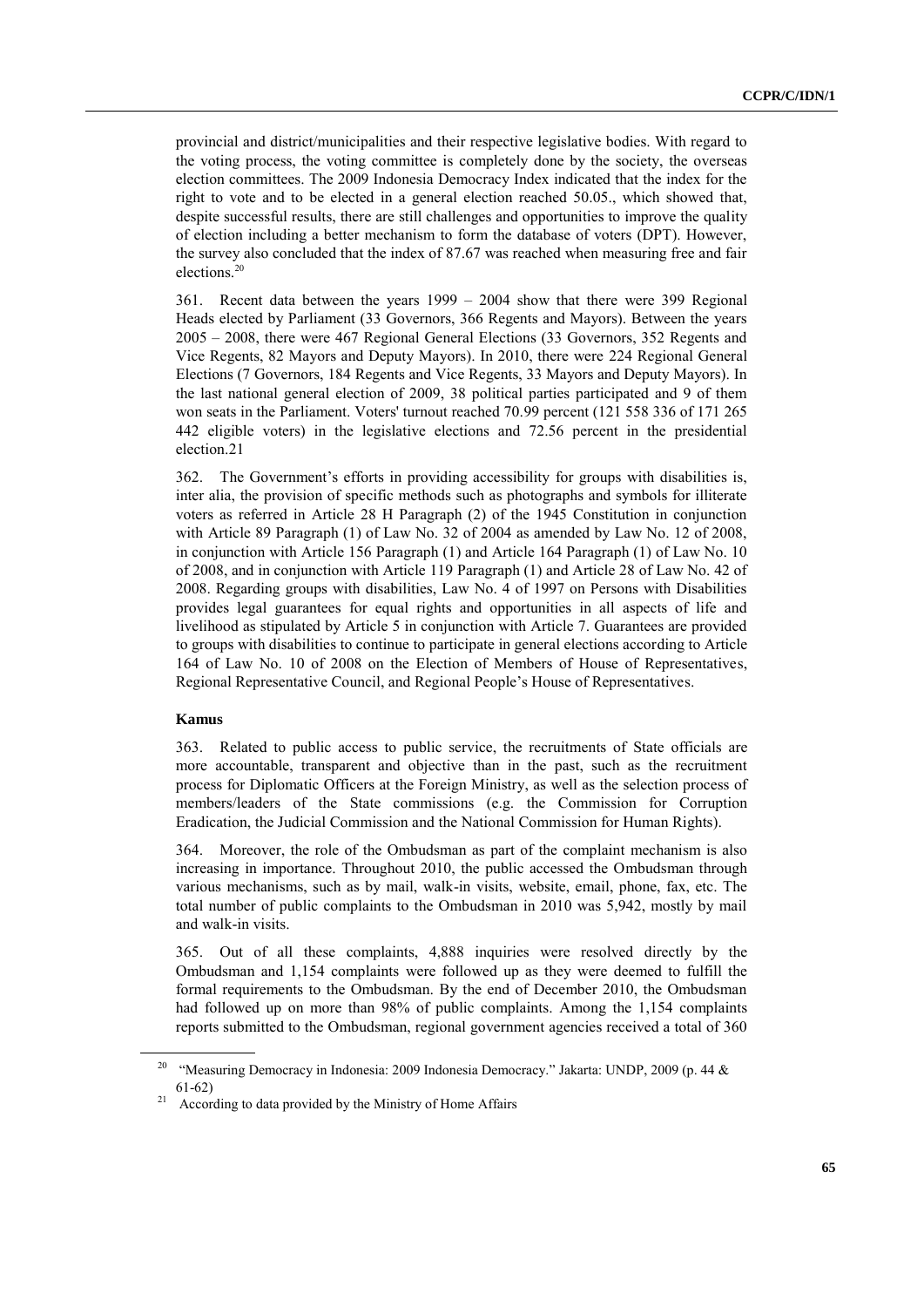provincial and district/municipalities and their respective legislative bodies. With regard to the voting process, the voting committee is completely done by the society, the overseas election committees. The 2009 Indonesia Democracy Index indicated that the index for the right to vote and to be elected in a general election reached 50.05., which showed that, despite successful results, there are still challenges and opportunities to improve the quality of election including a better mechanism to form the database of voters (DPT). However, the survey also concluded that the index of 87.67 was reached when measuring free and fair elections.[20]

361. Recent data between the years 1999 – 2004 show that there were 399 Regional Heads elected by Parliament (33 Governors, 366 Regents and Mayors). Between the years 2005 – 2008, there were 467 Regional General Elections (33 Governors, 352 Regents and Vice Regents, 82 Mayors and Deputy Mayors). In 2010, there were 224 Regional General Elections (7 Governors, 184 Regents and Vice Regents, 33 Mayors and Deputy Mayors). In the last national general election of 2009, 38 political parties participated and 9 of them won seats in the Parliament. Voters' turnout reached 70.99 percent (121 558 336 of 171 265 442 eligible voters) in the legislative elections and 72.56 percent in the presidential election.21

362. The Government's efforts in providing accessibility for groups with disabilities is, inter alia, the provision of specific methods such as photographs and symbols for illiterate voters as referred in Article 28 H Paragraph (2) of the 1945 Constitution in conjunction with Article 89 Paragraph (1) of Law No. 32 of 2004 as amended by Law No. 12 of 2008, in conjunction with Article 156 Paragraph (1) and Article 164 Paragraph (1) of Law No. 10 of 2008, and in conjunction with Article 119 Paragraph (1) and Article 28 of Law No. 42 of 2008. Regarding groups with disabilities, Law No. 4 of 1997 on Persons with Disabilities provides legal guarantees for equal rights and opportunities in all aspects of life and livelihood as stipulated by Article 5 in conjunction with Article 7. Guarantees are provided to groups with disabilities to continue to participate in general elections according to Article 164 of Law No. 10 of 2008 on the Election of Members of House of Representatives, Regional Representative Council, and Regional People's House of Representatives.

**Kamus**

363. Related to public access to public service, the recruitments of State officials are more accountable, transparent and objective than in the past, such as the recruitment process for Diplomatic Officers at the Foreign Ministry, as well as the selection process of members/leaders of the State commissions (e.g. the Commission for Corruption Eradication, the Judicial Commission and the National Commission for Human Rights).

364. Moreover, the role of the Ombudsman as part of the complaint mechanism is also increasing in importance. Throughout 2010, the public accessed the Ombudsman through various mechanisms, such as by mail, walk-in visits, website, email, phone, fax, etc. The total number of public complaints to the Ombudsman in 2010 was 5,942, mostly by mail and walk-in visits.

365. Out of all these complaints, 4,888 inquiries were resolved directly by the Ombudsman and 1,154 complaints were followed up as they were deemed to fulfill the formal requirements to the Ombudsman. By the end of December 2010, the Ombudsman had followed up on more than 98% of public complaints. Among the 1,154 complaints reports submitted to the Ombudsman, regional government agencies received a total of 360

---

[20] "Measuring Democracy in Indonesia: 2009 Indonesia Democracy." Jakarta: UNDP, 2009 (p. 44 & 61-62)

[21] According to data provided by the Ministry of Home Affairs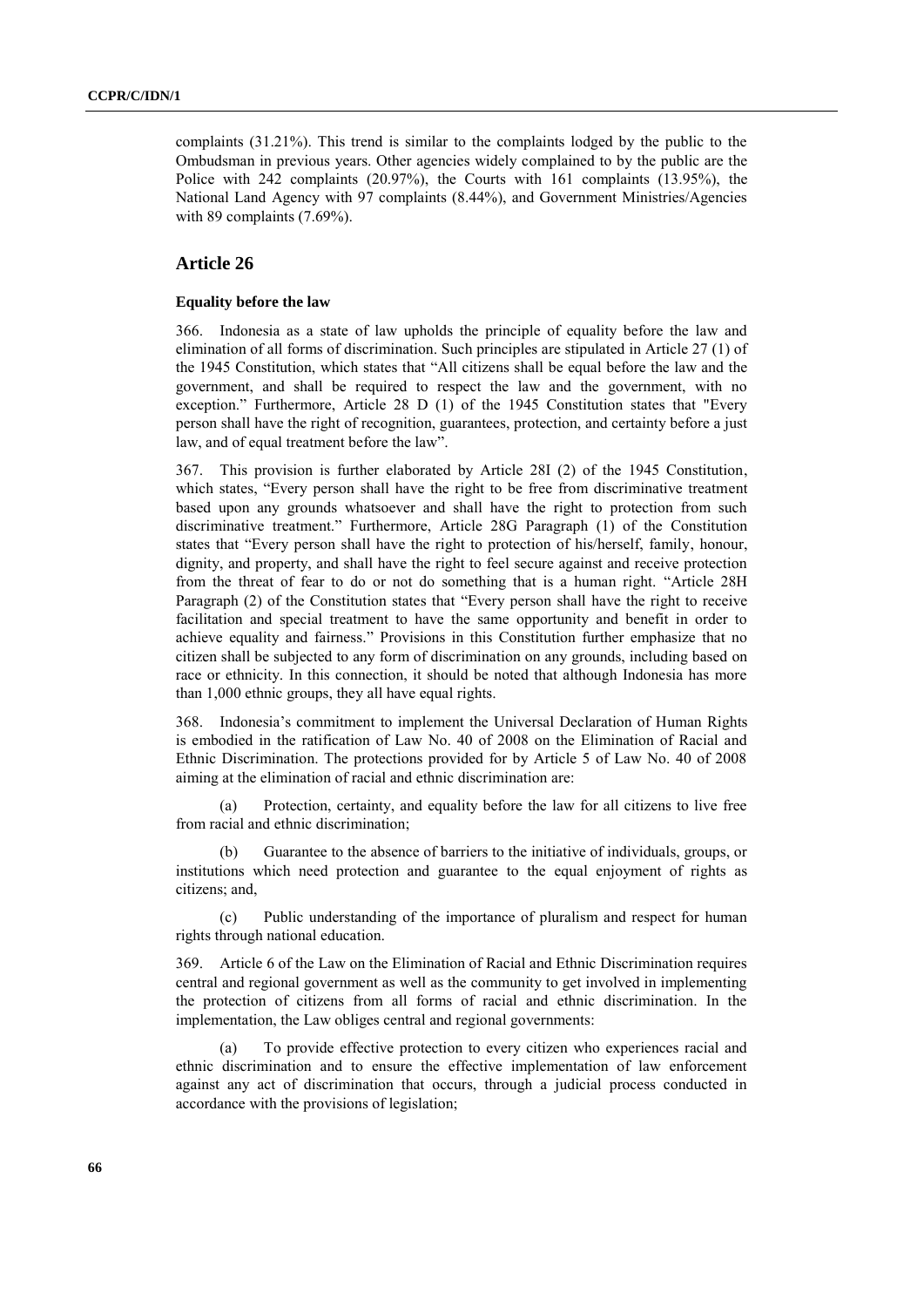complaints (31.21%). This trend is similar to the complaints lodged by the public to the Ombudsman in previous years. Other agencies widely complained to by the public are the Police with 242 complaints (20.97%), the Courts with 161 complaints (13.95%), the National Land Agency with 97 complaints (8.44%), and Government Ministries/Agencies with 89 complaints (7.69%).

## Article 26

### Equality before the law

366. Indonesia as a state of law upholds the principle of equality before the law and elimination of all forms of discrimination. Such principles are stipulated in Article 27 (1) of the 1945 Constitution, which states that "All citizens shall be equal before the law and the government, and shall be required to respect the law and the government, with no exception." Furthermore, Article 28 D (1) of the 1945 Constitution states that "Every person shall have the right of recognition, guarantees, protection, and certainty before a just law, and of equal treatment before the law".

367. This provision is further elaborated by Article 28I (2) of the 1945 Constitution, which states, "Every person shall have the right to be free from discriminative treatment based upon any grounds whatsoever and shall have the right to protection from such discriminative treatment." Furthermore, Article 28G Paragraph (1) of the Constitution states that "Every person shall have the right to protection of his/herself, family, honour, dignity, and property, and shall have the right to feel secure against and receive protection from the threat of fear to do or not do something that is a human right. "Article 28H Paragraph (2) of the Constitution states that "Every person shall have the right to receive facilitation and special treatment to have the same opportunity and benefit in order to achieve equality and fairness." Provisions in this Constitution further emphasize that no citizen shall be subjected to any form of discrimination on any grounds, including based on race or ethnicity. In this connection, it should be noted that although Indonesia has more than 1,000 ethnic groups, they all have equal rights.

368. Indonesia's commitment to implement the Universal Declaration of Human Rights is embodied in the ratification of Law No. 40 of 2008 on the Elimination of Racial and Ethnic Discrimination. The protections provided for by Article 5 of Law No. 40 of 2008 aiming at the elimination of racial and ethnic discrimination are:

(a) Protection, certainty, and equality before the law for all citizens to live free from racial and ethnic discrimination;

(b) Guarantee to the absence of barriers to the initiative of individuals, groups, or institutions which need protection and guarantee to the equal enjoyment of rights as citizens; and,

(c) Public understanding of the importance of pluralism and respect for human rights through national education.

369. Article 6 of the Law on the Elimination of Racial and Ethnic Discrimination requires central and regional government as well as the community to get involved in implementing the protection of citizens from all forms of racial and ethnic discrimination. In the implementation, the Law obliges central and regional governments:

(a) To provide effective protection to every citizen who experiences racial and ethnic discrimination and to ensure the effective implementation of law enforcement against any act of discrimination that occurs, through a judicial process conducted in accordance with the provisions of legislation;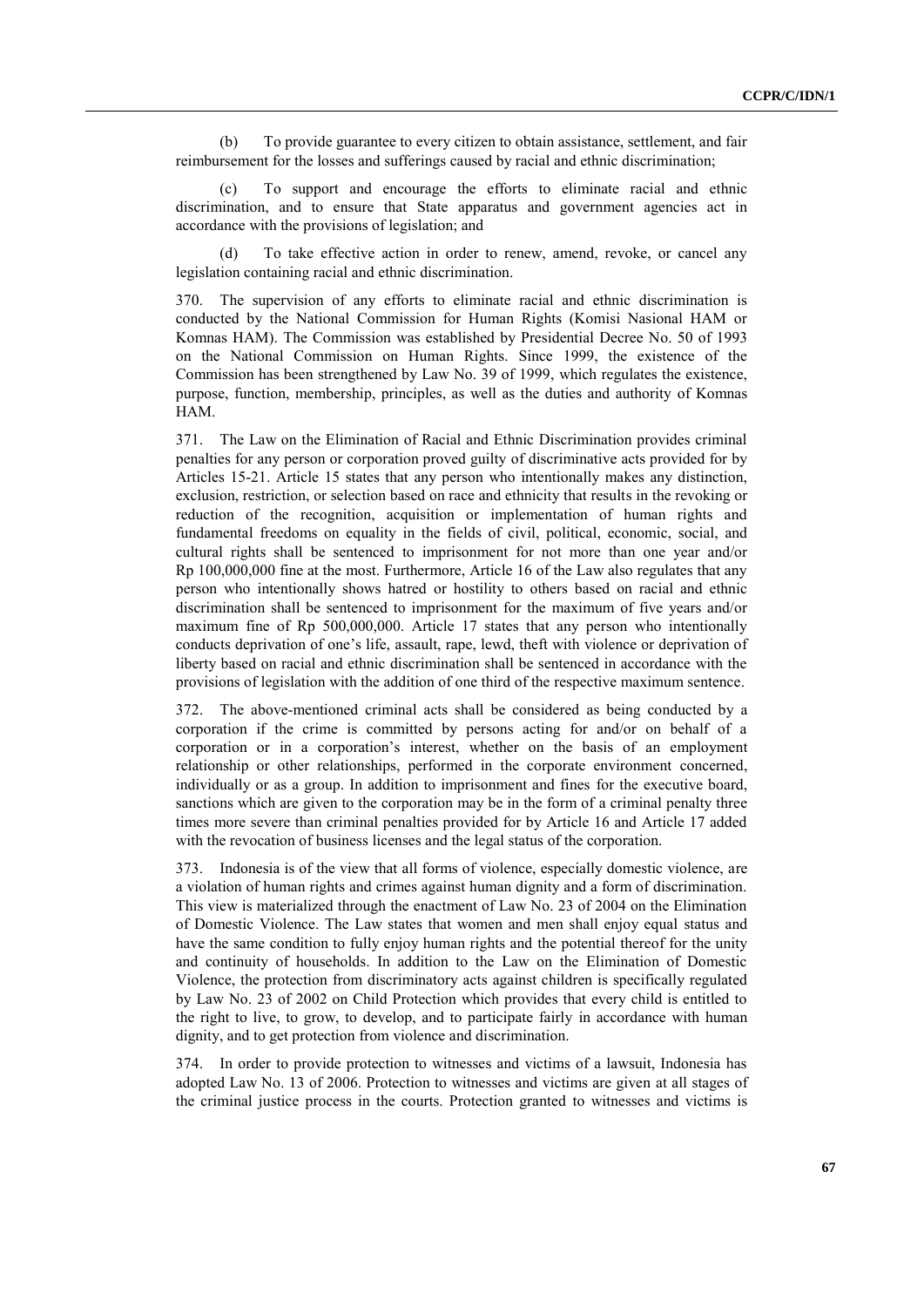(b) To provide guarantee to every citizen to obtain assistance, settlement, and fair reimbursement for the losses and sufferings caused by racial and ethnic discrimination;

(c) To support and encourage the efforts to eliminate racial and ethnic discrimination, and to ensure that State apparatus and government agencies act in accordance with the provisions of legislation; and

(d) To take effective action in order to renew, amend, revoke, or cancel any legislation containing racial and ethnic discrimination.

370. The supervision of any efforts to eliminate racial and ethnic discrimination is conducted by the National Commission for Human Rights (Komisi Nasional HAM or Komnas HAM). The Commission was established by Presidential Decree No. 50 of 1993 on the National Commission on Human Rights. Since 1999, the existence of the Commission has been strengthened by Law No. 39 of 1999, which regulates the existence, purpose, function, membership, principles, as well as the duties and authority of Komnas HAM.

371. The Law on the Elimination of Racial and Ethnic Discrimination provides criminal penalties for any person or corporation proved guilty of discriminative acts provided for by Articles 15-21. Article 15 states that any person who intentionally makes any distinction, exclusion, restriction, or selection based on race and ethnicity that results in the revoking or reduction of the recognition, acquisition or implementation of human rights and fundamental freedoms on equality in the fields of civil, political, economic, social, and cultural rights shall be sentenced to imprisonment for not more than one year and/or Rp 100,000,000 fine at the most. Furthermore, Article 16 of the Law also regulates that any person who intentionally shows hatred or hostility to others based on racial and ethnic discrimination shall be sentenced to imprisonment for the maximum of five years and/or maximum fine of Rp 500,000,000. Article 17 states that any person who intentionally conducts deprivation of one's life, assault, rape, lewd, theft with violence or deprivation of liberty based on racial and ethnic discrimination shall be sentenced in accordance with the provisions of legislation with the addition of one third of the respective maximum sentence.

372. The above-mentioned criminal acts shall be considered as being conducted by a corporation if the crime is committed by persons acting for and/or on behalf of a corporation or in a corporation's interest, whether on the basis of an employment relationship or other relationships, performed in the corporate environment concerned, individually or as a group. In addition to imprisonment and fines for the executive board, sanctions which are given to the corporation may be in the form of a criminal penalty three times more severe than criminal penalties provided for by Article 16 and Article 17 added with the revocation of business licenses and the legal status of the corporation.

373. Indonesia is of the view that all forms of violence, especially domestic violence, are a violation of human rights and crimes against human dignity and a form of discrimination. This view is materialized through the enactment of Law No. 23 of 2004 on the Elimination of Domestic Violence. The Law states that women and men shall enjoy equal status and have the same condition to fully enjoy human rights and the potential thereof for the unity and continuity of households. In addition to the Law on the Elimination of Domestic Violence, the protection from discriminatory acts against children is specifically regulated by Law No. 23 of 2002 on Child Protection which provides that every child is entitled to the right to live, to grow, to develop, and to participate fairly in accordance with human dignity, and to get protection from violence and discrimination.

374. In order to provide protection to witnesses and victims of a lawsuit, Indonesia has adopted Law No. 13 of 2006. Protection to witnesses and victims are given at all stages of the criminal justice process in the courts. Protection granted to witnesses and victims is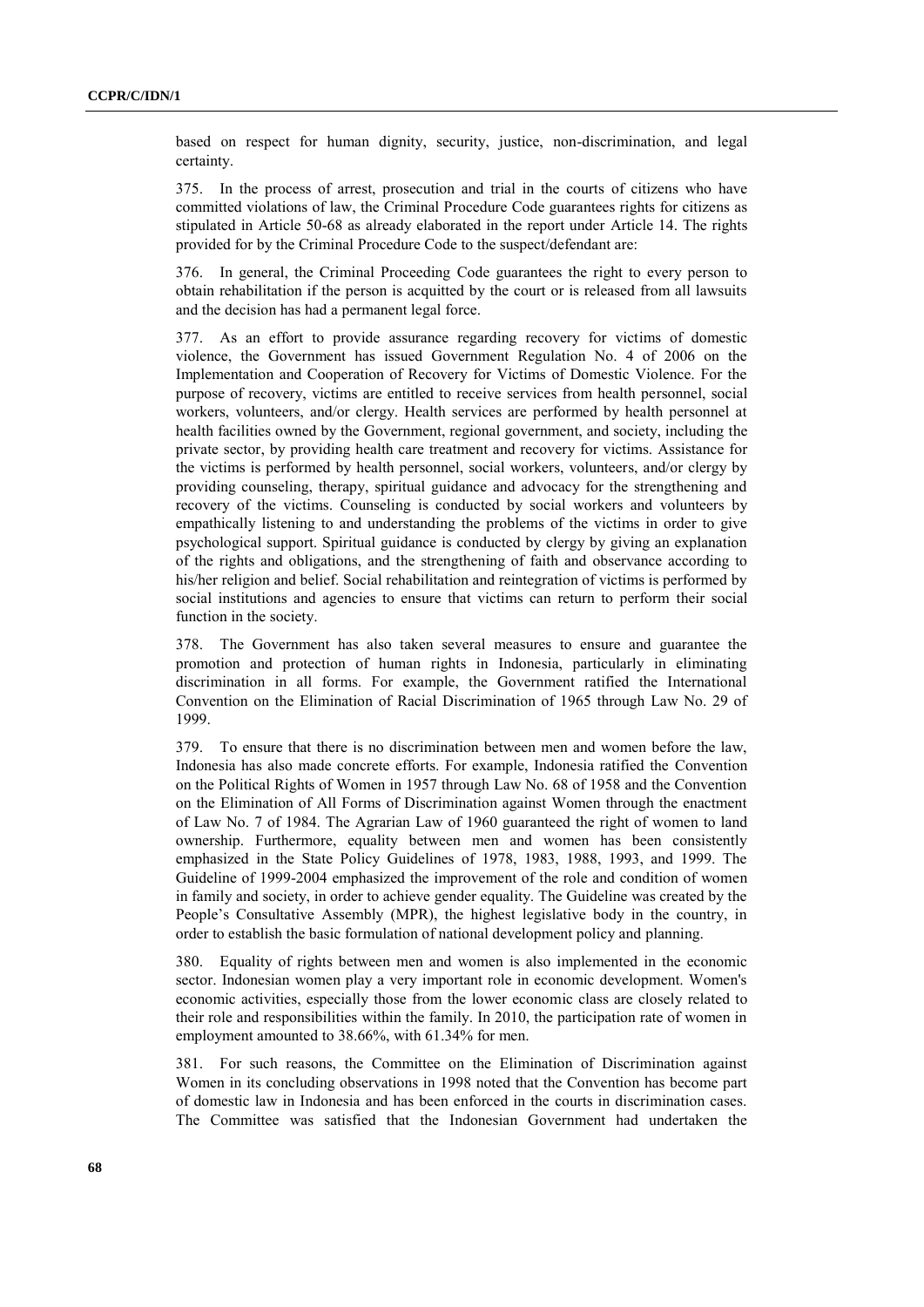based on respect for human dignity, security, justice, non-discrimination, and legal certainty.

375. In the process of arrest, prosecution and trial in the courts of citizens who have committed violations of law, the Criminal Procedure Code guarantees rights for citizens as stipulated in Article 50-68 as already elaborated in the report under Article 14. The rights provided for by the Criminal Procedure Code to the suspect/defendant are:

376. In general, the Criminal Proceeding Code guarantees the right to every person to obtain rehabilitation if the person is acquitted by the court or is released from all lawsuits and the decision has had a permanent legal force.

377. As an effort to provide assurance regarding recovery for victims of domestic violence, the Government has issued Government Regulation No. 4 of 2006 on the Implementation and Cooperation of Recovery for Victims of Domestic Violence. For the purpose of recovery, victims are entitled to receive services from health personnel, social workers, volunteers, and/or clergy. Health services are performed by health personnel at health facilities owned by the Government, regional government, and society, including the private sector, by providing health care treatment and recovery for victims. Assistance for the victims is performed by health personnel, social workers, volunteers, and/or clergy by providing counseling, therapy, spiritual guidance and advocacy for the strengthening and recovery of the victims. Counseling is conducted by social workers and volunteers by empathically listening to and understanding the problems of the victims in order to give psychological support. Spiritual guidance is conducted by clergy by giving an explanation of the rights and obligations, and the strengthening of faith and observance according to his/her religion and belief. Social rehabilitation and reintegration of victims is performed by social institutions and agencies to ensure that victims can return to perform their social function in the society.

378. The Government has also taken several measures to ensure and guarantee the promotion and protection of human rights in Indonesia, particularly in eliminating discrimination in all forms. For example, the Government ratified the International Convention on the Elimination of Racial Discrimination of 1965 through Law No. 29 of 1999.

379. To ensure that there is no discrimination between men and women before the law, Indonesia has also made concrete efforts. For example, Indonesia ratified the Convention on the Political Rights of Women in 1957 through Law No. 68 of 1958 and the Convention on the Elimination of All Forms of Discrimination against Women through the enactment of Law No. 7 of 1984. The Agrarian Law of 1960 guaranteed the right of women to land ownership. Furthermore, equality between men and women has been consistently emphasized in the State Policy Guidelines of 1978, 1983, 1988, 1993, and 1999. The Guideline of 1999-2004 emphasized the improvement of the role and condition of women in family and society, in order to achieve gender equality. The Guideline was created by the People's Consultative Assembly (MPR), the highest legislative body in the country, in order to establish the basic formulation of national development policy and planning.

380. Equality of rights between men and women is also implemented in the economic sector. Indonesian women play a very important role in economic development. Women's economic activities, especially those from the lower economic class are closely related to their role and responsibilities within the family. In 2010, the participation rate of women in employment amounted to 38.66%, with 61.34% for men.

381. For such reasons, the Committee on the Elimination of Discrimination against Women in its concluding observations in 1998 noted that the Convention has become part of domestic law in Indonesia and has been enforced in the courts in discrimination cases. The Committee was satisfied that the Indonesian Government had undertaken the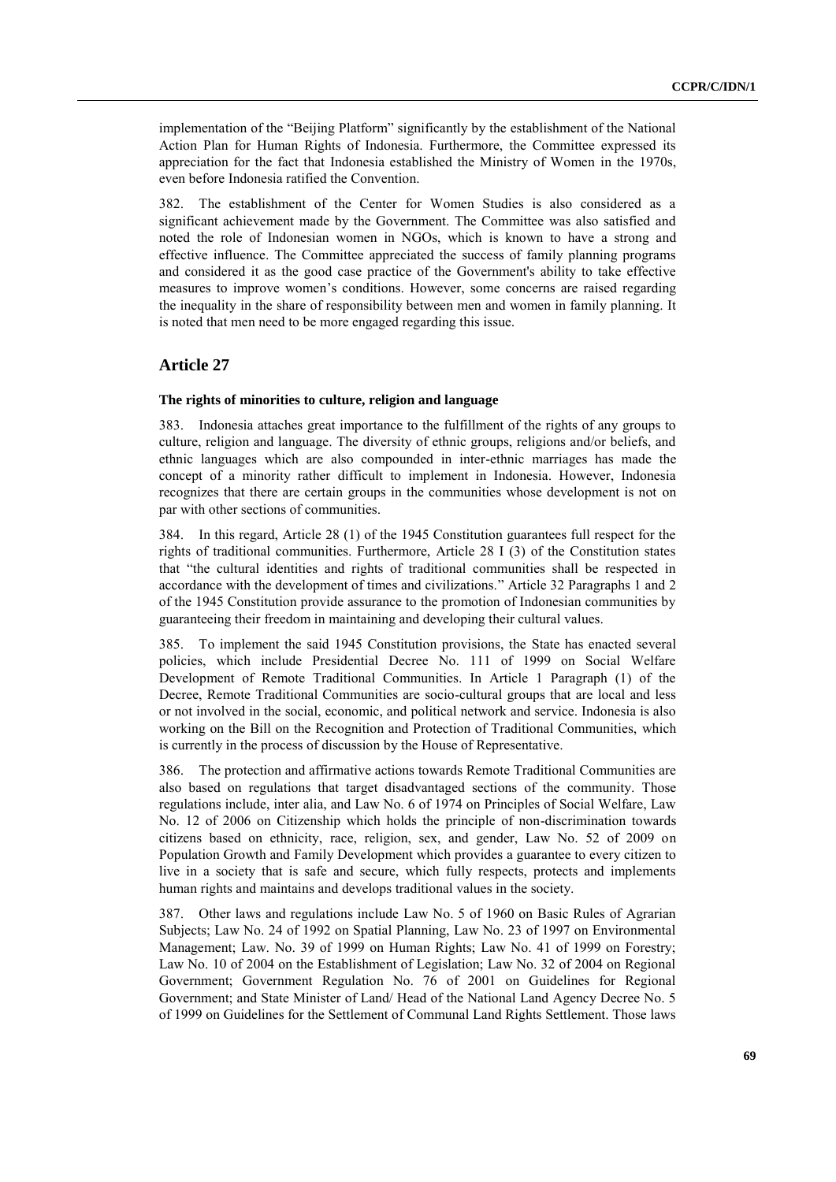implementation of the "Beijing Platform" significantly by the establishment of the National Action Plan for Human Rights of Indonesia. Furthermore, the Committee expressed its appreciation for the fact that Indonesia established the Ministry of Women in the 1970s, even before Indonesia ratified the Convention.

382. The establishment of the Center for Women Studies is also considered as a significant achievement made by the Government. The Committee was also satisfied and noted the role of Indonesian women in NGOs, which is known to have a strong and effective influence. The Committee appreciated the success of family planning programs and considered it as the good case practice of the Government's ability to take effective measures to improve women's conditions. However, some concerns are raised regarding the inequality in the share of responsibility between men and women in family planning. It is noted that men need to be more engaged regarding this issue.

## Article 27

### The rights of minorities to culture, religion and language

383. Indonesia attaches great importance to the fulfillment of the rights of any groups to culture, religion and language. The diversity of ethnic groups, religions and/or beliefs, and ethnic languages which are also compounded in inter-ethnic marriages has made the concept of a minority rather difficult to implement in Indonesia. However, Indonesia recognizes that there are certain groups in the communities whose development is not on par with other sections of communities.

384. In this regard, Article 28 (1) of the 1945 Constitution guarantees full respect for the rights of traditional communities. Furthermore, Article 28 I (3) of the Constitution states that "the cultural identities and rights of traditional communities shall be respected in accordance with the development of times and civilizations." Article 32 Paragraphs 1 and 2 of the 1945 Constitution provide assurance to the promotion of Indonesian communities by guaranteeing their freedom in maintaining and developing their cultural values.

385. To implement the said 1945 Constitution provisions, the State has enacted several policies, which include Presidential Decree No. 111 of 1999 on Social Welfare Development of Remote Traditional Communities. In Article 1 Paragraph (1) of the Decree, Remote Traditional Communities are socio-cultural groups that are local and less or not involved in the social, economic, and political network and service. Indonesia is also working on the Bill on the Recognition and Protection of Traditional Communities, which is currently in the process of discussion by the House of Representative.

386. The protection and affirmative actions towards Remote Traditional Communities are also based on regulations that target disadvantaged sections of the community. Those regulations include, inter alia, and Law No. 6 of 1974 on Principles of Social Welfare, Law No. 12 of 2006 on Citizenship which holds the principle of non-discrimination towards citizens based on ethnicity, race, religion, sex, and gender, Law No. 52 of 2009 on Population Growth and Family Development which provides a guarantee to every citizen to live in a society that is safe and secure, which fully respects, protects and implements human rights and maintains and develops traditional values in the society.

387. Other laws and regulations include Law No. 5 of 1960 on Basic Rules of Agrarian Subjects; Law No. 24 of 1992 on Spatial Planning, Law No. 23 of 1997 on Environmental Management; Law. No. 39 of 1999 on Human Rights; Law No. 41 of 1999 on Forestry; Law No. 10 of 2004 on the Establishment of Legislation; Law No. 32 of 2004 on Regional Government; Government Regulation No. 76 of 2001 on Guidelines for Regional Government; and State Minister of Land/ Head of the National Land Agency Decree No. 5 of 1999 on Guidelines for the Settlement of Communal Land Rights Settlement. Those laws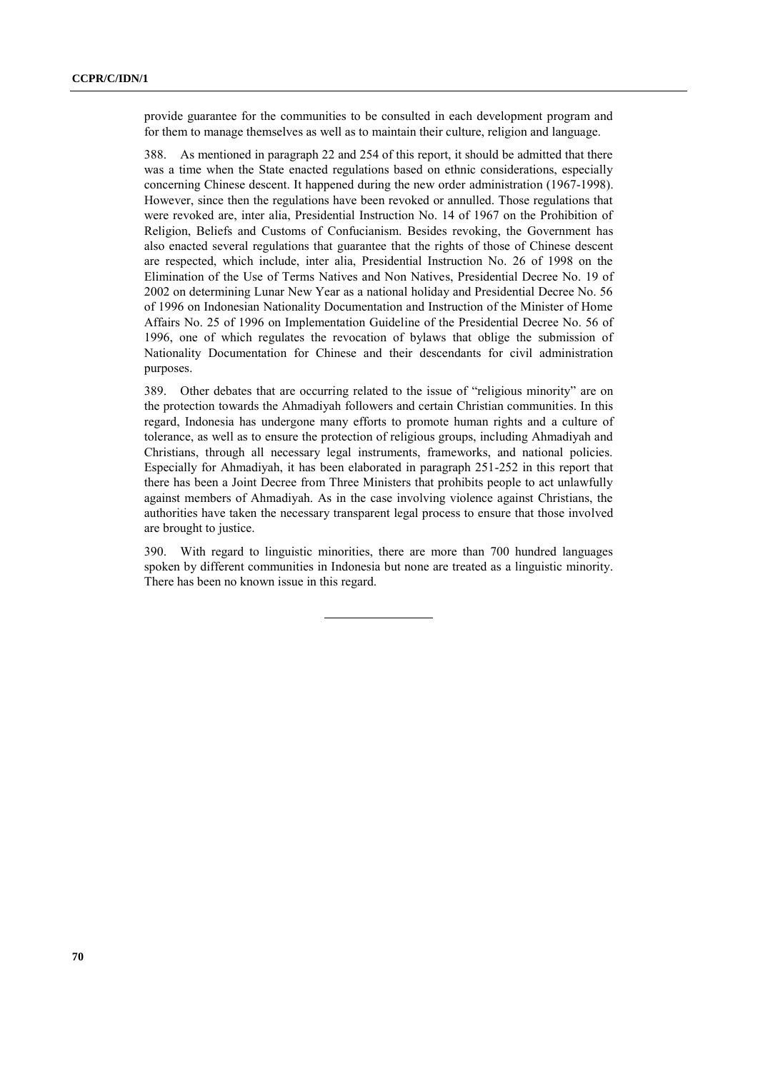provide guarantee for the communities to be consulted in each development program and for them to manage themselves as well as to maintain their culture, religion and language.

388. As mentioned in paragraph 22 and 254 of this report, it should be admitted that there was a time when the State enacted regulations based on ethnic considerations, especially concerning Chinese descent. It happened during the new order administration (1967-1998). However, since then the regulations have been revoked or annulled. Those regulations that were revoked are, inter alia, Presidential Instruction No. 14 of 1967 on the Prohibition of Religion, Beliefs and Customs of Confucianism. Besides revoking, the Government has also enacted several regulations that guarantee that the rights of those of Chinese descent are respected, which include, inter alia, Presidential Instruction No. 26 of 1998 on the Elimination of the Use of Terms Natives and Non Natives, Presidential Decree No. 19 of 2002 on determining Lunar New Year as a national holiday and Presidential Decree No. 56 of 1996 on Indonesian Nationality Documentation and Instruction of the Minister of Home Affairs No. 25 of 1996 on Implementation Guideline of the Presidential Decree No. 56 of 1996, one of which regulates the revocation of bylaws that oblige the submission of Nationality Documentation for Chinese and their descendants for civil administration purposes.

389. Other debates that are occurring related to the issue of "religious minority" are on the protection towards the Ahmadiyah followers and certain Christian communities. In this regard, Indonesia has undergone many efforts to promote human rights and a culture of tolerance, as well as to ensure the protection of religious groups, including Ahmadiyah and Christians, through all necessary legal instruments, frameworks, and national policies. Especially for Ahmadiyah, it has been elaborated in paragraph 251-252 in this report that there has been a Joint Decree from Three Ministers that prohibits people to act unlawfully against members of Ahmadiyah. As in the case involving violence against Christians, the authorities have taken the necessary transparent legal process to ensure that those involved are brought to justice.

390. With regard to linguistic minorities, there are more than 700 hundred languages spoken by different communities in Indonesia but none are treated as a linguistic minority. There has been no known issue in this regard.